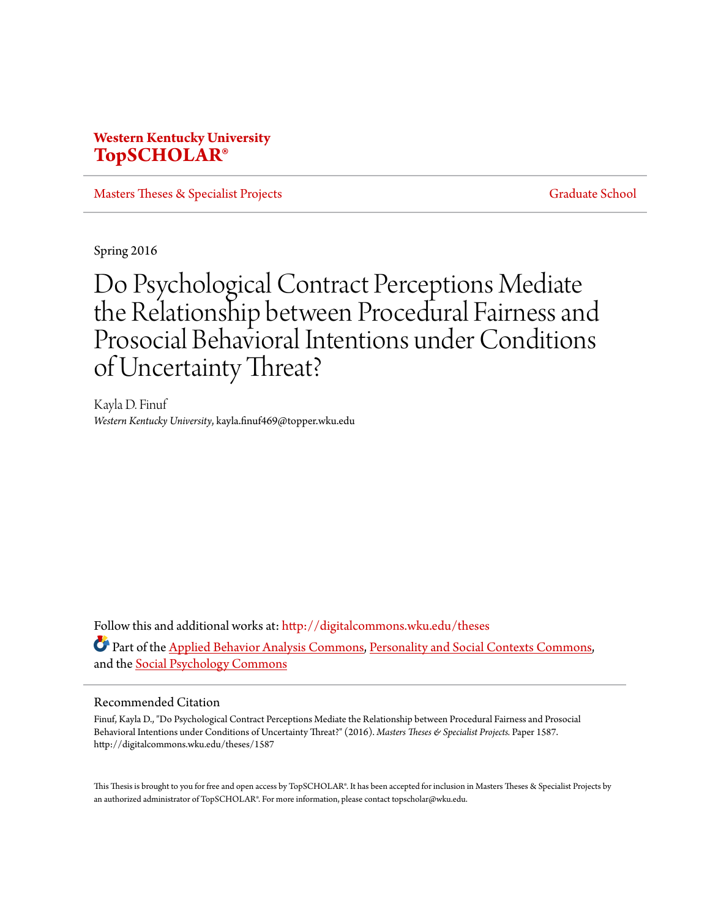**Western Kentucky University**
**TopSCHOLAR®**

Masters Theses & Specialist Projects — Graduate School

Spring 2016

# Do Psychological Contract Perceptions Mediate the Relationship between Procedural Fairness and Prosocial Behavioral Intentions under Conditions of Uncertainty Threat?

Kayla D. Finuf
*Western Kentucky University*, kayla.finuf469@topper.wku.edu

Follow this and additional works at: http://digitalcommons.wku.edu/theses

Part of the Applied Behavior Analysis Commons, Personality and Social Contexts Commons, and the Social Psychology Commons

## Recommended Citation

Finuf, Kayla D., "Do Psychological Contract Perceptions Mediate the Relationship between Procedural Fairness and Prosocial Behavioral Intentions under Conditions of Uncertainty Threat?" (2016). *Masters Theses & Specialist Projects.* Paper 1587.
http://digitalcommons.wku.edu/theses/1587

This Thesis is brought to you for free and open access by TopSCHOLAR®. It has been accepted for inclusion in Masters Theses & Specialist Projects by an authorized administrator of TopSCHOLAR®. For more information, please contact topscholar@wku.edu.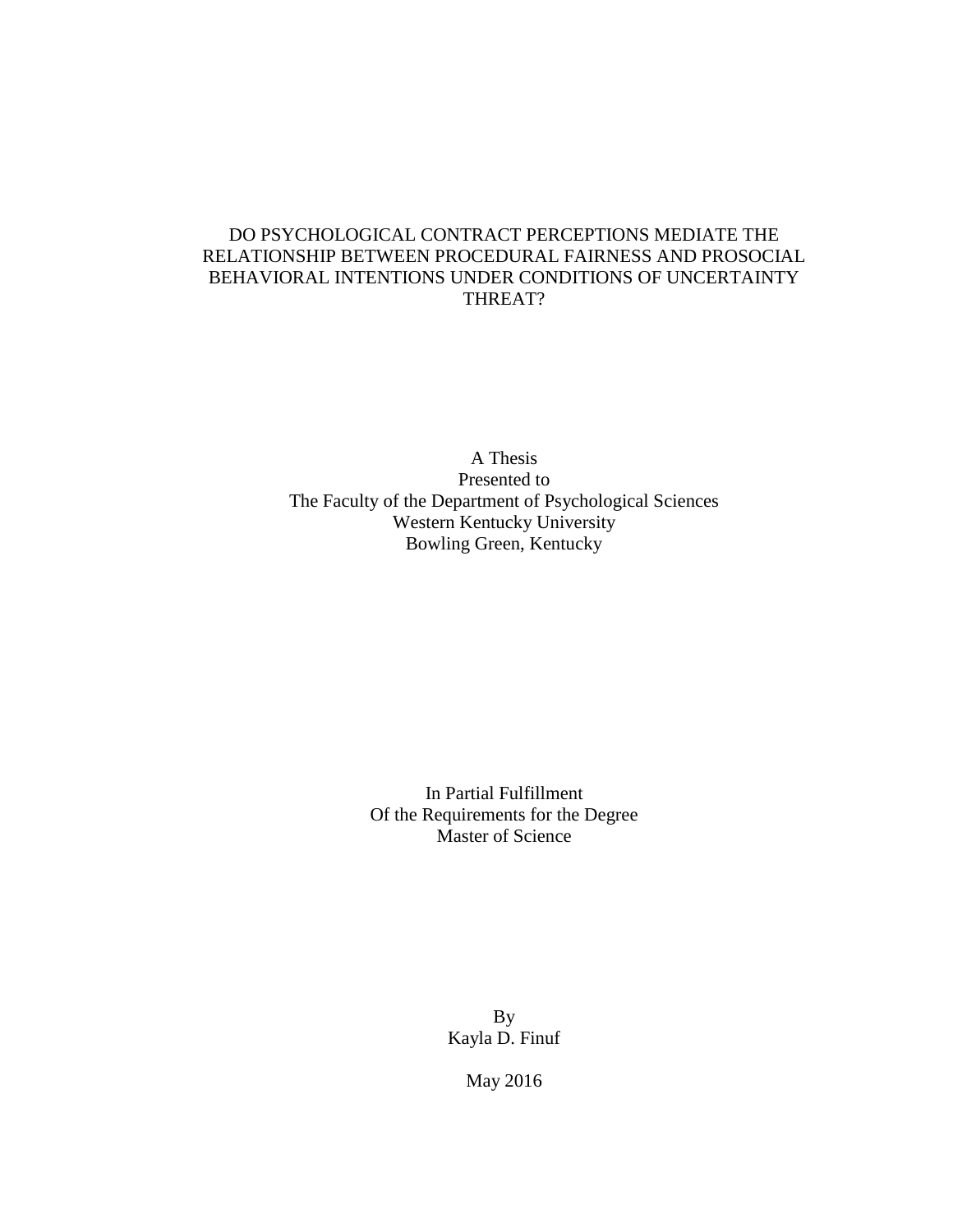# DO PSYCHOLOGICAL CONTRACT PERCEPTIONS MEDIATE THE RELATIONSHIP BETWEEN PROCEDURAL FAIRNESS AND PROSOCIAL BEHAVIORAL INTENTIONS UNDER CONDITIONS OF UNCERTAINTY THREAT?

A Thesis
Presented to
The Faculty of the Department of Psychological Sciences
Western Kentucky University
Bowling Green, Kentucky

In Partial Fulfillment
Of the Requirements for the Degree
Master of Science

By
Kayla D. Finuf

May 2016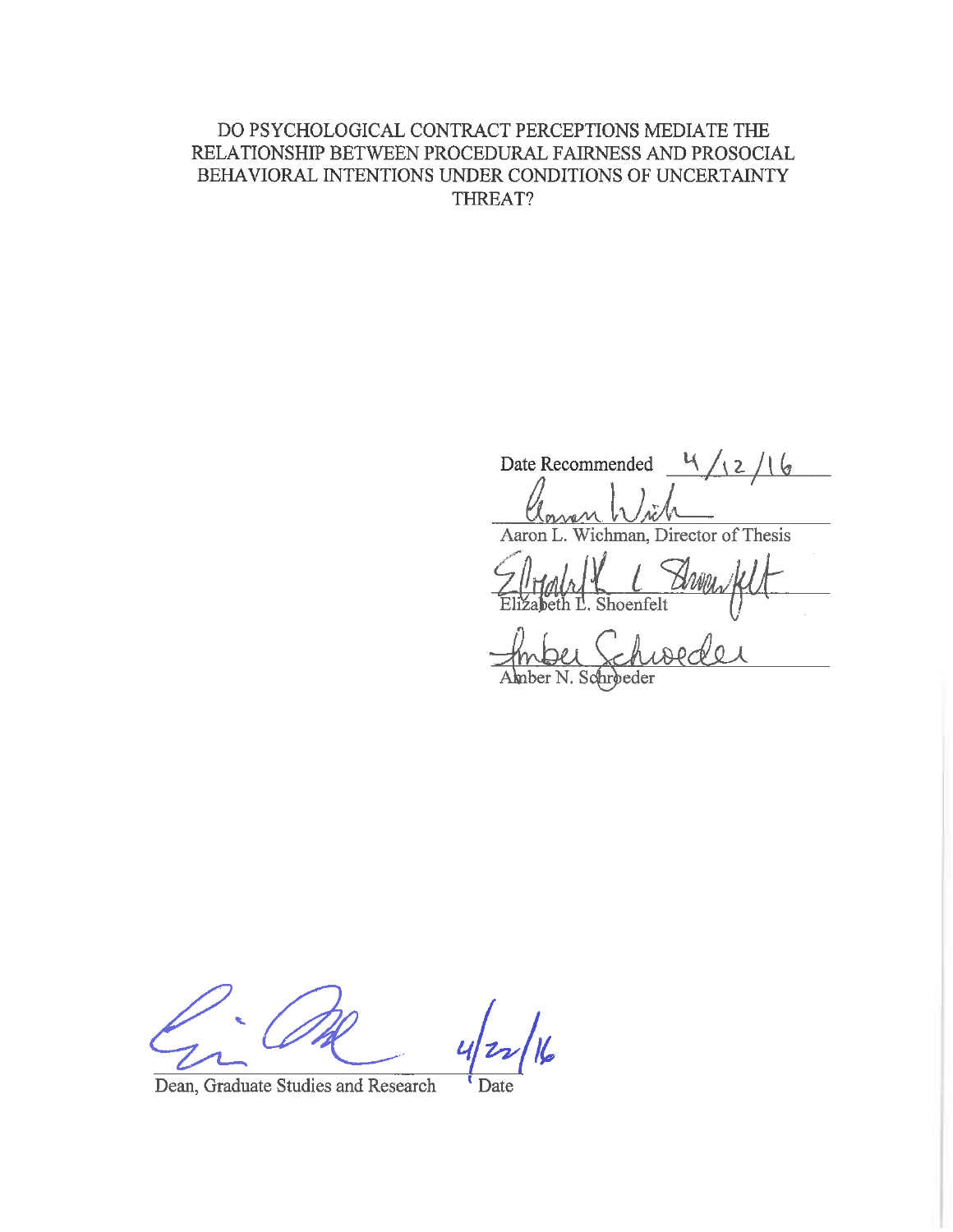DO PSYCHOLOGICAL CONTRACT PERCEPTIONS MEDIATE THE RELATIONSHIP BETWEEN PROCEDURAL FAIRNESS AND PROSOCIAL BEHAVIORAL INTENTIONS UNDER CONDITIONS OF UNCERTAINTY THREAT?

Date Recommended 4/12/16

Aaron L. Wichman, Director of Thesis

Elizabeth L. Shoenfelt

Amber N. Schroeder

Dean, Graduate Studies and Research　　Date 4/22/16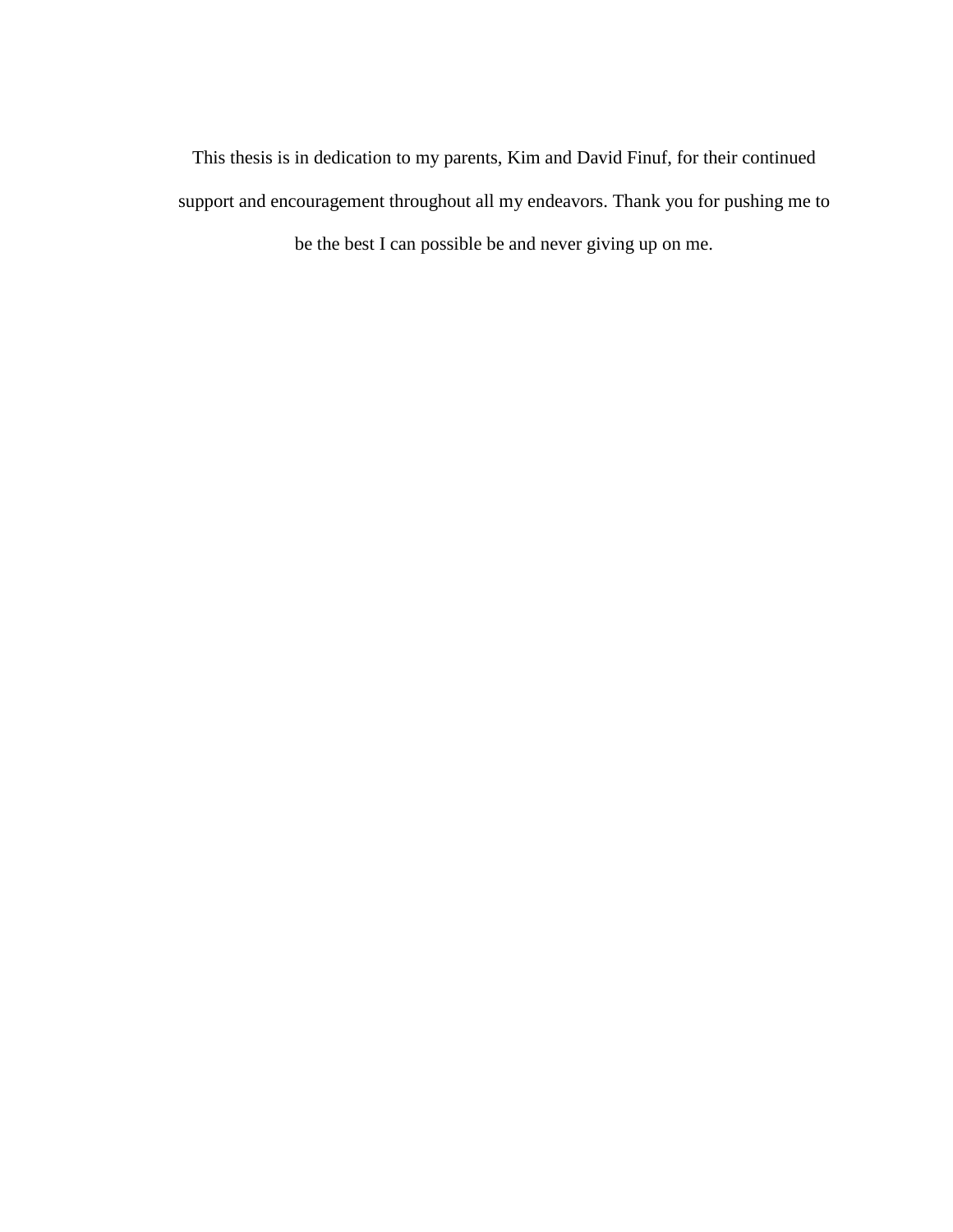This thesis is in dedication to my parents, Kim and David Finuf, for their continued support and encouragement throughout all my endeavors. Thank you for pushing me to be the best I can possible be and never giving up on me.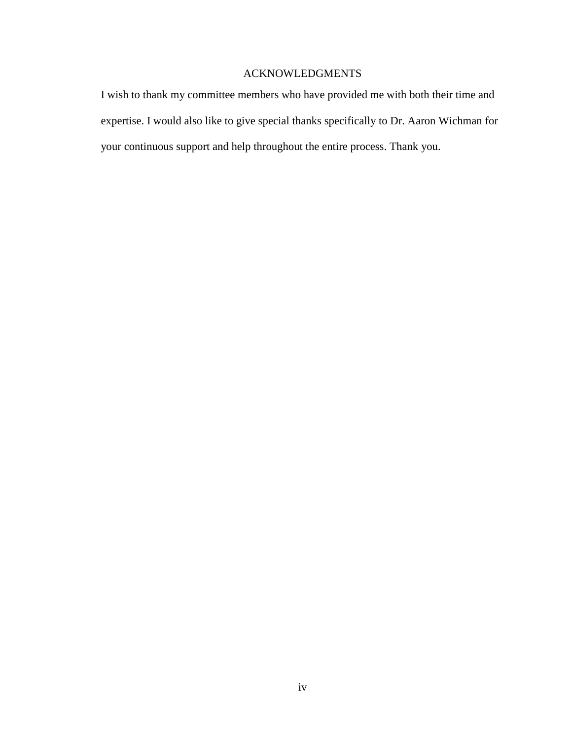# ACKNOWLEDGMENTS

I wish to thank my committee members who have provided me with both their time and expertise. I would also like to give special thanks specifically to Dr. Aaron Wichman for your continuous support and help throughout the entire process. Thank you.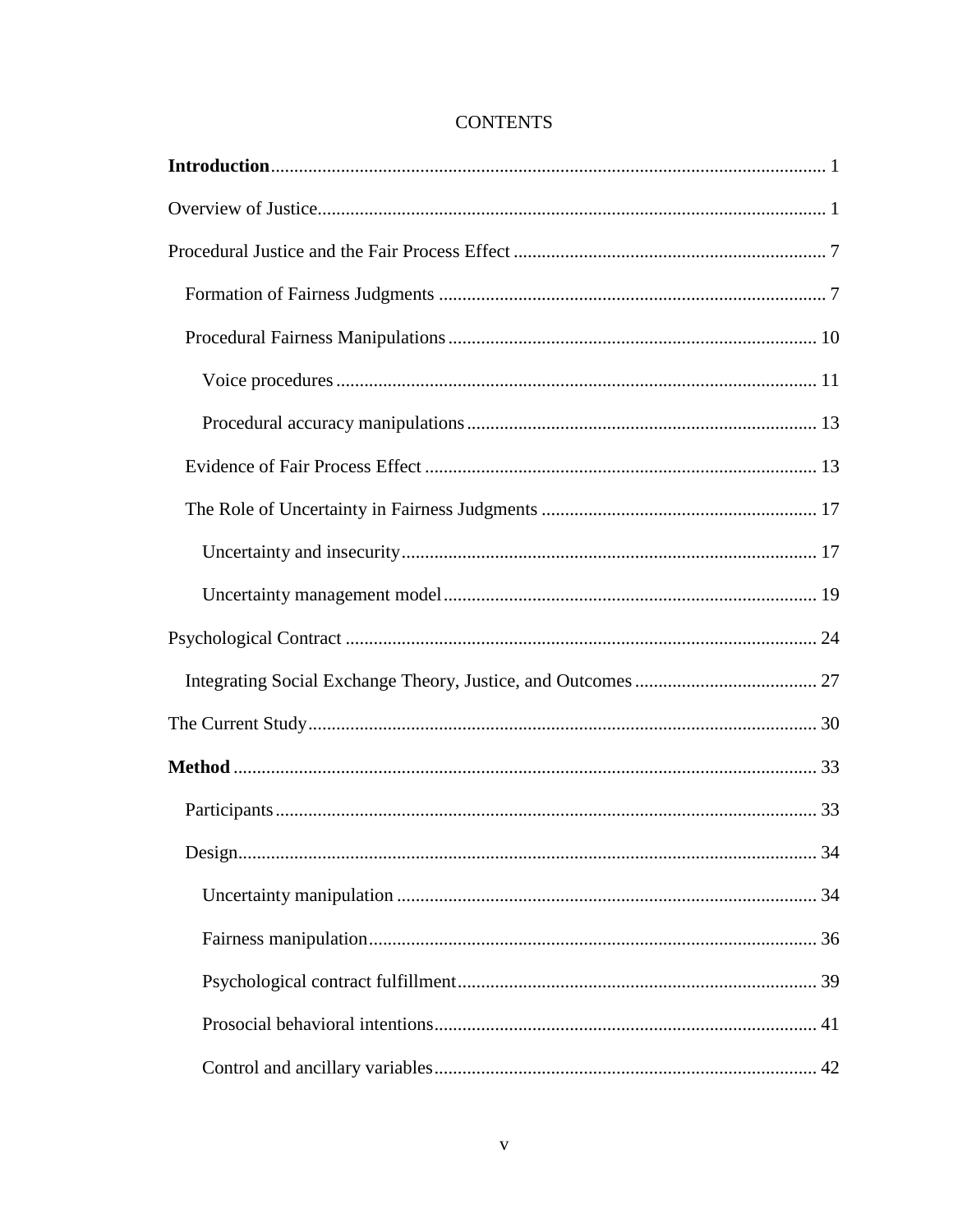# CONTENTS

**Introduction** ...................................................................................................... 1

Overview of Justice ........................................................................................... 1

Procedural Justice and the Fair Process Effect .................................................. 7

- Formation of Fairness Judgments ................................................................ 7
- Procedural Fairness Manipulations .............................................................. 10
  - Voice procedures ..................................................................................... 11
  - Procedural accuracy manipulations ......................................................... 13
- Evidence of Fair Process Effect .................................................................... 13
- The Role of Uncertainty in Fairness Judgments ........................................... 17
  - Uncertainty and insecurity ....................................................................... 17
  - Uncertainty management model .............................................................. 19

Psychological Contract ..................................................................................... 24

- Integrating Social Exchange Theory, Justice, and Outcomes ....................... 27

The Current Study ............................................................................................. 30

**Method** ............................................................................................................ 33

- Participants .................................................................................................... 33
- Design ........................................................................................................... 34
  - Uncertainty manipulation ........................................................................ 34
  - Fairness manipulation .............................................................................. 36
  - Psychological contract fulfillment ........................................................... 39
  - Prosocial behavioral intentions ................................................................ 41
  - Control and ancillary variables ................................................................ 42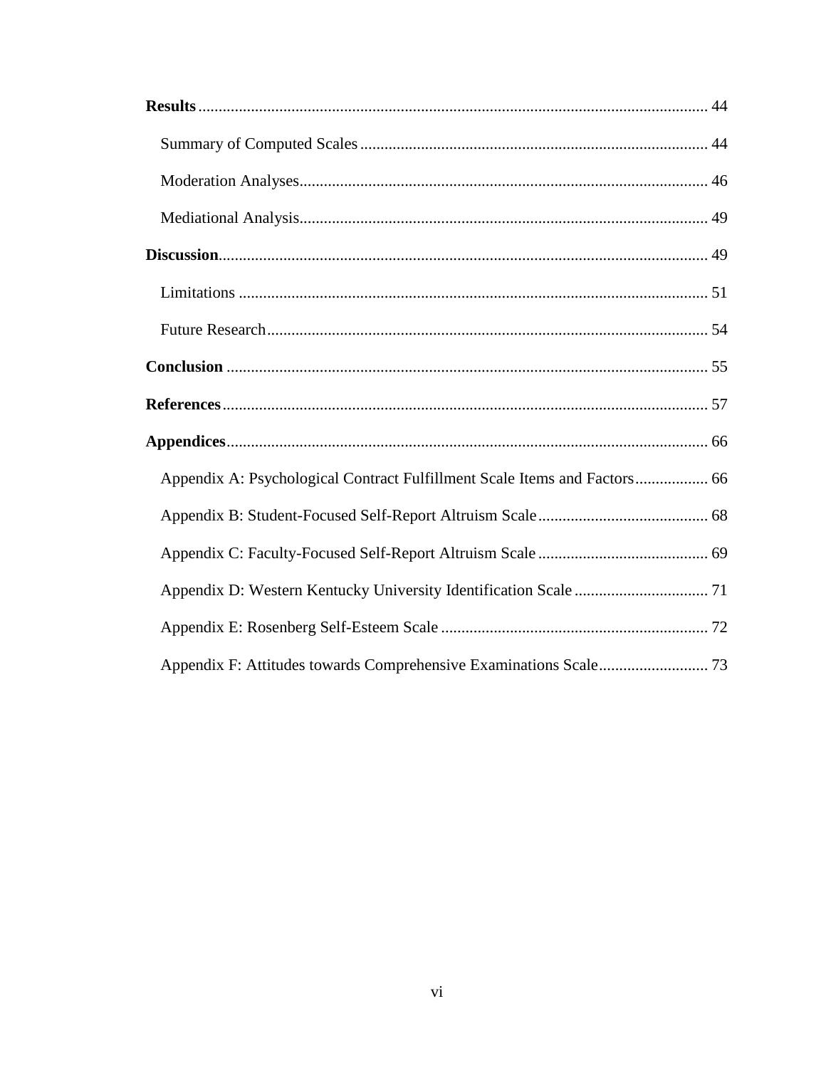**Results** .......................................................................................................................... 44

Summary of Computed Scales ..................................................................................... 44

Moderation Analyses.................................................................................................... 46

Mediational Analysis.................................................................................................... 49

**Discussion**........................................................................................................................ 49

Limitations ................................................................................................................... 51

Future Research............................................................................................................ 54

**Conclusion** ...................................................................................................................... 55

**References**........................................................................................................................ 57

**Appendices**....................................................................................................................... 66

Appendix A: Psychological Contract Fulfillment Scale Items and Factors.................. 66

Appendix B: Student-Focused Self-Report Altruism Scale.......................................... 68

Appendix C: Faculty-Focused Self-Report Altruism Scale .......................................... 69

Appendix D: Western Kentucky University Identification Scale ................................. 71

Appendix E: Rosenberg Self-Esteem Scale ................................................................. 72

Appendix F: Attitudes towards Comprehensive Examinations Scale........................... 73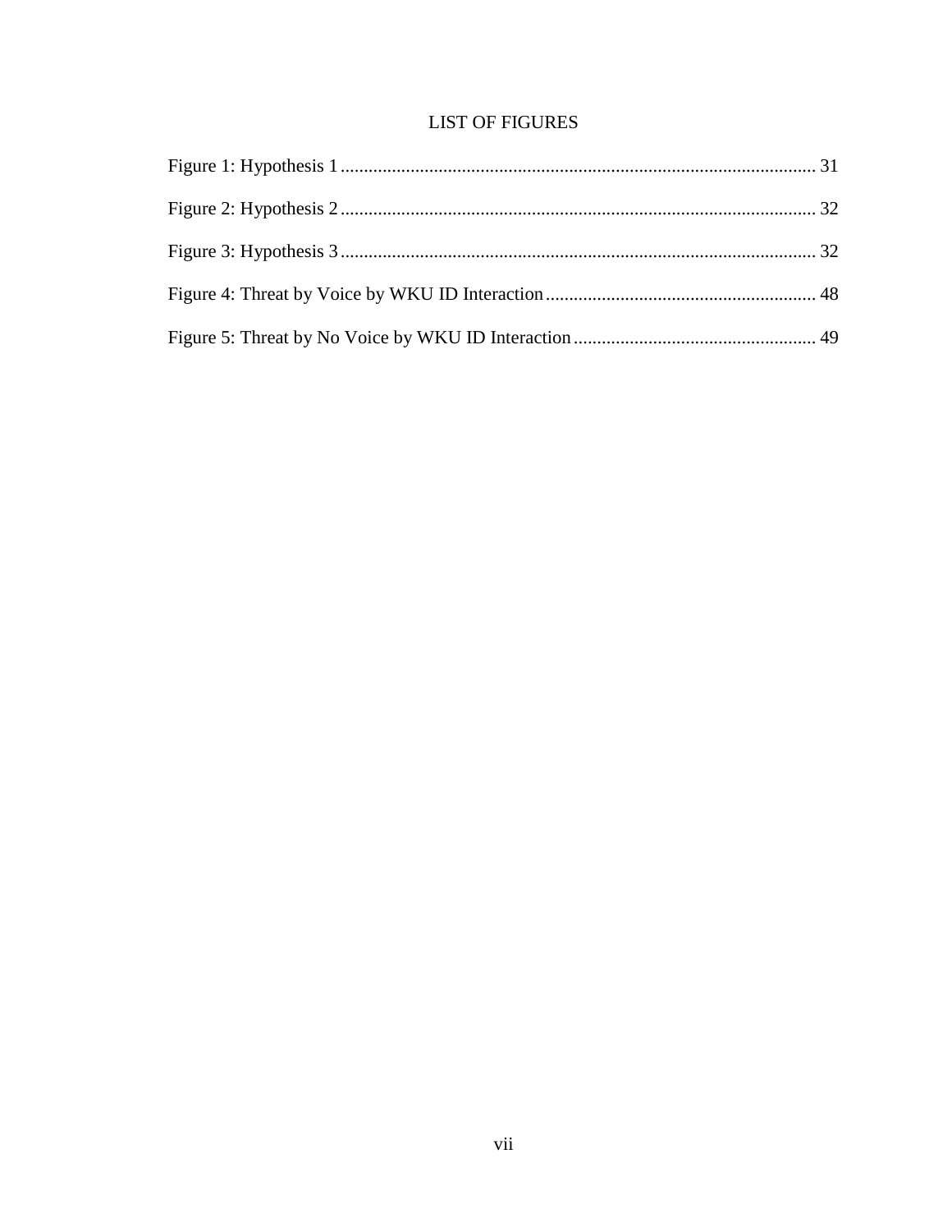# LIST OF FIGURES

Figure 1: Hypothesis 1 ..................................................................................................... 31

Figure 2: Hypothesis 2 ..................................................................................................... 32

Figure 3: Hypothesis 3 ..................................................................................................... 32

Figure 4: Threat by Voice by WKU ID Interaction .......................................................... 48

Figure 5: Threat by No Voice by WKU ID Interaction .................................................... 49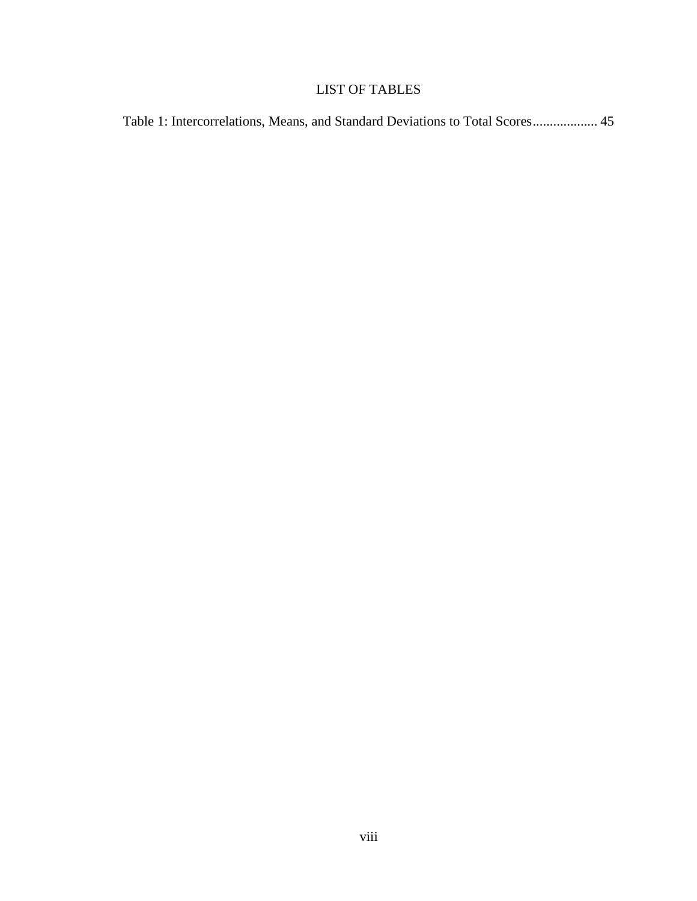# LIST OF TABLES

Table 1: Intercorrelations, Means, and Standard Deviations to Total Scores.................. 45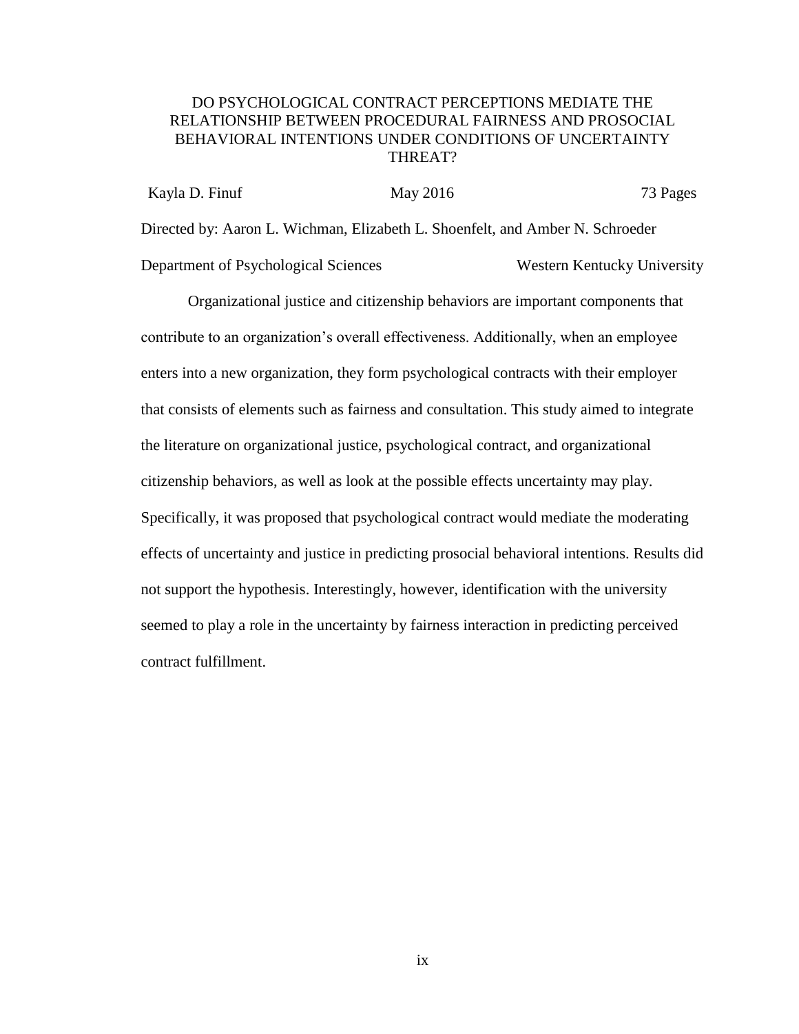DO PSYCHOLOGICAL CONTRACT PERCEPTIONS MEDIATE THE RELATIONSHIP BETWEEN PROCEDURAL FAIRNESS AND PROSOCIAL BEHAVIORAL INTENTIONS UNDER CONDITIONS OF UNCERTAINTY THREAT?

Kayla D. Finuf May 2016 73 Pages

Directed by: Aaron L. Wichman, Elizabeth L. Shoenfelt, and Amber N. Schroeder

Department of Psychological Sciences Western Kentucky University

Organizational justice and citizenship behaviors are important components that contribute to an organization's overall effectiveness. Additionally, when an employee enters into a new organization, they form psychological contracts with their employer that consists of elements such as fairness and consultation. This study aimed to integrate the literature on organizational justice, psychological contract, and organizational citizenship behaviors, as well as look at the possible effects uncertainty may play. Specifically, it was proposed that psychological contract would mediate the moderating effects of uncertainty and justice in predicting prosocial behavioral intentions. Results did not support the hypothesis. Interestingly, however, identification with the university seemed to play a role in the uncertainty by fairness interaction in predicting perceived contract fulfillment.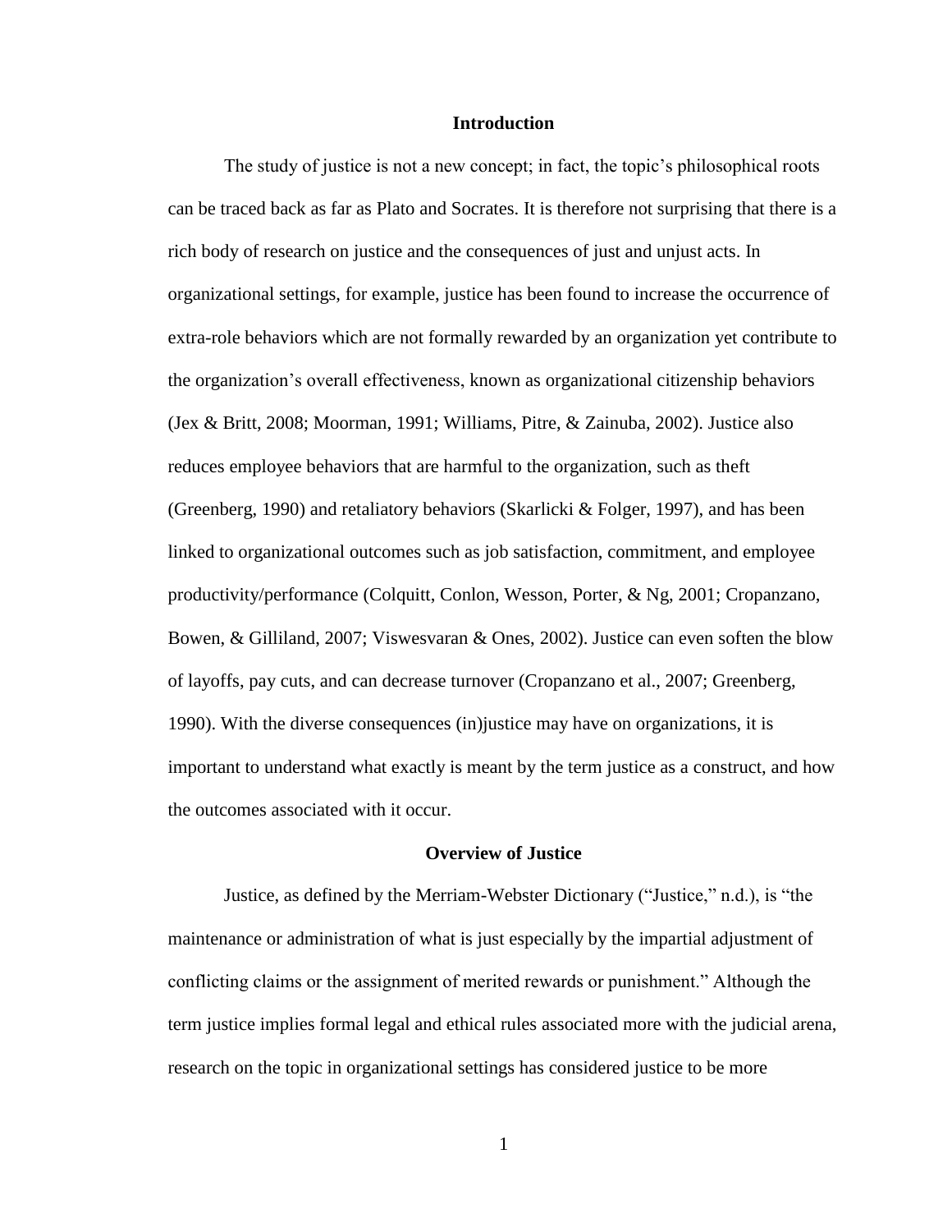## Introduction

The study of justice is not a new concept; in fact, the topic's philosophical roots can be traced back as far as Plato and Socrates. It is therefore not surprising that there is a rich body of research on justice and the consequences of just and unjust acts. In organizational settings, for example, justice has been found to increase the occurrence of extra-role behaviors which are not formally rewarded by an organization yet contribute to the organization's overall effectiveness, known as organizational citizenship behaviors (Jex & Britt, 2008; Moorman, 1991; Williams, Pitre, & Zainuba, 2002). Justice also reduces employee behaviors that are harmful to the organization, such as theft (Greenberg, 1990) and retaliatory behaviors (Skarlicki & Folger, 1997), and has been linked to organizational outcomes such as job satisfaction, commitment, and employee productivity/performance (Colquitt, Conlon, Wesson, Porter, & Ng, 2001; Cropanzano, Bowen, & Gilliland, 2007; Viswesvaran & Ones, 2002). Justice can even soften the blow of layoffs, pay cuts, and can decrease turnover (Cropanzano et al., 2007; Greenberg, 1990). With the diverse consequences (in)justice may have on organizations, it is important to understand what exactly is meant by the term justice as a construct, and how the outcomes associated with it occur.

## Overview of Justice

Justice, as defined by the Merriam-Webster Dictionary ("Justice," n.d.), is "the maintenance or administration of what is just especially by the impartial adjustment of conflicting claims or the assignment of merited rewards or punishment." Although the term justice implies formal legal and ethical rules associated more with the judicial arena, research on the topic in organizational settings has considered justice to be more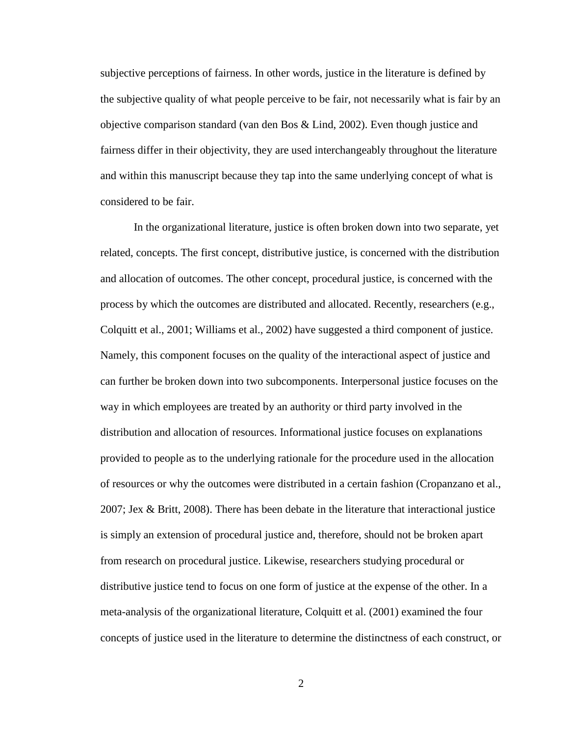subjective perceptions of fairness. In other words, justice in the literature is defined by the subjective quality of what people perceive to be fair, not necessarily what is fair by an objective comparison standard (van den Bos & Lind, 2002). Even though justice and fairness differ in their objectivity, they are used interchangeably throughout the literature and within this manuscript because they tap into the same underlying concept of what is considered to be fair.

In the organizational literature, justice is often broken down into two separate, yet related, concepts. The first concept, distributive justice, is concerned with the distribution and allocation of outcomes. The other concept, procedural justice, is concerned with the process by which the outcomes are distributed and allocated. Recently, researchers (e.g., Colquitt et al., 2001; Williams et al., 2002) have suggested a third component of justice. Namely, this component focuses on the quality of the interactional aspect of justice and can further be broken down into two subcomponents. Interpersonal justice focuses on the way in which employees are treated by an authority or third party involved in the distribution and allocation of resources. Informational justice focuses on explanations provided to people as to the underlying rationale for the procedure used in the allocation of resources or why the outcomes were distributed in a certain fashion (Cropanzano et al., 2007; Jex & Britt, 2008). There has been debate in the literature that interactional justice is simply an extension of procedural justice and, therefore, should not be broken apart from research on procedural justice. Likewise, researchers studying procedural or distributive justice tend to focus on one form of justice at the expense of the other. In a meta-analysis of the organizational literature, Colquitt et al. (2001) examined the four concepts of justice used in the literature to determine the distinctness of each construct, or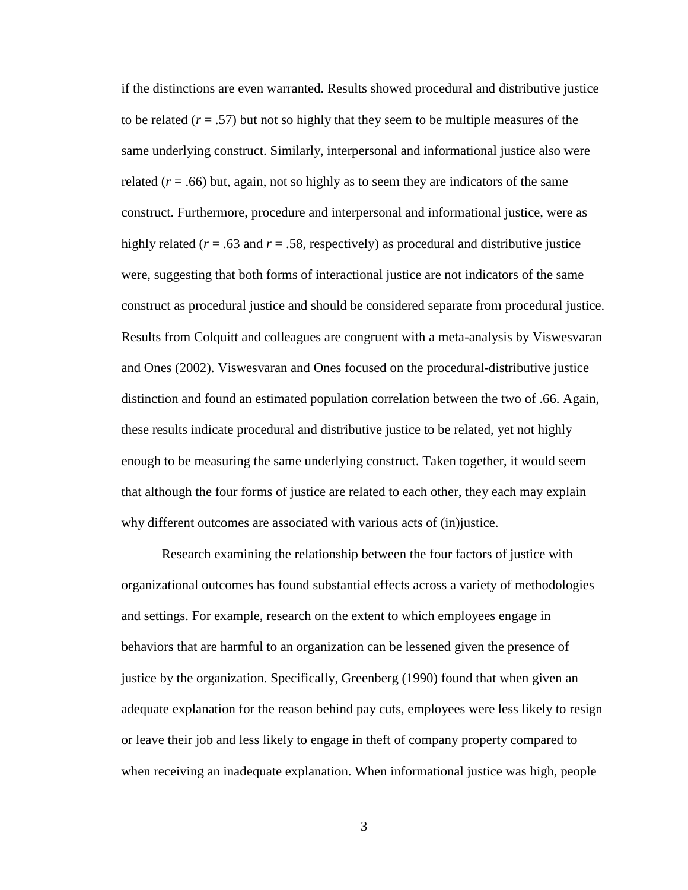if the distinctions are even warranted. Results showed procedural and distributive justice to be related ($r$ = .57) but not so highly that they seem to be multiple measures of the same underlying construct. Similarly, interpersonal and informational justice also were related ($r$ = .66) but, again, not so highly as to seem they are indicators of the same construct. Furthermore, procedure and interpersonal and informational justice, were as highly related ($r$ = .63 and $r$ = .58, respectively) as procedural and distributive justice were, suggesting that both forms of interactional justice are not indicators of the same construct as procedural justice and should be considered separate from procedural justice. Results from Colquitt and colleagues are congruent with a meta-analysis by Viswesvaran and Ones (2002). Viswesvaran and Ones focused on the procedural-distributive justice distinction and found an estimated population correlation between the two of .66. Again, these results indicate procedural and distributive justice to be related, yet not highly enough to be measuring the same underlying construct. Taken together, it would seem that although the four forms of justice are related to each other, they each may explain why different outcomes are associated with various acts of (in)justice.

Research examining the relationship between the four factors of justice with organizational outcomes has found substantial effects across a variety of methodologies and settings. For example, research on the extent to which employees engage in behaviors that are harmful to an organization can be lessened given the presence of justice by the organization. Specifically, Greenberg (1990) found that when given an adequate explanation for the reason behind pay cuts, employees were less likely to resign or leave their job and less likely to engage in theft of company property compared to when receiving an inadequate explanation. When informational justice was high, people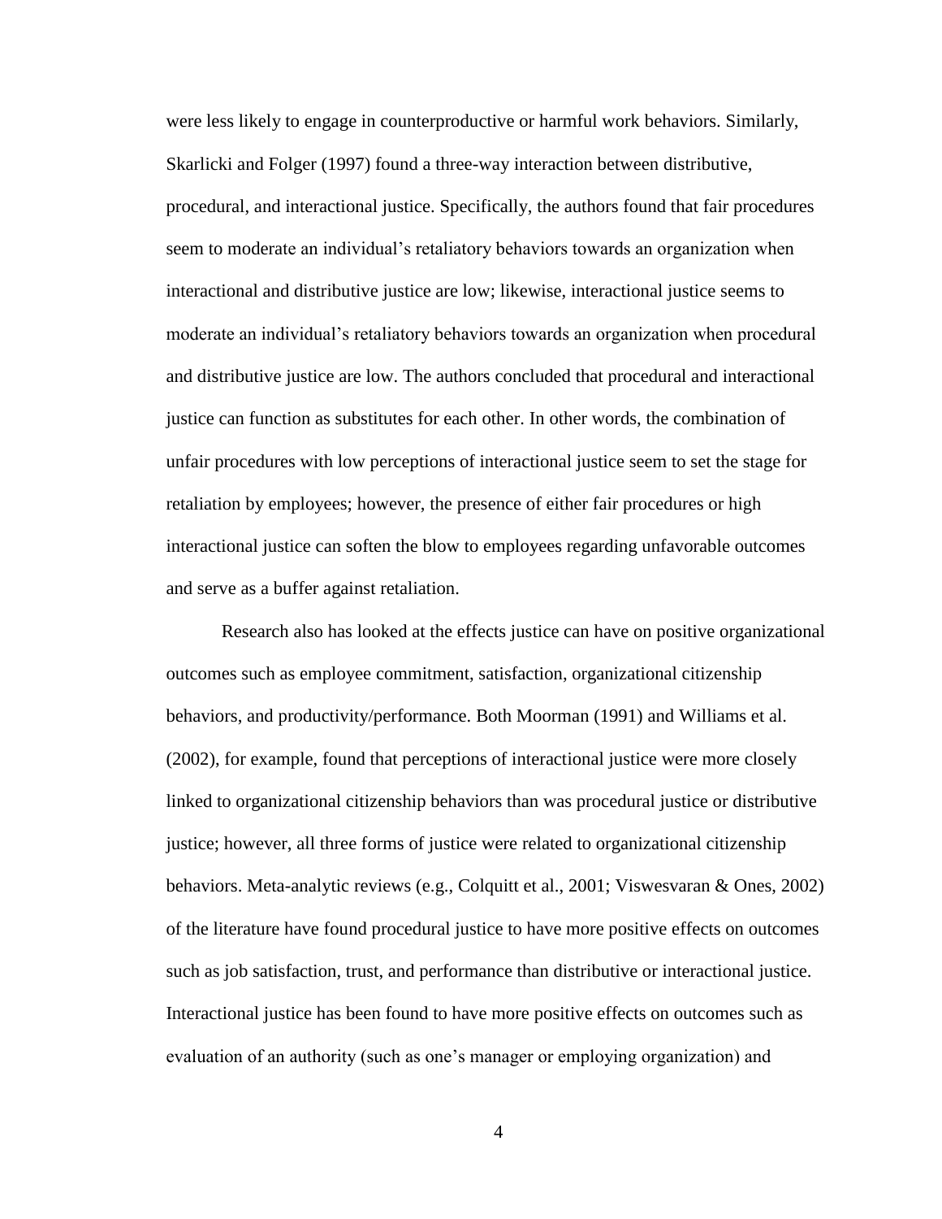were less likely to engage in counterproductive or harmful work behaviors. Similarly, Skarlicki and Folger (1997) found a three-way interaction between distributive, procedural, and interactional justice. Specifically, the authors found that fair procedures seem to moderate an individual's retaliatory behaviors towards an organization when interactional and distributive justice are low; likewise, interactional justice seems to moderate an individual's retaliatory behaviors towards an organization when procedural and distributive justice are low. The authors concluded that procedural and interactional justice can function as substitutes for each other. In other words, the combination of unfair procedures with low perceptions of interactional justice seem to set the stage for retaliation by employees; however, the presence of either fair procedures or high interactional justice can soften the blow to employees regarding unfavorable outcomes and serve as a buffer against retaliation.

Research also has looked at the effects justice can have on positive organizational outcomes such as employee commitment, satisfaction, organizational citizenship behaviors, and productivity/performance. Both Moorman (1991) and Williams et al. (2002), for example, found that perceptions of interactional justice were more closely linked to organizational citizenship behaviors than was procedural justice or distributive justice; however, all three forms of justice were related to organizational citizenship behaviors. Meta-analytic reviews (e.g., Colquitt et al., 2001; Viswesvaran & Ones, 2002) of the literature have found procedural justice to have more positive effects on outcomes such as job satisfaction, trust, and performance than distributive or interactional justice. Interactional justice has been found to have more positive effects on outcomes such as evaluation of an authority (such as one's manager or employing organization) and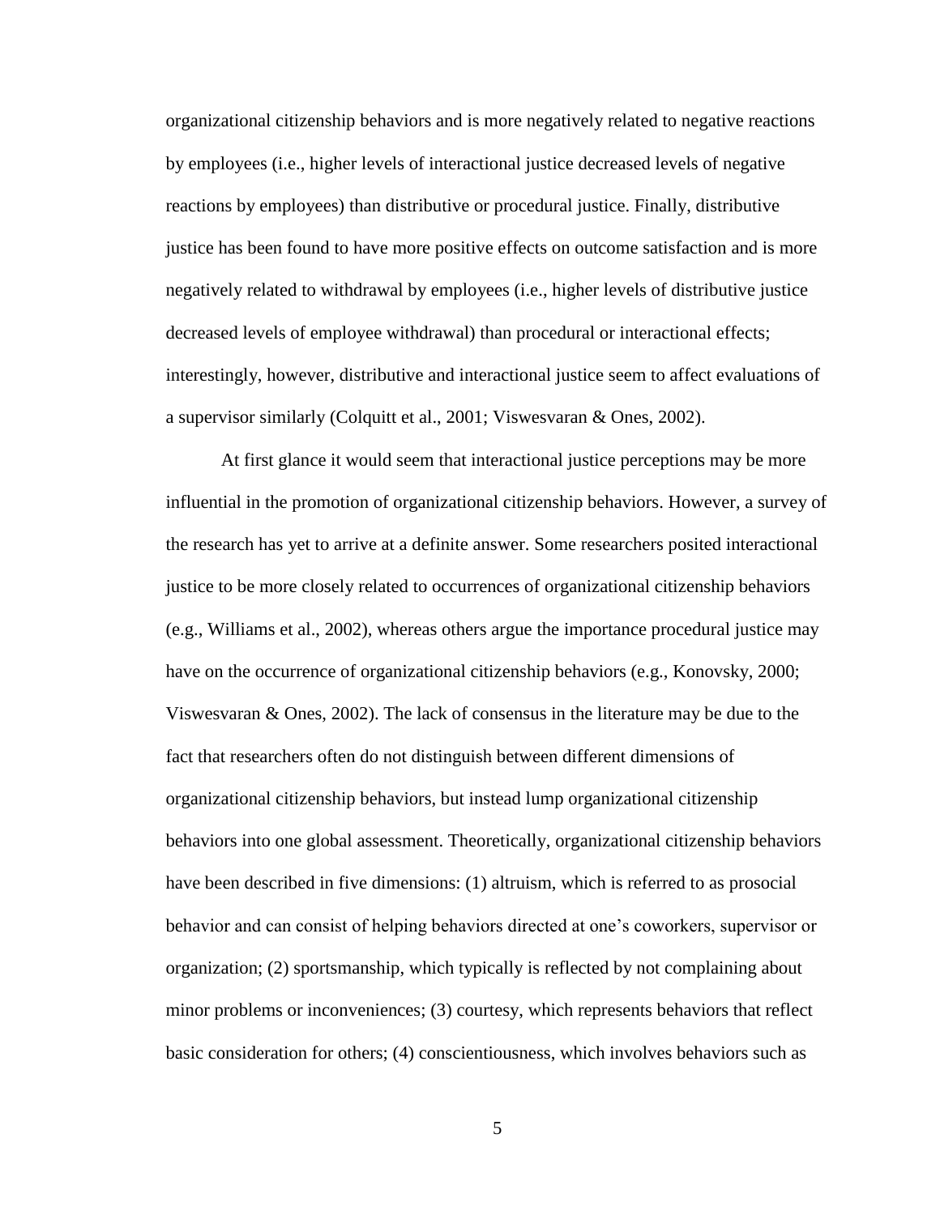organizational citizenship behaviors and is more negatively related to negative reactions by employees (i.e., higher levels of interactional justice decreased levels of negative reactions by employees) than distributive or procedural justice. Finally, distributive justice has been found to have more positive effects on outcome satisfaction and is more negatively related to withdrawal by employees (i.e., higher levels of distributive justice decreased levels of employee withdrawal) than procedural or interactional effects; interestingly, however, distributive and interactional justice seem to affect evaluations of a supervisor similarly (Colquitt et al., 2001; Viswesvaran & Ones, 2002).

At first glance it would seem that interactional justice perceptions may be more influential in the promotion of organizational citizenship behaviors. However, a survey of the research has yet to arrive at a definite answer. Some researchers posited interactional justice to be more closely related to occurrences of organizational citizenship behaviors (e.g., Williams et al., 2002), whereas others argue the importance procedural justice may have on the occurrence of organizational citizenship behaviors (e.g., Konovsky, 2000; Viswesvaran & Ones, 2002). The lack of consensus in the literature may be due to the fact that researchers often do not distinguish between different dimensions of organizational citizenship behaviors, but instead lump organizational citizenship behaviors into one global assessment. Theoretically, organizational citizenship behaviors have been described in five dimensions: (1) altruism, which is referred to as prosocial behavior and can consist of helping behaviors directed at one's coworkers, supervisor or organization; (2) sportsmanship, which typically is reflected by not complaining about minor problems or inconveniences; (3) courtesy, which represents behaviors that reflect basic consideration for others; (4) conscientiousness, which involves behaviors such as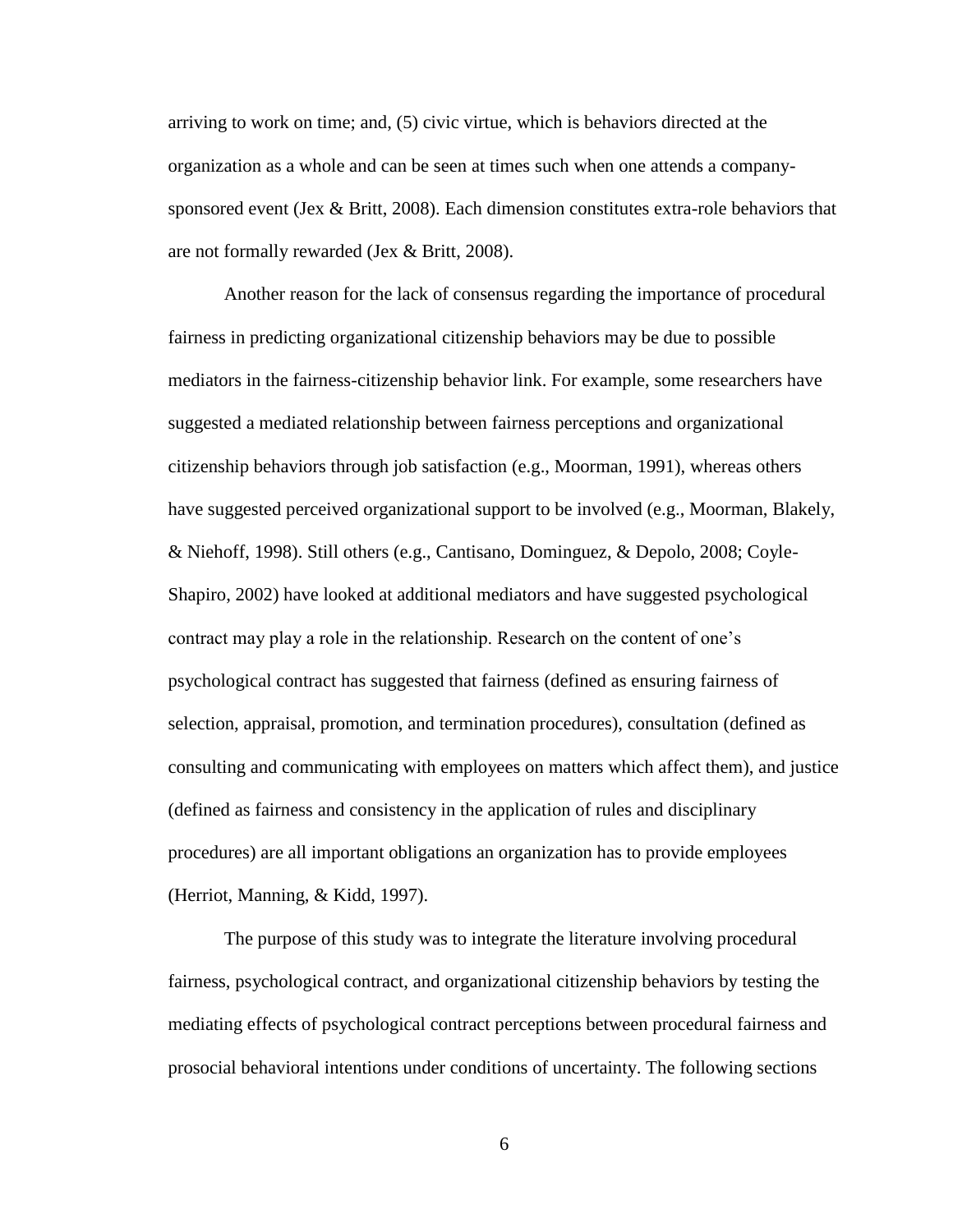arriving to work on time; and, (5) civic virtue, which is behaviors directed at the organization as a whole and can be seen at times such when one attends a company-sponsored event (Jex & Britt, 2008). Each dimension constitutes extra-role behaviors that are not formally rewarded (Jex & Britt, 2008).

Another reason for the lack of consensus regarding the importance of procedural fairness in predicting organizational citizenship behaviors may be due to possible mediators in the fairness-citizenship behavior link. For example, some researchers have suggested a mediated relationship between fairness perceptions and organizational citizenship behaviors through job satisfaction (e.g., Moorman, 1991), whereas others have suggested perceived organizational support to be involved (e.g., Moorman, Blakely, & Niehoff, 1998). Still others (e.g., Cantisano, Dominguez, & Depolo, 2008; Coyle-Shapiro, 2002) have looked at additional mediators and have suggested psychological contract may play a role in the relationship. Research on the content of one's psychological contract has suggested that fairness (defined as ensuring fairness of selection, appraisal, promotion, and termination procedures), consultation (defined as consulting and communicating with employees on matters which affect them), and justice (defined as fairness and consistency in the application of rules and disciplinary procedures) are all important obligations an organization has to provide employees (Herriot, Manning, & Kidd, 1997).

The purpose of this study was to integrate the literature involving procedural fairness, psychological contract, and organizational citizenship behaviors by testing the mediating effects of psychological contract perceptions between procedural fairness and prosocial behavioral intentions under conditions of uncertainty. The following sections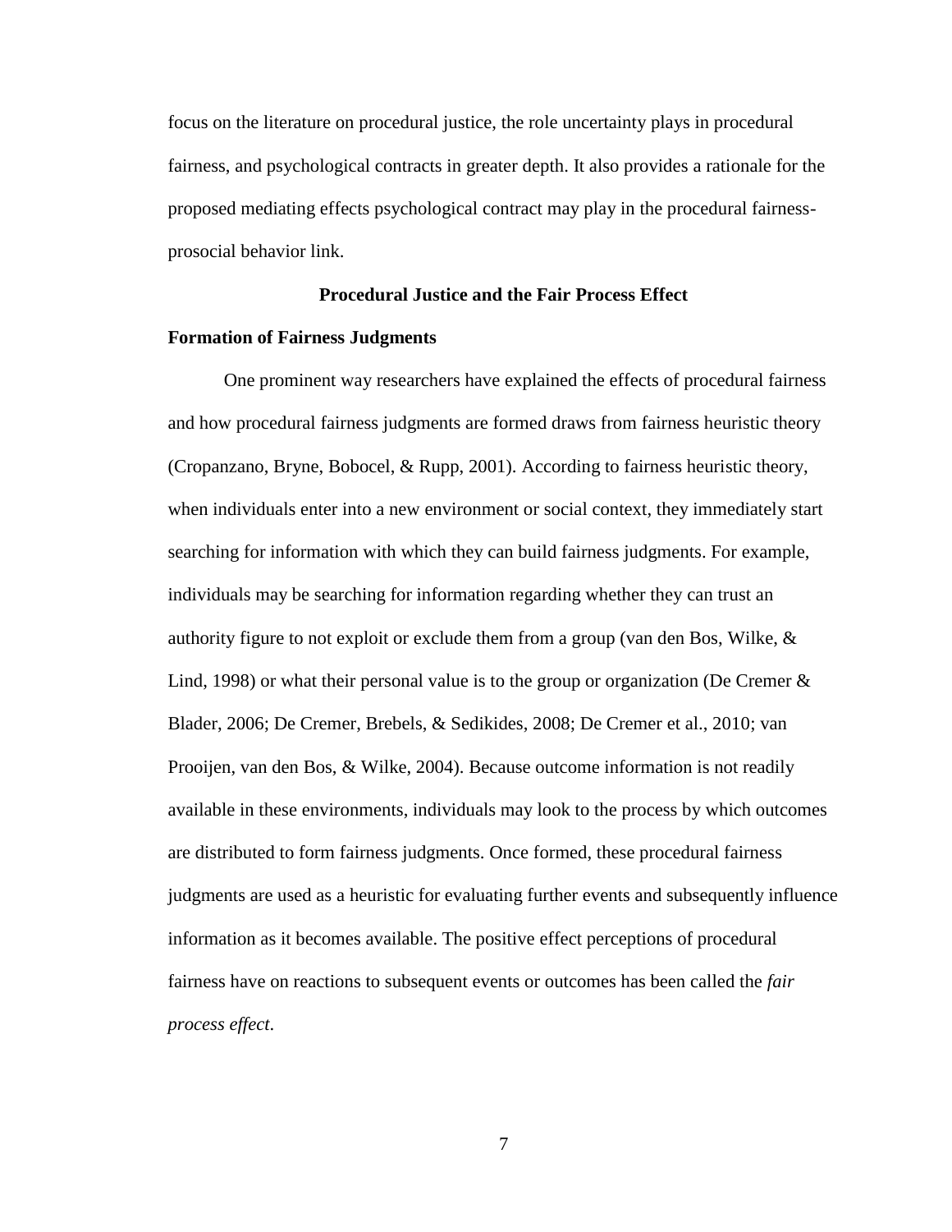focus on the literature on procedural justice, the role uncertainty plays in procedural fairness, and psychological contracts in greater depth. It also provides a rationale for the proposed mediating effects psychological contract may play in the procedural fairness-prosocial behavior link.

## Procedural Justice and the Fair Process Effect

### Formation of Fairness Judgments

One prominent way researchers have explained the effects of procedural fairness and how procedural fairness judgments are formed draws from fairness heuristic theory (Cropanzano, Bryne, Bobocel, & Rupp, 2001). According to fairness heuristic theory, when individuals enter into a new environment or social context, they immediately start searching for information with which they can build fairness judgments. For example, individuals may be searching for information regarding whether they can trust an authority figure to not exploit or exclude them from a group (van den Bos, Wilke, & Lind, 1998) or what their personal value is to the group or organization (De Cremer & Blader, 2006; De Cremer, Brebels, & Sedikides, 2008; De Cremer et al., 2010; van Prooijen, van den Bos, & Wilke, 2004). Because outcome information is not readily available in these environments, individuals may look to the process by which outcomes are distributed to form fairness judgments. Once formed, these procedural fairness judgments are used as a heuristic for evaluating further events and subsequently influence information as it becomes available. The positive effect perceptions of procedural fairness have on reactions to subsequent events or outcomes has been called the *fair process effect*.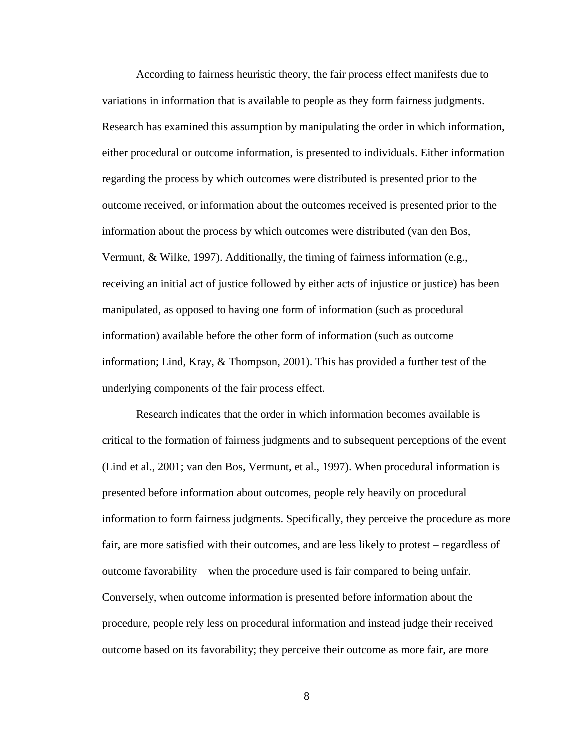According to fairness heuristic theory, the fair process effect manifests due to variations in information that is available to people as they form fairness judgments. Research has examined this assumption by manipulating the order in which information, either procedural or outcome information, is presented to individuals. Either information regarding the process by which outcomes were distributed is presented prior to the outcome received, or information about the outcomes received is presented prior to the information about the process by which outcomes were distributed (van den Bos, Vermunt, & Wilke, 1997). Additionally, the timing of fairness information (e.g., receiving an initial act of justice followed by either acts of injustice or justice) has been manipulated, as opposed to having one form of information (such as procedural information) available before the other form of information (such as outcome information; Lind, Kray, & Thompson, 2001). This has provided a further test of the underlying components of the fair process effect.

Research indicates that the order in which information becomes available is critical to the formation of fairness judgments and to subsequent perceptions of the event (Lind et al., 2001; van den Bos, Vermunt, et al., 1997). When procedural information is presented before information about outcomes, people rely heavily on procedural information to form fairness judgments. Specifically, they perceive the procedure as more fair, are more satisfied with their outcomes, and are less likely to protest – regardless of outcome favorability – when the procedure used is fair compared to being unfair. Conversely, when outcome information is presented before information about the procedure, people rely less on procedural information and instead judge their received outcome based on its favorability; they perceive their outcome as more fair, are more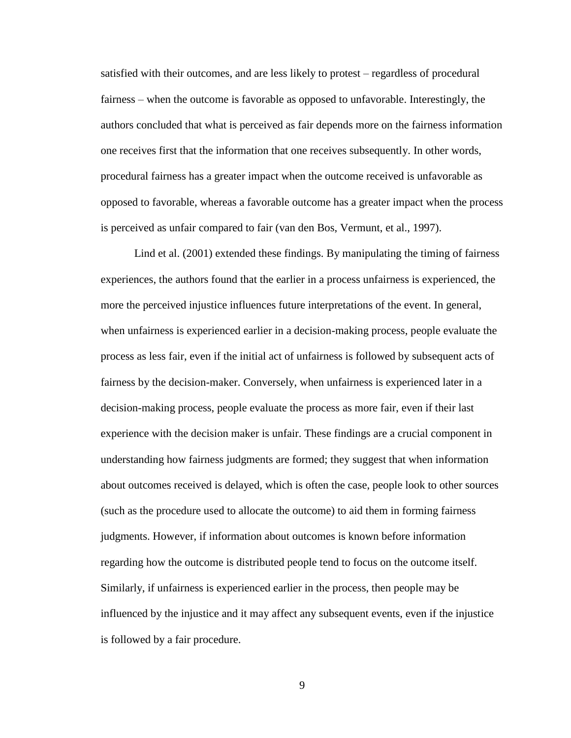satisfied with their outcomes, and are less likely to protest – regardless of procedural fairness – when the outcome is favorable as opposed to unfavorable. Interestingly, the authors concluded that what is perceived as fair depends more on the fairness information one receives first that the information that one receives subsequently. In other words, procedural fairness has a greater impact when the outcome received is unfavorable as opposed to favorable, whereas a favorable outcome has a greater impact when the process is perceived as unfair compared to fair (van den Bos, Vermunt, et al., 1997).

Lind et al. (2001) extended these findings. By manipulating the timing of fairness experiences, the authors found that the earlier in a process unfairness is experienced, the more the perceived injustice influences future interpretations of the event. In general, when unfairness is experienced earlier in a decision-making process, people evaluate the process as less fair, even if the initial act of unfairness is followed by subsequent acts of fairness by the decision-maker. Conversely, when unfairness is experienced later in a decision-making process, people evaluate the process as more fair, even if their last experience with the decision maker is unfair. These findings are a crucial component in understanding how fairness judgments are formed; they suggest that when information about outcomes received is delayed, which is often the case, people look to other sources (such as the procedure used to allocate the outcome) to aid them in forming fairness judgments. However, if information about outcomes is known before information regarding how the outcome is distributed people tend to focus on the outcome itself. Similarly, if unfairness is experienced earlier in the process, then people may be influenced by the injustice and it may affect any subsequent events, even if the injustice is followed by a fair procedure.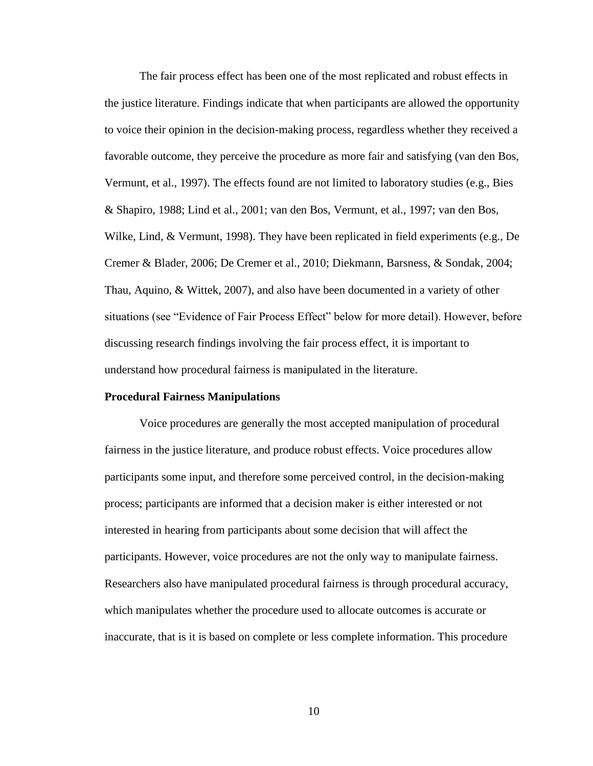The fair process effect has been one of the most replicated and robust effects in the justice literature. Findings indicate that when participants are allowed the opportunity to voice their opinion in the decision-making process, regardless whether they received a favorable outcome, they perceive the procedure as more fair and satisfying (van den Bos, Vermunt, et al., 1997). The effects found are not limited to laboratory studies (e.g., Bies & Shapiro, 1988; Lind et al., 2001; van den Bos, Vermunt, et al., 1997; van den Bos, Wilke, Lind, & Vermunt, 1998). They have been replicated in field experiments (e.g., De Cremer & Blader, 2006; De Cremer et al., 2010; Diekmann, Barsness, & Sondak, 2004; Thau, Aquino, & Wittek, 2007), and also have been documented in a variety of other situations (see "Evidence of Fair Process Effect" below for more detail). However, before discussing research findings involving the fair process effect, it is important to understand how procedural fairness is manipulated in the literature.

**Procedural Fairness Manipulations**

Voice procedures are generally the most accepted manipulation of procedural fairness in the justice literature, and produce robust effects. Voice procedures allow participants some input, and therefore some perceived control, in the decision-making process; participants are informed that a decision maker is either interested or not interested in hearing from participants about some decision that will affect the participants. However, voice procedures are not the only way to manipulate fairness. Researchers also have manipulated procedural fairness is through procedural accuracy, which manipulates whether the procedure used to allocate outcomes is accurate or inaccurate, that is it is based on complete or less complete information. This procedure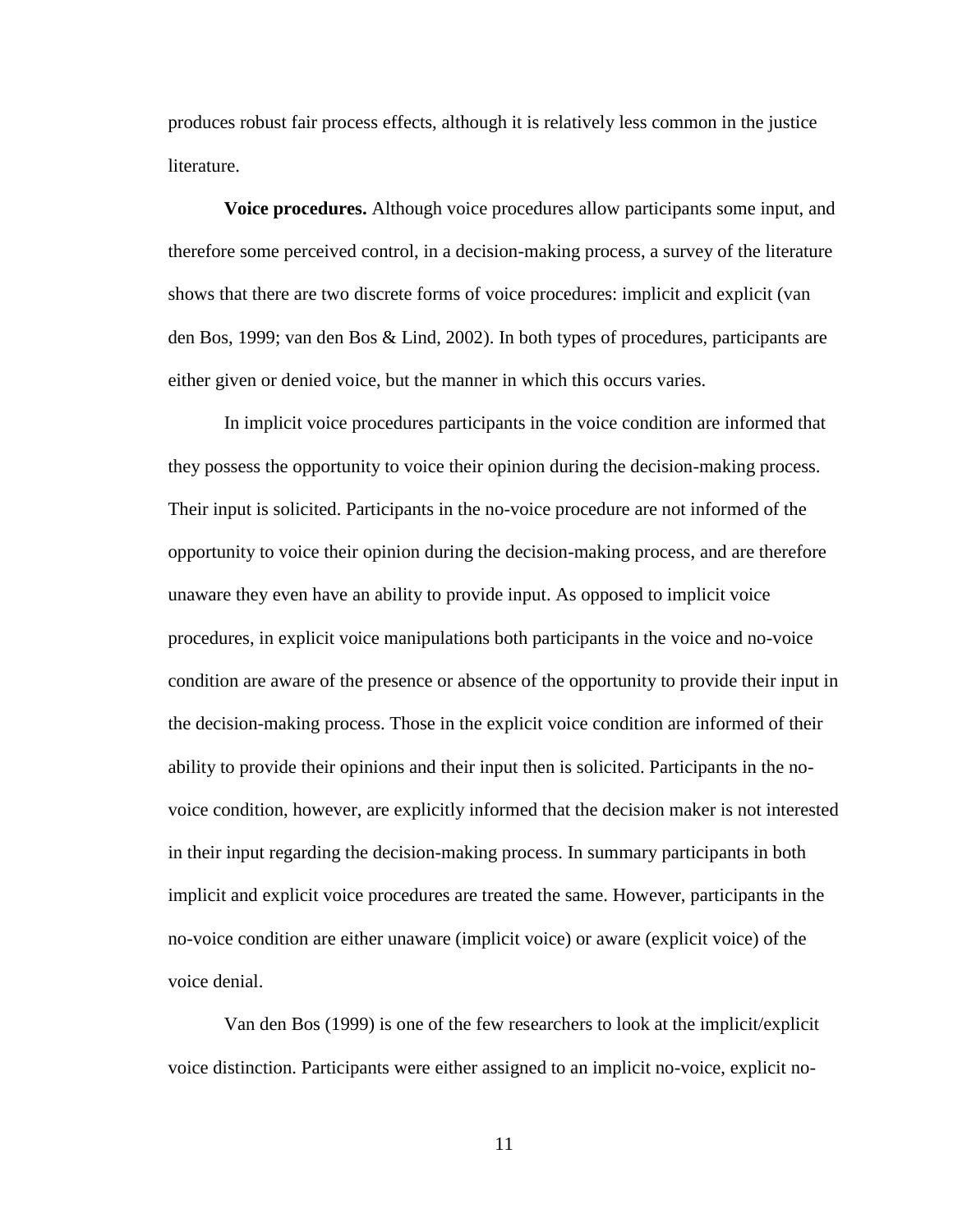produces robust fair process effects, although it is relatively less common in the justice literature.

**Voice procedures.** Although voice procedures allow participants some input, and therefore some perceived control, in a decision-making process, a survey of the literature shows that there are two discrete forms of voice procedures: implicit and explicit (van den Bos, 1999; van den Bos & Lind, 2002). In both types of procedures, participants are either given or denied voice, but the manner in which this occurs varies.

In implicit voice procedures participants in the voice condition are informed that they possess the opportunity to voice their opinion during the decision-making process. Their input is solicited. Participants in the no-voice procedure are not informed of the opportunity to voice their opinion during the decision-making process, and are therefore unaware they even have an ability to provide input. As opposed to implicit voice procedures, in explicit voice manipulations both participants in the voice and no-voice condition are aware of the presence or absence of the opportunity to provide their input in the decision-making process. Those in the explicit voice condition are informed of their ability to provide their opinions and their input then is solicited. Participants in the no-voice condition, however, are explicitly informed that the decision maker is not interested in their input regarding the decision-making process. In summary participants in both implicit and explicit voice procedures are treated the same. However, participants in the no-voice condition are either unaware (implicit voice) or aware (explicit voice) of the voice denial.

Van den Bos (1999) is one of the few researchers to look at the implicit/explicit voice distinction. Participants were either assigned to an implicit no-voice, explicit no-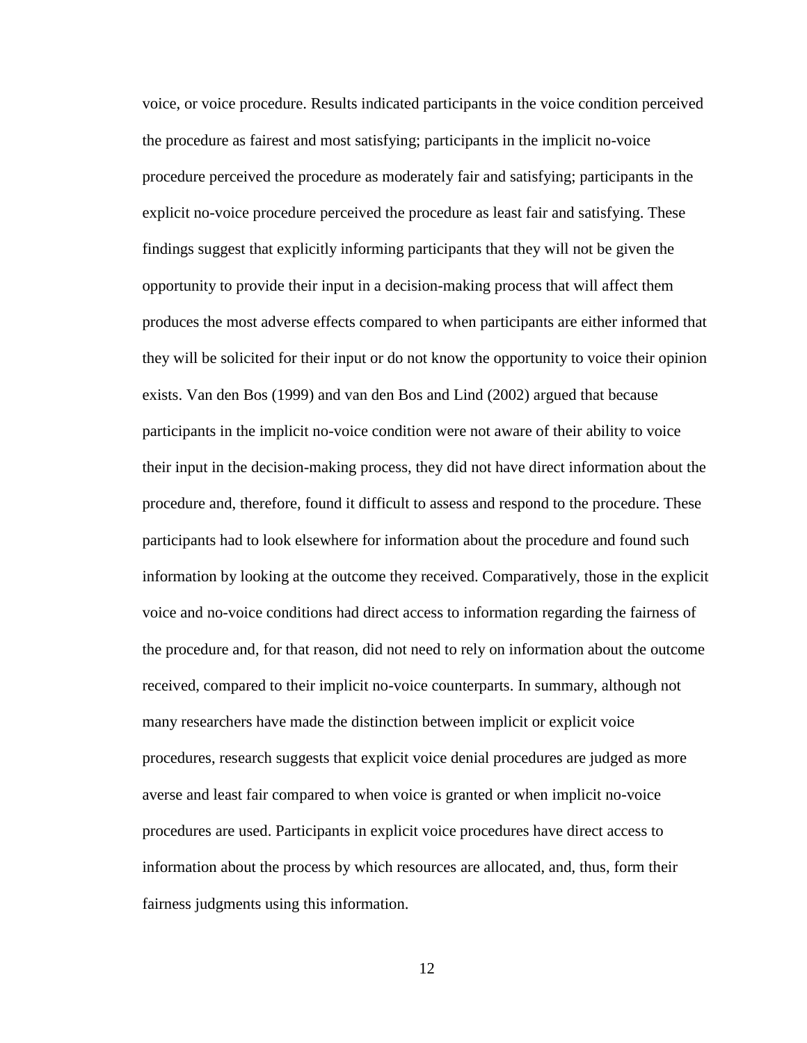voice, or voice procedure. Results indicated participants in the voice condition perceived the procedure as fairest and most satisfying; participants in the implicit no-voice procedure perceived the procedure as moderately fair and satisfying; participants in the explicit no-voice procedure perceived the procedure as least fair and satisfying. These findings suggest that explicitly informing participants that they will not be given the opportunity to provide their input in a decision-making process that will affect them produces the most adverse effects compared to when participants are either informed that they will be solicited for their input or do not know the opportunity to voice their opinion exists. Van den Bos (1999) and van den Bos and Lind (2002) argued that because participants in the implicit no-voice condition were not aware of their ability to voice their input in the decision-making process, they did not have direct information about the procedure and, therefore, found it difficult to assess and respond to the procedure. These participants had to look elsewhere for information about the procedure and found such information by looking at the outcome they received. Comparatively, those in the explicit voice and no-voice conditions had direct access to information regarding the fairness of the procedure and, for that reason, did not need to rely on information about the outcome received, compared to their implicit no-voice counterparts. In summary, although not many researchers have made the distinction between implicit or explicit voice procedures, research suggests that explicit voice denial procedures are judged as more averse and least fair compared to when voice is granted or when implicit no-voice procedures are used. Participants in explicit voice procedures have direct access to information about the process by which resources are allocated, and, thus, form their fairness judgments using this information.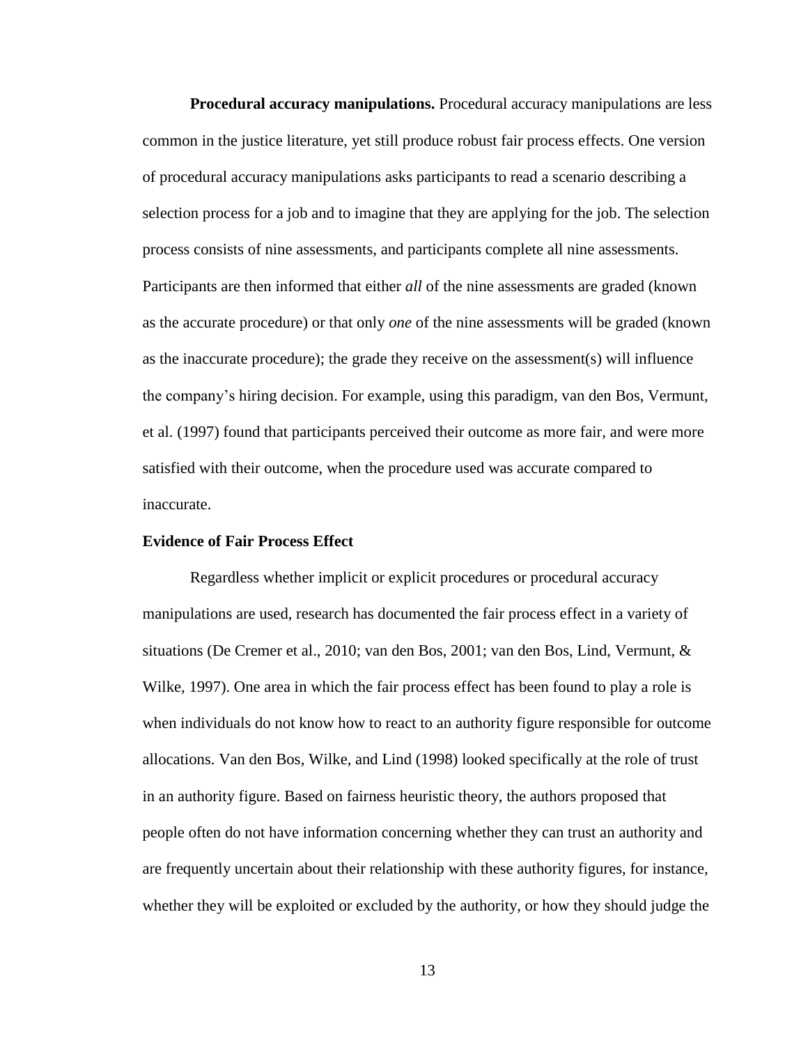**Procedural accuracy manipulations.** Procedural accuracy manipulations are less common in the justice literature, yet still produce robust fair process effects. One version of procedural accuracy manipulations asks participants to read a scenario describing a selection process for a job and to imagine that they are applying for the job. The selection process consists of nine assessments, and participants complete all nine assessments. Participants are then informed that either *all* of the nine assessments are graded (known as the accurate procedure) or that only *one* of the nine assessments will be graded (known as the inaccurate procedure); the grade they receive on the assessment(s) will influence the company's hiring decision. For example, using this paradigm, van den Bos, Vermunt, et al. (1997) found that participants perceived their outcome as more fair, and were more satisfied with their outcome, when the procedure used was accurate compared to inaccurate.

### Evidence of Fair Process Effect

Regardless whether implicit or explicit procedures or procedural accuracy manipulations are used, research has documented the fair process effect in a variety of situations (De Cremer et al., 2010; van den Bos, 2001; van den Bos, Lind, Vermunt, & Wilke, 1997). One area in which the fair process effect has been found to play a role is when individuals do not know how to react to an authority figure responsible for outcome allocations. Van den Bos, Wilke, and Lind (1998) looked specifically at the role of trust in an authority figure. Based on fairness heuristic theory, the authors proposed that people often do not have information concerning whether they can trust an authority and are frequently uncertain about their relationship with these authority figures, for instance, whether they will be exploited or excluded by the authority, or how they should judge the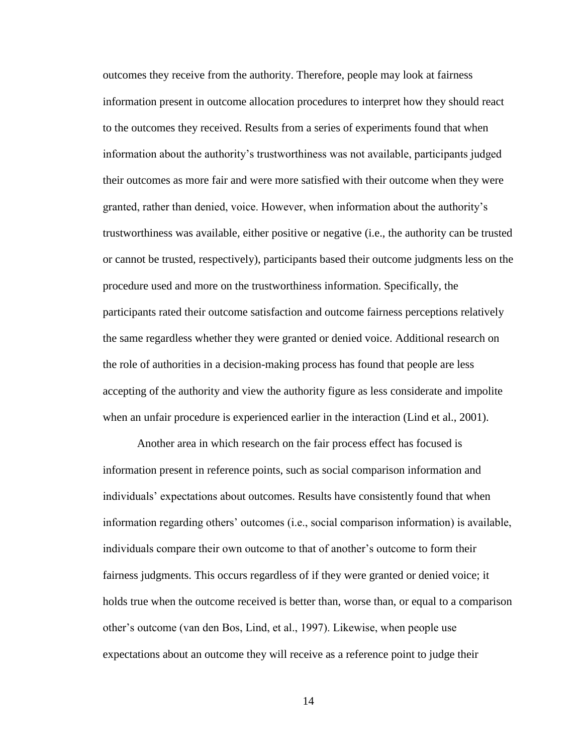outcomes they receive from the authority. Therefore, people may look at fairness information present in outcome allocation procedures to interpret how they should react to the outcomes they received. Results from a series of experiments found that when information about the authority's trustworthiness was not available, participants judged their outcomes as more fair and were more satisfied with their outcome when they were granted, rather than denied, voice. However, when information about the authority's trustworthiness was available, either positive or negative (i.e., the authority can be trusted or cannot be trusted, respectively), participants based their outcome judgments less on the procedure used and more on the trustworthiness information. Specifically, the participants rated their outcome satisfaction and outcome fairness perceptions relatively the same regardless whether they were granted or denied voice. Additional research on the role of authorities in a decision-making process has found that people are less accepting of the authority and view the authority figure as less considerate and impolite when an unfair procedure is experienced earlier in the interaction (Lind et al., 2001).

Another area in which research on the fair process effect has focused is information present in reference points, such as social comparison information and individuals' expectations about outcomes. Results have consistently found that when information regarding others' outcomes (i.e., social comparison information) is available, individuals compare their own outcome to that of another's outcome to form their fairness judgments. This occurs regardless of if they were granted or denied voice; it holds true when the outcome received is better than, worse than, or equal to a comparison other's outcome (van den Bos, Lind, et al., 1997). Likewise, when people use expectations about an outcome they will receive as a reference point to judge their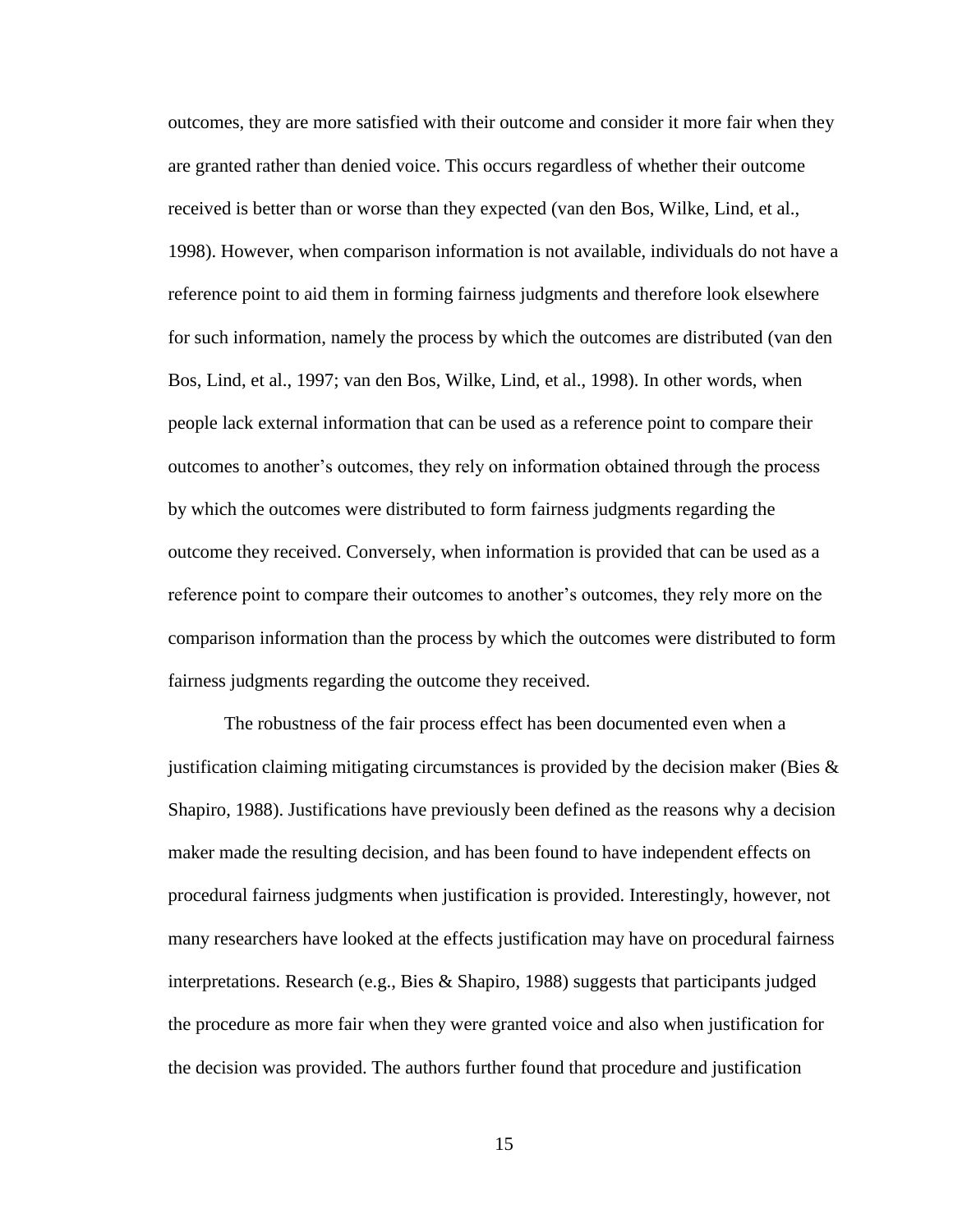outcomes, they are more satisfied with their outcome and consider it more fair when they are granted rather than denied voice. This occurs regardless of whether their outcome received is better than or worse than they expected (van den Bos, Wilke, Lind, et al., 1998). However, when comparison information is not available, individuals do not have a reference point to aid them in forming fairness judgments and therefore look elsewhere for such information, namely the process by which the outcomes are distributed (van den Bos, Lind, et al., 1997; van den Bos, Wilke, Lind, et al., 1998). In other words, when people lack external information that can be used as a reference point to compare their outcomes to another's outcomes, they rely on information obtained through the process by which the outcomes were distributed to form fairness judgments regarding the outcome they received. Conversely, when information is provided that can be used as a reference point to compare their outcomes to another's outcomes, they rely more on the comparison information than the process by which the outcomes were distributed to form fairness judgments regarding the outcome they received.

The robustness of the fair process effect has been documented even when a justification claiming mitigating circumstances is provided by the decision maker (Bies & Shapiro, 1988). Justifications have previously been defined as the reasons why a decision maker made the resulting decision, and has been found to have independent effects on procedural fairness judgments when justification is provided. Interestingly, however, not many researchers have looked at the effects justification may have on procedural fairness interpretations. Research (e.g., Bies & Shapiro, 1988) suggests that participants judged the procedure as more fair when they were granted voice and also when justification for the decision was provided. The authors further found that procedure and justification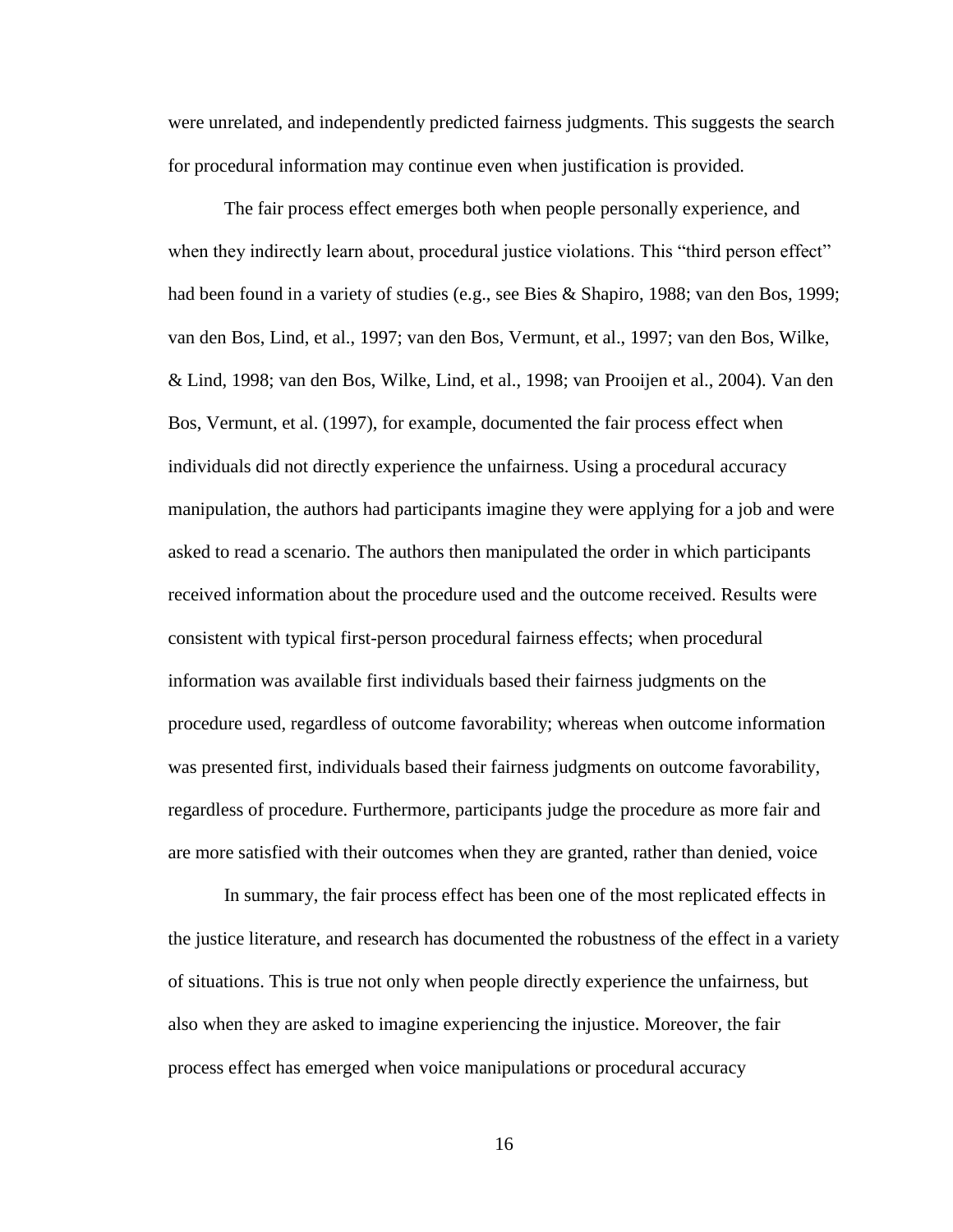were unrelated, and independently predicted fairness judgments. This suggests the search for procedural information may continue even when justification is provided.

The fair process effect emerges both when people personally experience, and when they indirectly learn about, procedural justice violations. This "third person effect" had been found in a variety of studies (e.g., see Bies & Shapiro, 1988; van den Bos, 1999; van den Bos, Lind, et al., 1997; van den Bos, Vermunt, et al., 1997; van den Bos, Wilke, & Lind, 1998; van den Bos, Wilke, Lind, et al., 1998; van Prooijen et al., 2004). Van den Bos, Vermunt, et al. (1997), for example, documented the fair process effect when individuals did not directly experience the unfairness. Using a procedural accuracy manipulation, the authors had participants imagine they were applying for a job and were asked to read a scenario. The authors then manipulated the order in which participants received information about the procedure used and the outcome received. Results were consistent with typical first-person procedural fairness effects; when procedural information was available first individuals based their fairness judgments on the procedure used, regardless of outcome favorability; whereas when outcome information was presented first, individuals based their fairness judgments on outcome favorability, regardless of procedure. Furthermore, participants judge the procedure as more fair and are more satisfied with their outcomes when they are granted, rather than denied, voice

In summary, the fair process effect has been one of the most replicated effects in the justice literature, and research has documented the robustness of the effect in a variety of situations. This is true not only when people directly experience the unfairness, but also when they are asked to imagine experiencing the injustice. Moreover, the fair process effect has emerged when voice manipulations or procedural accuracy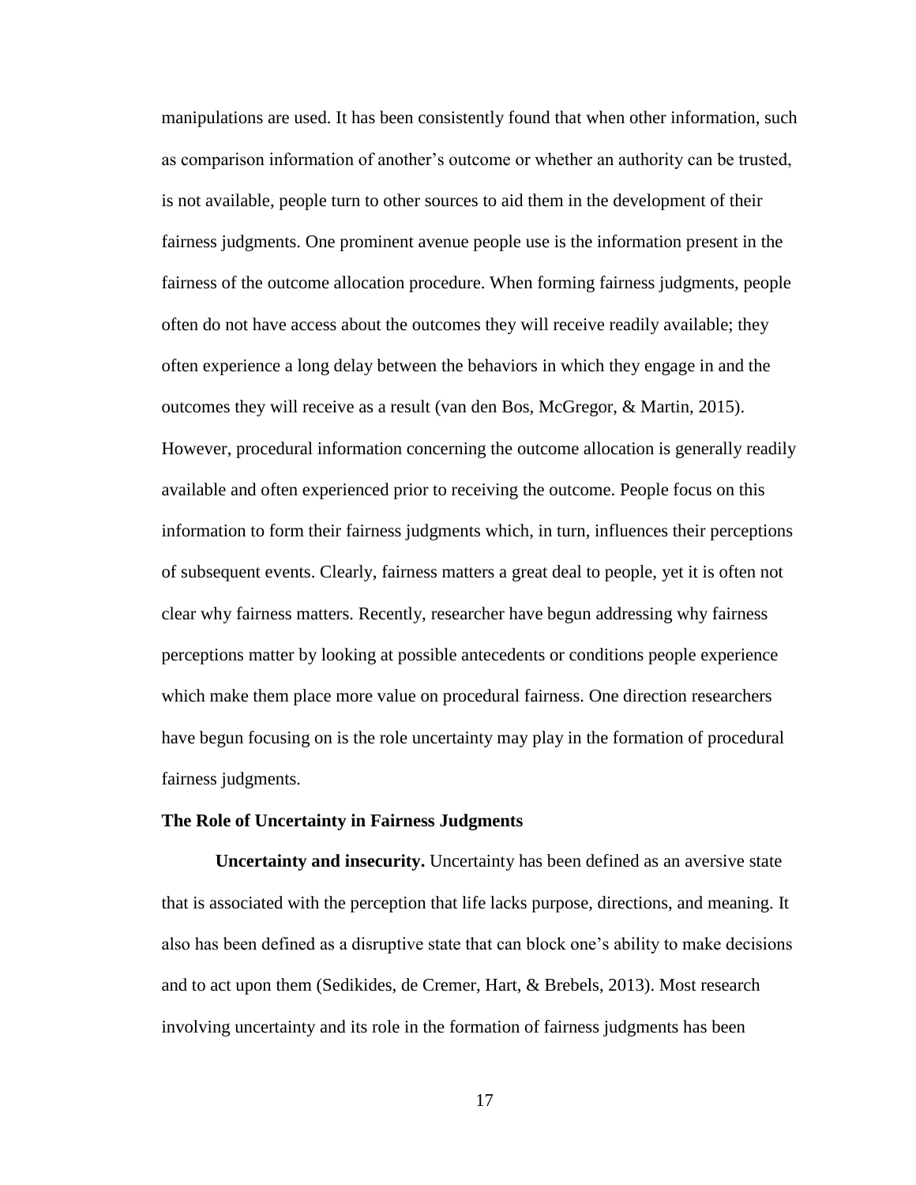manipulations are used. It has been consistently found that when other information, such as comparison information of another's outcome or whether an authority can be trusted, is not available, people turn to other sources to aid them in the development of their fairness judgments. One prominent avenue people use is the information present in the fairness of the outcome allocation procedure. When forming fairness judgments, people often do not have access about the outcomes they will receive readily available; they often experience a long delay between the behaviors in which they engage in and the outcomes they will receive as a result (van den Bos, McGregor, & Martin, 2015). However, procedural information concerning the outcome allocation is generally readily available and often experienced prior to receiving the outcome. People focus on this information to form their fairness judgments which, in turn, influences their perceptions of subsequent events. Clearly, fairness matters a great deal to people, yet it is often not clear why fairness matters. Recently, researcher have begun addressing why fairness perceptions matter by looking at possible antecedents or conditions people experience which make them place more value on procedural fairness. One direction researchers have begun focusing on is the role uncertainty may play in the formation of procedural fairness judgments.

## The Role of Uncertainty in Fairness Judgments

**Uncertainty and insecurity.** Uncertainty has been defined as an aversive state that is associated with the perception that life lacks purpose, directions, and meaning. It also has been defined as a disruptive state that can block one's ability to make decisions and to act upon them (Sedikides, de Cremer, Hart, & Brebels, 2013). Most research involving uncertainty and its role in the formation of fairness judgments has been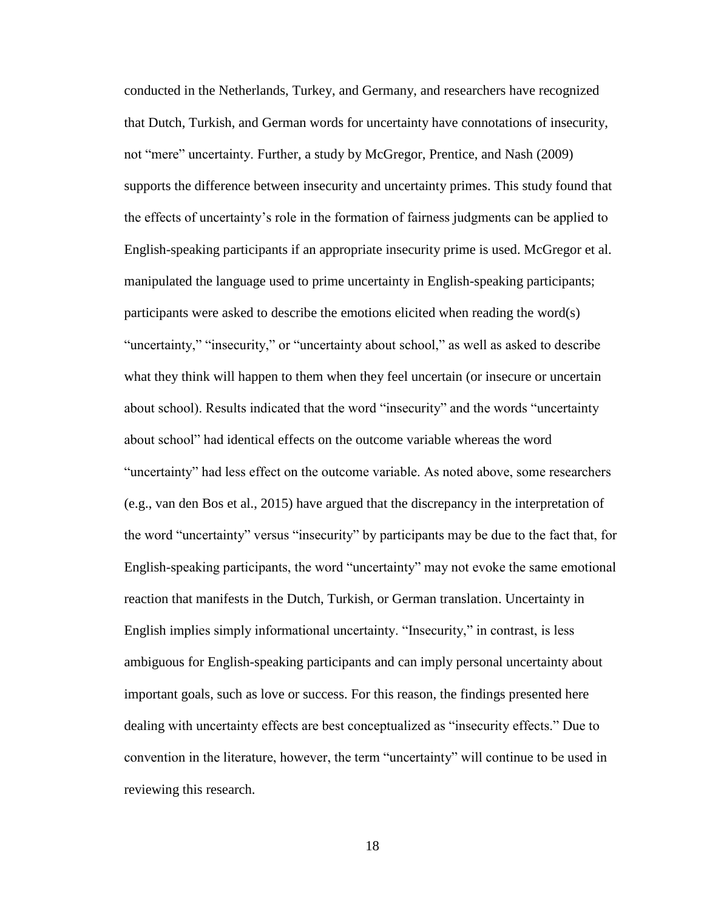conducted in the Netherlands, Turkey, and Germany, and researchers have recognized that Dutch, Turkish, and German words for uncertainty have connotations of insecurity, not "mere" uncertainty. Further, a study by McGregor, Prentice, and Nash (2009) supports the difference between insecurity and uncertainty primes. This study found that the effects of uncertainty's role in the formation of fairness judgments can be applied to English-speaking participants if an appropriate insecurity prime is used. McGregor et al. manipulated the language used to prime uncertainty in English-speaking participants; participants were asked to describe the emotions elicited when reading the word(s) "uncertainty," "insecurity," or "uncertainty about school," as well as asked to describe what they think will happen to them when they feel uncertain (or insecure or uncertain about school). Results indicated that the word "insecurity" and the words "uncertainty about school" had identical effects on the outcome variable whereas the word "uncertainty" had less effect on the outcome variable. As noted above, some researchers (e.g., van den Bos et al., 2015) have argued that the discrepancy in the interpretation of the word "uncertainty" versus "insecurity" by participants may be due to the fact that, for English-speaking participants, the word "uncertainty" may not evoke the same emotional reaction that manifests in the Dutch, Turkish, or German translation. Uncertainty in English implies simply informational uncertainty. "Insecurity," in contrast, is less ambiguous for English-speaking participants and can imply personal uncertainty about important goals, such as love or success. For this reason, the findings presented here dealing with uncertainty effects are best conceptualized as "insecurity effects." Due to convention in the literature, however, the term "uncertainty" will continue to be used in reviewing this research.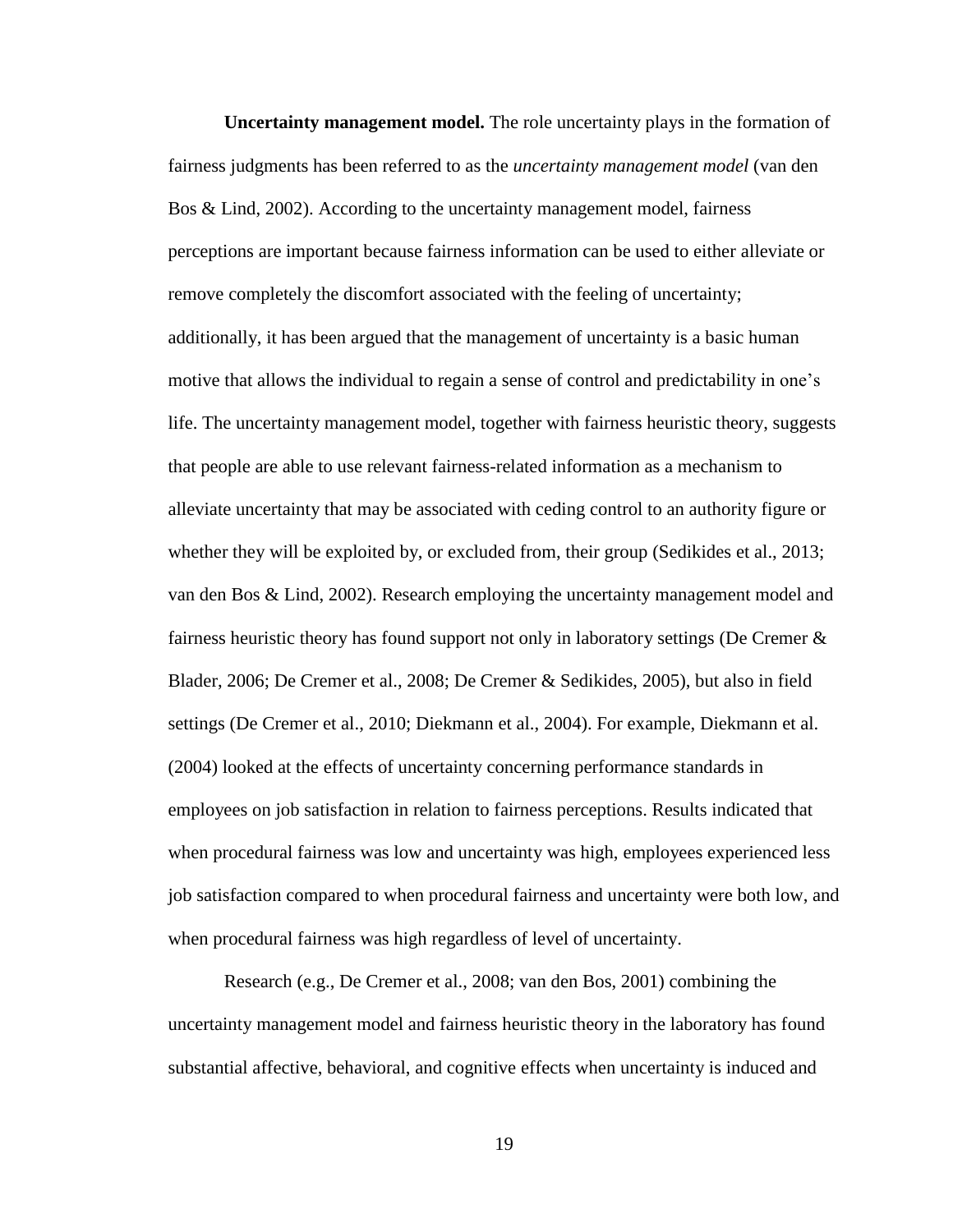**Uncertainty management model.** The role uncertainty plays in the formation of fairness judgments has been referred to as the *uncertainty management model* (van den Bos & Lind, 2002). According to the uncertainty management model, fairness perceptions are important because fairness information can be used to either alleviate or remove completely the discomfort associated with the feeling of uncertainty; additionally, it has been argued that the management of uncertainty is a basic human motive that allows the individual to regain a sense of control and predictability in one's life. The uncertainty management model, together with fairness heuristic theory, suggests that people are able to use relevant fairness-related information as a mechanism to alleviate uncertainty that may be associated with ceding control to an authority figure or whether they will be exploited by, or excluded from, their group (Sedikides et al., 2013; van den Bos & Lind, 2002). Research employing the uncertainty management model and fairness heuristic theory has found support not only in laboratory settings (De Cremer & Blader, 2006; De Cremer et al., 2008; De Cremer & Sedikides, 2005), but also in field settings (De Cremer et al., 2010; Diekmann et al., 2004). For example, Diekmann et al. (2004) looked at the effects of uncertainty concerning performance standards in employees on job satisfaction in relation to fairness perceptions. Results indicated that when procedural fairness was low and uncertainty was high, employees experienced less job satisfaction compared to when procedural fairness and uncertainty were both low, and when procedural fairness was high regardless of level of uncertainty.

Research (e.g., De Cremer et al., 2008; van den Bos, 2001) combining the uncertainty management model and fairness heuristic theory in the laboratory has found substantial affective, behavioral, and cognitive effects when uncertainty is induced and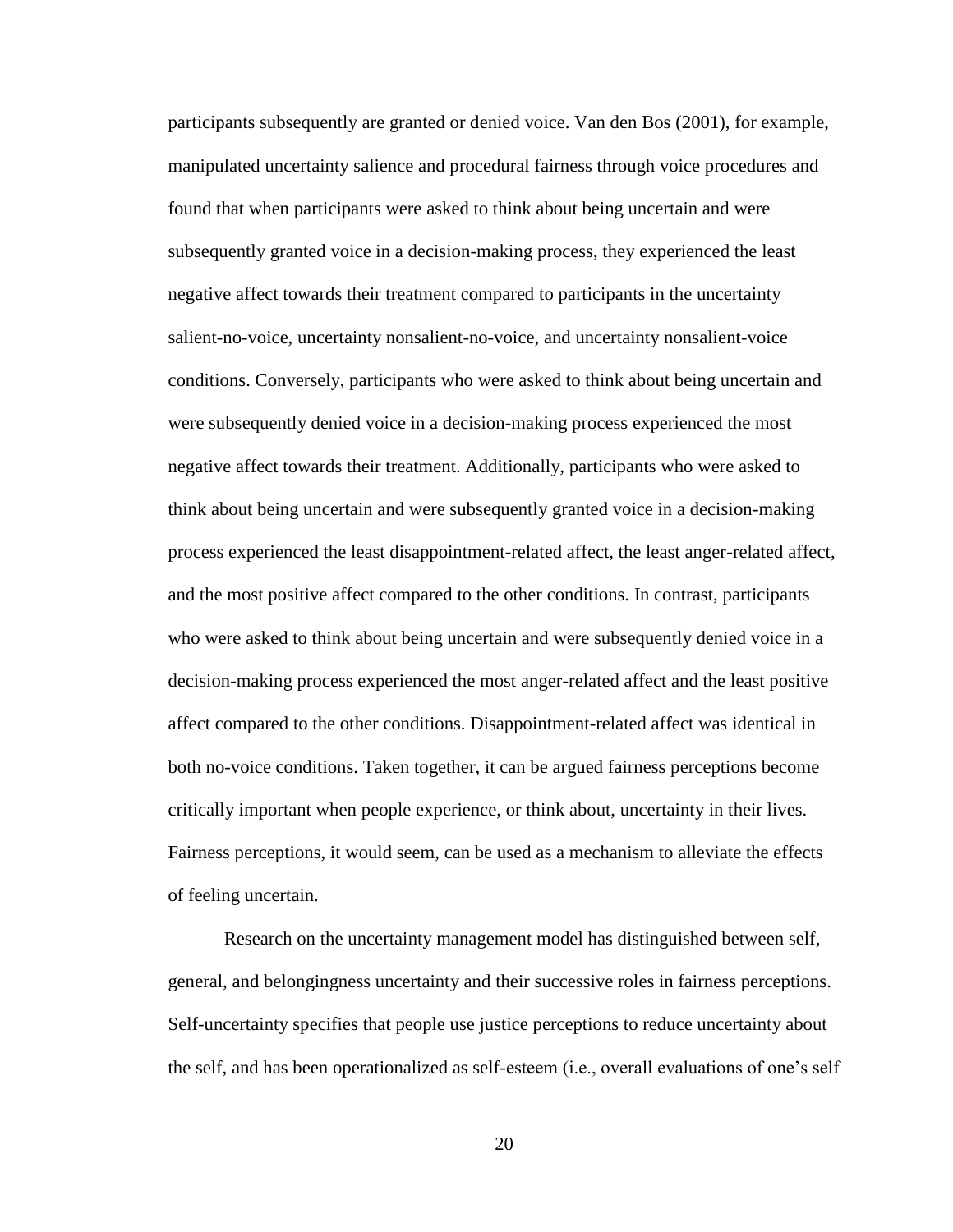participants subsequently are granted or denied voice. Van den Bos (2001), for example, manipulated uncertainty salience and procedural fairness through voice procedures and found that when participants were asked to think about being uncertain and were subsequently granted voice in a decision-making process, they experienced the least negative affect towards their treatment compared to participants in the uncertainty salient-no-voice, uncertainty nonsalient-no-voice, and uncertainty nonsalient-voice conditions. Conversely, participants who were asked to think about being uncertain and were subsequently denied voice in a decision-making process experienced the most negative affect towards their treatment. Additionally, participants who were asked to think about being uncertain and were subsequently granted voice in a decision-making process experienced the least disappointment-related affect, the least anger-related affect, and the most positive affect compared to the other conditions. In contrast, participants who were asked to think about being uncertain and were subsequently denied voice in a decision-making process experienced the most anger-related affect and the least positive affect compared to the other conditions. Disappointment-related affect was identical in both no-voice conditions. Taken together, it can be argued fairness perceptions become critically important when people experience, or think about, uncertainty in their lives. Fairness perceptions, it would seem, can be used as a mechanism to alleviate the effects of feeling uncertain.

Research on the uncertainty management model has distinguished between self, general, and belongingness uncertainty and their successive roles in fairness perceptions. Self-uncertainty specifies that people use justice perceptions to reduce uncertainty about the self, and has been operationalized as self-esteem (i.e., overall evaluations of one's self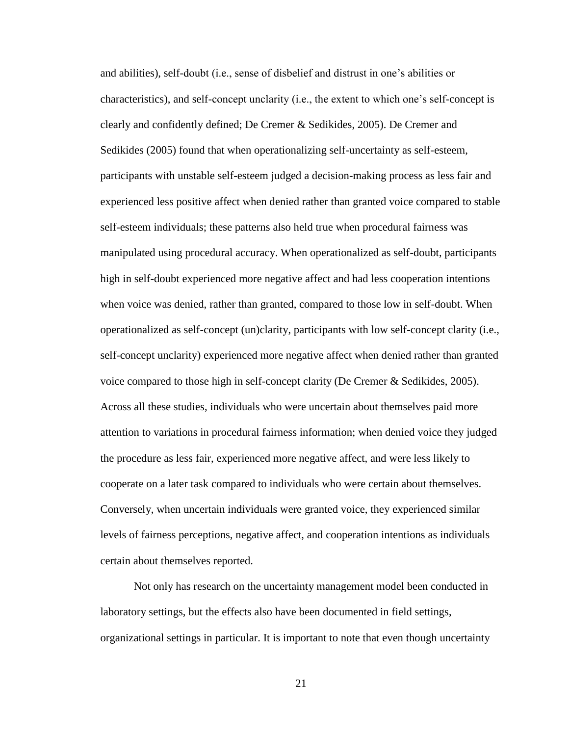and abilities), self-doubt (i.e., sense of disbelief and distrust in one's abilities or characteristics), and self-concept unclarity (i.e., the extent to which one's self-concept is clearly and confidently defined; De Cremer & Sedikides, 2005). De Cremer and Sedikides (2005) found that when operationalizing self-uncertainty as self-esteem, participants with unstable self-esteem judged a decision-making process as less fair and experienced less positive affect when denied rather than granted voice compared to stable self-esteem individuals; these patterns also held true when procedural fairness was manipulated using procedural accuracy. When operationalized as self-doubt, participants high in self-doubt experienced more negative affect and had less cooperation intentions when voice was denied, rather than granted, compared to those low in self-doubt. When operationalized as self-concept (un)clarity, participants with low self-concept clarity (i.e., self-concept unclarity) experienced more negative affect when denied rather than granted voice compared to those high in self-concept clarity (De Cremer & Sedikides, 2005). Across all these studies, individuals who were uncertain about themselves paid more attention to variations in procedural fairness information; when denied voice they judged the procedure as less fair, experienced more negative affect, and were less likely to cooperate on a later task compared to individuals who were certain about themselves. Conversely, when uncertain individuals were granted voice, they experienced similar levels of fairness perceptions, negative affect, and cooperation intentions as individuals certain about themselves reported.

Not only has research on the uncertainty management model been conducted in laboratory settings, but the effects also have been documented in field settings, organizational settings in particular. It is important to note that even though uncertainty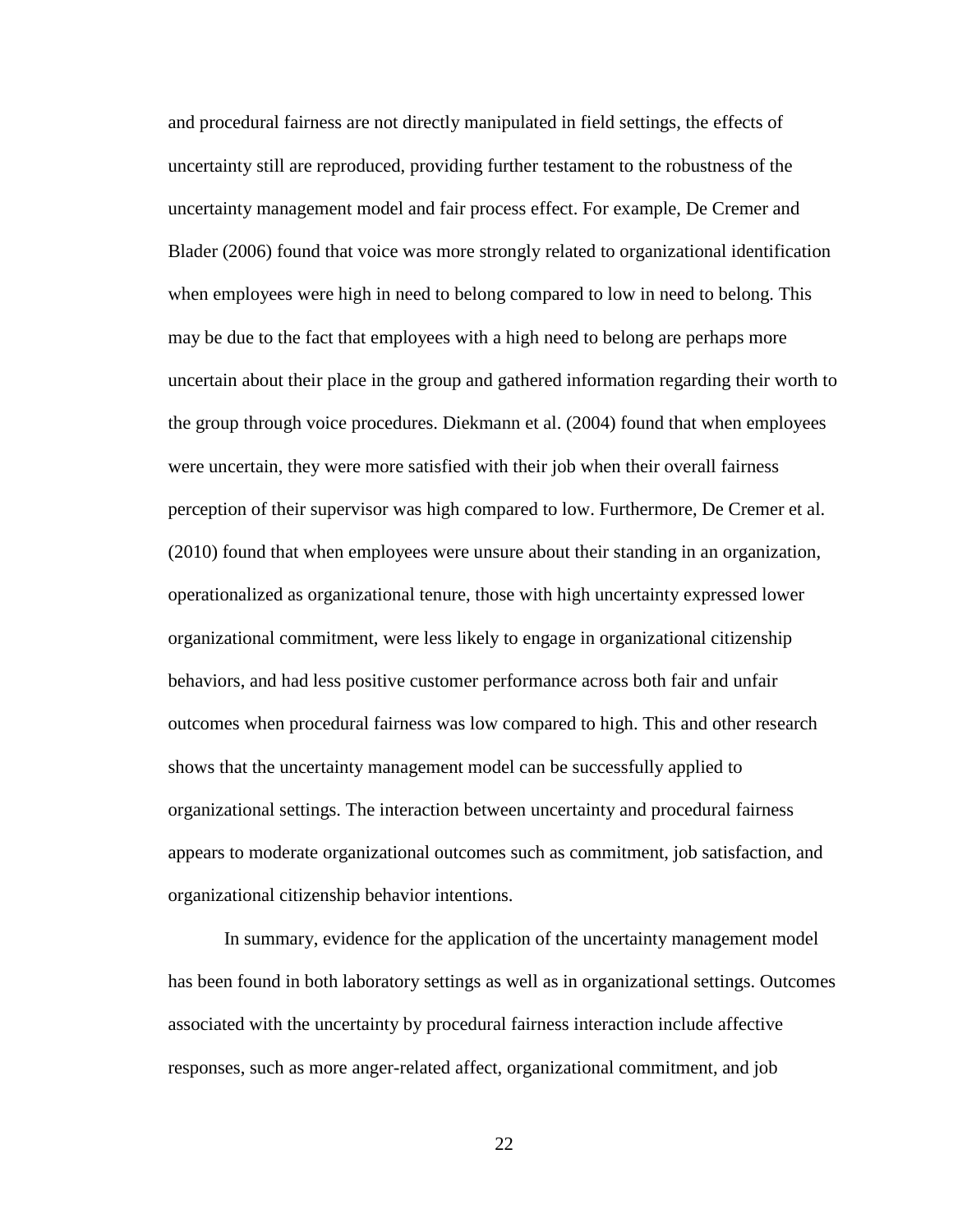and procedural fairness are not directly manipulated in field settings, the effects of uncertainty still are reproduced, providing further testament to the robustness of the uncertainty management model and fair process effect. For example, De Cremer and Blader (2006) found that voice was more strongly related to organizational identification when employees were high in need to belong compared to low in need to belong. This may be due to the fact that employees with a high need to belong are perhaps more uncertain about their place in the group and gathered information regarding their worth to the group through voice procedures. Diekmann et al. (2004) found that when employees were uncertain, they were more satisfied with their job when their overall fairness perception of their supervisor was high compared to low. Furthermore, De Cremer et al. (2010) found that when employees were unsure about their standing in an organization, operationalized as organizational tenure, those with high uncertainty expressed lower organizational commitment, were less likely to engage in organizational citizenship behaviors, and had less positive customer performance across both fair and unfair outcomes when procedural fairness was low compared to high. This and other research shows that the uncertainty management model can be successfully applied to organizational settings. The interaction between uncertainty and procedural fairness appears to moderate organizational outcomes such as commitment, job satisfaction, and organizational citizenship behavior intentions.

In summary, evidence for the application of the uncertainty management model has been found in both laboratory settings as well as in organizational settings. Outcomes associated with the uncertainty by procedural fairness interaction include affective responses, such as more anger-related affect, organizational commitment, and job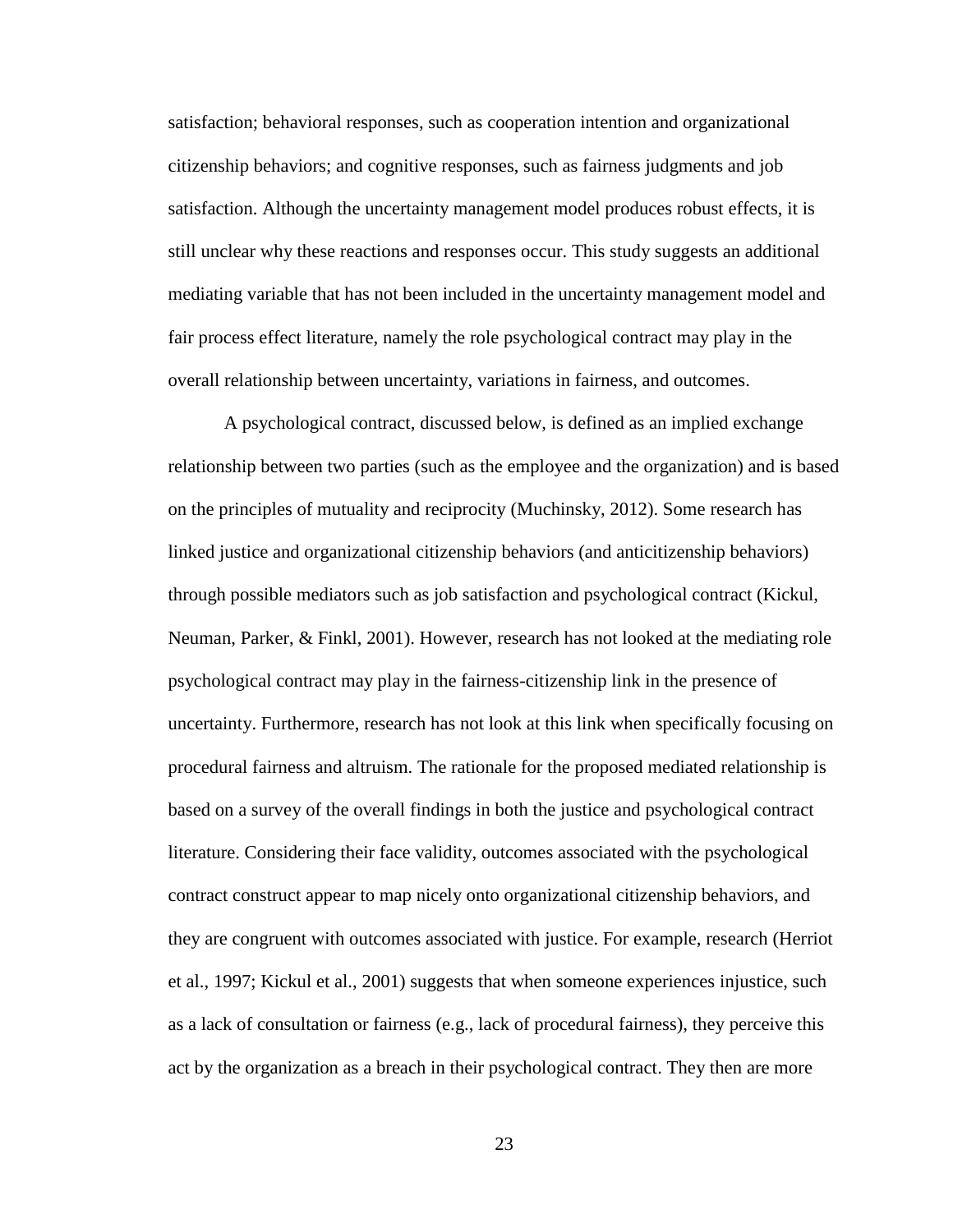satisfaction; behavioral responses, such as cooperation intention and organizational citizenship behaviors; and cognitive responses, such as fairness judgments and job satisfaction. Although the uncertainty management model produces robust effects, it is still unclear why these reactions and responses occur. This study suggests an additional mediating variable that has not been included in the uncertainty management model and fair process effect literature, namely the role psychological contract may play in the overall relationship between uncertainty, variations in fairness, and outcomes.

A psychological contract, discussed below, is defined as an implied exchange relationship between two parties (such as the employee and the organization) and is based on the principles of mutuality and reciprocity (Muchinsky, 2012). Some research has linked justice and organizational citizenship behaviors (and anticitizenship behaviors) through possible mediators such as job satisfaction and psychological contract (Kickul, Neuman, Parker, & Finkl, 2001). However, research has not looked at the mediating role psychological contract may play in the fairness-citizenship link in the presence of uncertainty. Furthermore, research has not look at this link when specifically focusing on procedural fairness and altruism. The rationale for the proposed mediated relationship is based on a survey of the overall findings in both the justice and psychological contract literature. Considering their face validity, outcomes associated with the psychological contract construct appear to map nicely onto organizational citizenship behaviors, and they are congruent with outcomes associated with justice. For example, research (Herriot et al., 1997; Kickul et al., 2001) suggests that when someone experiences injustice, such as a lack of consultation or fairness (e.g., lack of procedural fairness), they perceive this act by the organization as a breach in their psychological contract. They then are more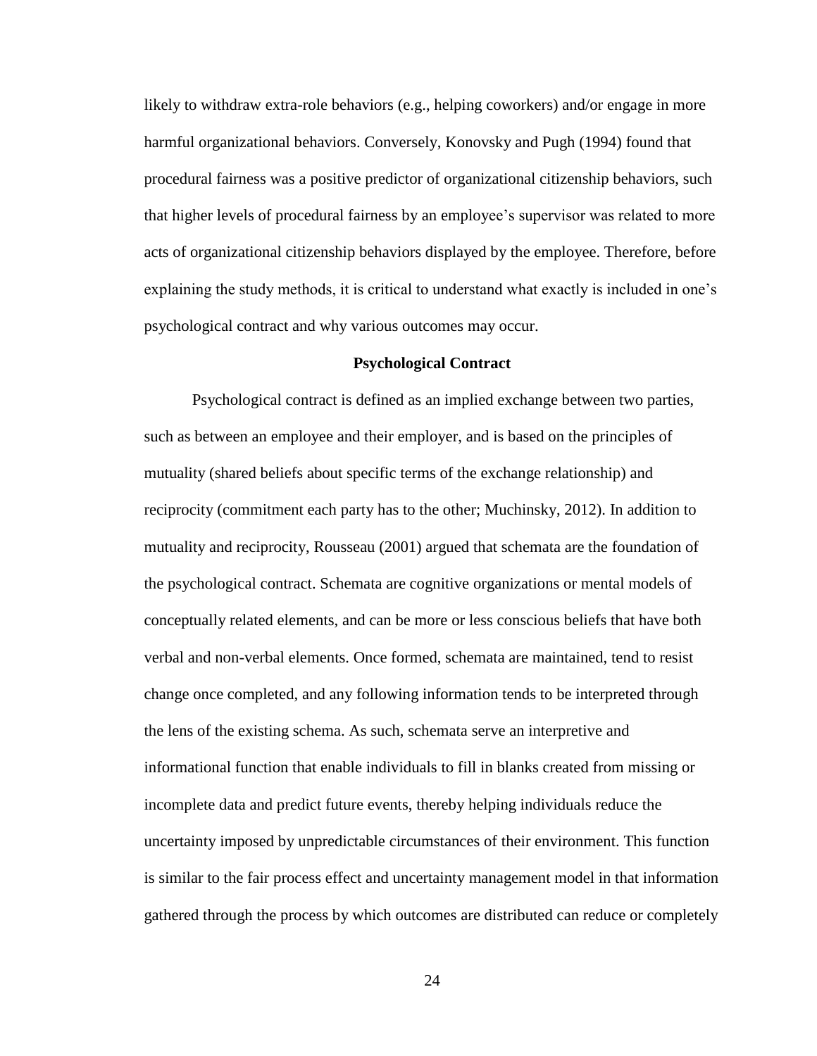likely to withdraw extra-role behaviors (e.g., helping coworkers) and/or engage in more harmful organizational behaviors. Conversely, Konovsky and Pugh (1994) found that procedural fairness was a positive predictor of organizational citizenship behaviors, such that higher levels of procedural fairness by an employee's supervisor was related to more acts of organizational citizenship behaviors displayed by the employee. Therefore, before explaining the study methods, it is critical to understand what exactly is included in one's psychological contract and why various outcomes may occur.

## Psychological Contract

Psychological contract is defined as an implied exchange between two parties, such as between an employee and their employer, and is based on the principles of mutuality (shared beliefs about specific terms of the exchange relationship) and reciprocity (commitment each party has to the other; Muchinsky, 2012). In addition to mutuality and reciprocity, Rousseau (2001) argued that schemata are the foundation of the psychological contract. Schemata are cognitive organizations or mental models of conceptually related elements, and can be more or less conscious beliefs that have both verbal and non-verbal elements. Once formed, schemata are maintained, tend to resist change once completed, and any following information tends to be interpreted through the lens of the existing schema. As such, schemata serve an interpretive and informational function that enable individuals to fill in blanks created from missing or incomplete data and predict future events, thereby helping individuals reduce the uncertainty imposed by unpredictable circumstances of their environment. This function is similar to the fair process effect and uncertainty management model in that information gathered through the process by which outcomes are distributed can reduce or completely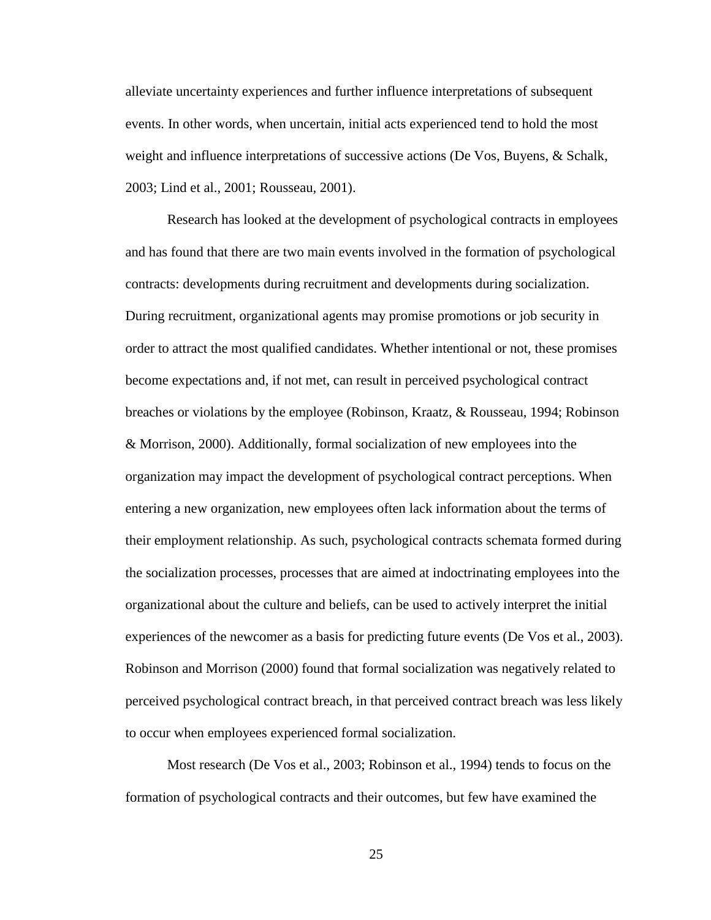alleviate uncertainty experiences and further influence interpretations of subsequent events. In other words, when uncertain, initial acts experienced tend to hold the most weight and influence interpretations of successive actions (De Vos, Buyens, & Schalk, 2003; Lind et al., 2001; Rousseau, 2001).

Research has looked at the development of psychological contracts in employees and has found that there are two main events involved in the formation of psychological contracts: developments during recruitment and developments during socialization. During recruitment, organizational agents may promise promotions or job security in order to attract the most qualified candidates. Whether intentional or not, these promises become expectations and, if not met, can result in perceived psychological contract breaches or violations by the employee (Robinson, Kraatz, & Rousseau, 1994; Robinson & Morrison, 2000). Additionally, formal socialization of new employees into the organization may impact the development of psychological contract perceptions. When entering a new organization, new employees often lack information about the terms of their employment relationship. As such, psychological contracts schemata formed during the socialization processes, processes that are aimed at indoctrinating employees into the organizational about the culture and beliefs, can be used to actively interpret the initial experiences of the newcomer as a basis for predicting future events (De Vos et al., 2003). Robinson and Morrison (2000) found that formal socialization was negatively related to perceived psychological contract breach, in that perceived contract breach was less likely to occur when employees experienced formal socialization.

Most research (De Vos et al., 2003; Robinson et al., 1994) tends to focus on the formation of psychological contracts and their outcomes, but few have examined the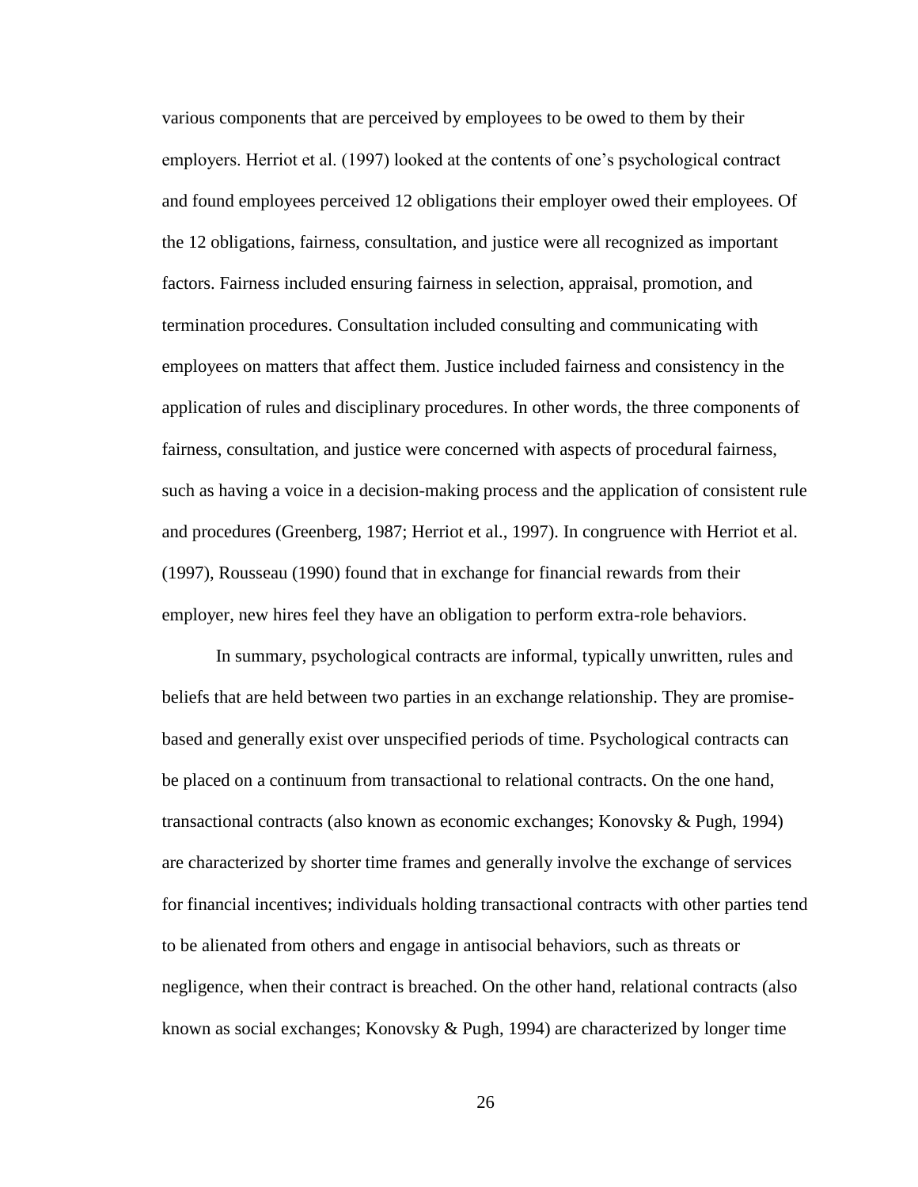various components that are perceived by employees to be owed to them by their employers. Herriot et al. (1997) looked at the contents of one's psychological contract and found employees perceived 12 obligations their employer owed their employees. Of the 12 obligations, fairness, consultation, and justice were all recognized as important factors. Fairness included ensuring fairness in selection, appraisal, promotion, and termination procedures. Consultation included consulting and communicating with employees on matters that affect them. Justice included fairness and consistency in the application of rules and disciplinary procedures. In other words, the three components of fairness, consultation, and justice were concerned with aspects of procedural fairness, such as having a voice in a decision-making process and the application of consistent rule and procedures (Greenberg, 1987; Herriot et al., 1997). In congruence with Herriot et al. (1997), Rousseau (1990) found that in exchange for financial rewards from their employer, new hires feel they have an obligation to perform extra-role behaviors.

In summary, psychological contracts are informal, typically unwritten, rules and beliefs that are held between two parties in an exchange relationship. They are promise-based and generally exist over unspecified periods of time. Psychological contracts can be placed on a continuum from transactional to relational contracts. On the one hand, transactional contracts (also known as economic exchanges; Konovsky & Pugh, 1994) are characterized by shorter time frames and generally involve the exchange of services for financial incentives; individuals holding transactional contracts with other parties tend to be alienated from others and engage in antisocial behaviors, such as threats or negligence, when their contract is breached. On the other hand, relational contracts (also known as social exchanges; Konovsky & Pugh, 1994) are characterized by longer time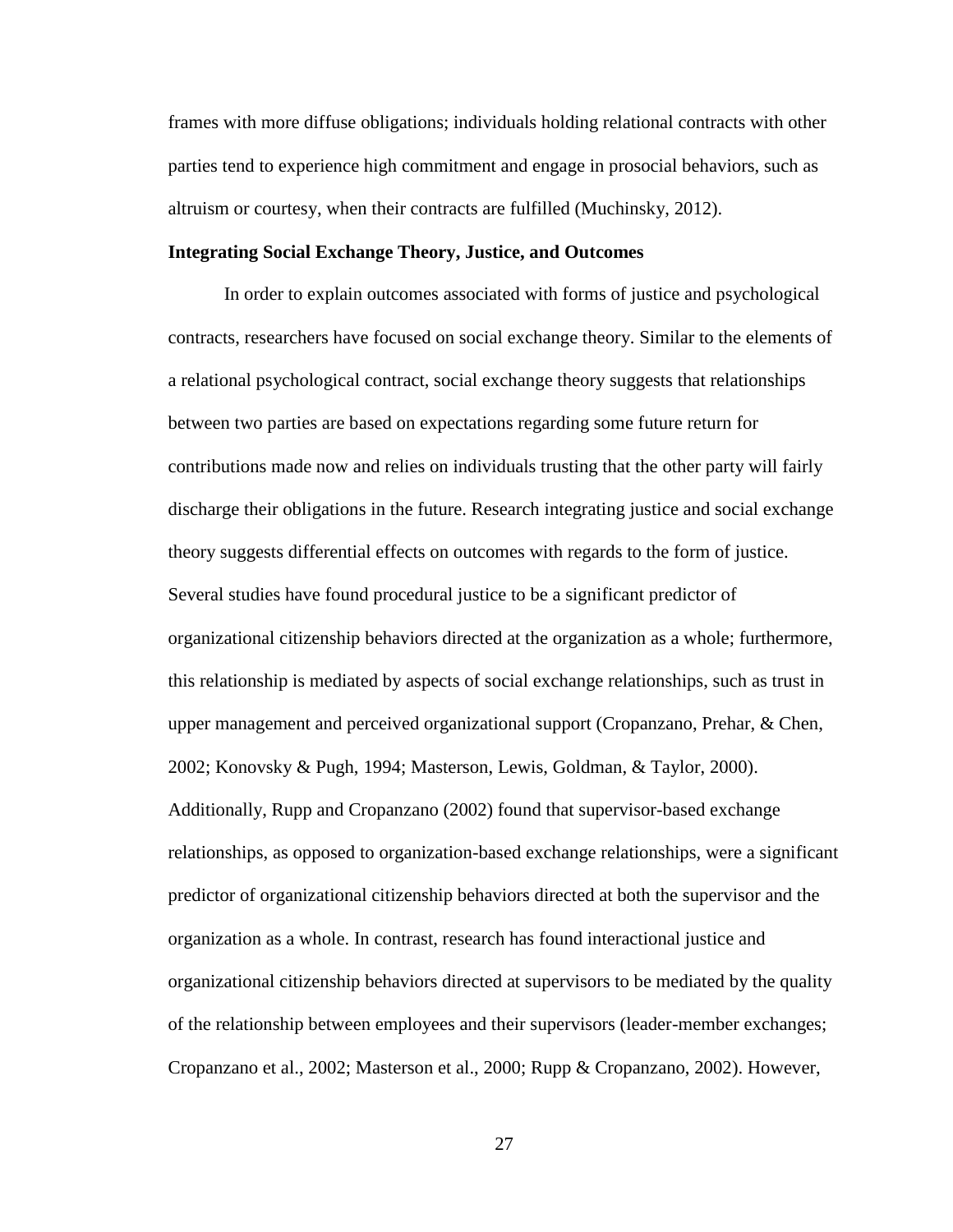frames with more diffuse obligations; individuals holding relational contracts with other parties tend to experience high commitment and engage in prosocial behaviors, such as altruism or courtesy, when their contracts are fulfilled (Muchinsky, 2012).

**Integrating Social Exchange Theory, Justice, and Outcomes**

In order to explain outcomes associated with forms of justice and psychological contracts, researchers have focused on social exchange theory. Similar to the elements of a relational psychological contract, social exchange theory suggests that relationships between two parties are based on expectations regarding some future return for contributions made now and relies on individuals trusting that the other party will fairly discharge their obligations in the future. Research integrating justice and social exchange theory suggests differential effects on outcomes with regards to the form of justice. Several studies have found procedural justice to be a significant predictor of organizational citizenship behaviors directed at the organization as a whole; furthermore, this relationship is mediated by aspects of social exchange relationships, such as trust in upper management and perceived organizational support (Cropanzano, Prehar, & Chen, 2002; Konovsky & Pugh, 1994; Masterson, Lewis, Goldman, & Taylor, 2000). Additionally, Rupp and Cropanzano (2002) found that supervisor-based exchange relationships, as opposed to organization-based exchange relationships, were a significant predictor of organizational citizenship behaviors directed at both the supervisor and the organization as a whole. In contrast, research has found interactional justice and organizational citizenship behaviors directed at supervisors to be mediated by the quality of the relationship between employees and their supervisors (leader-member exchanges; Cropanzano et al., 2002; Masterson et al., 2000; Rupp & Cropanzano, 2002). However,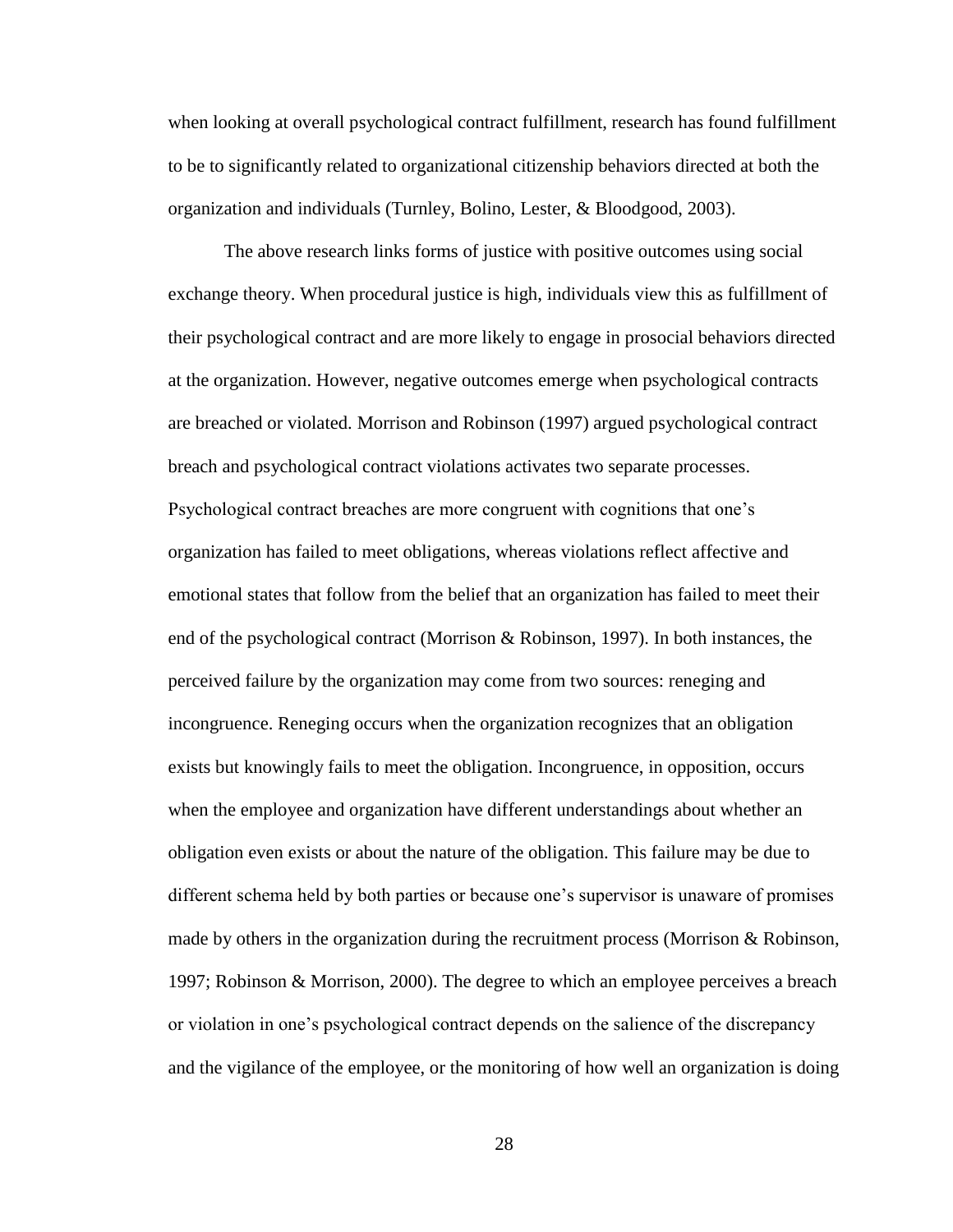when looking at overall psychological contract fulfillment, research has found fulfillment to be to significantly related to organizational citizenship behaviors directed at both the organization and individuals (Turnley, Bolino, Lester, & Bloodgood, 2003).

The above research links forms of justice with positive outcomes using social exchange theory. When procedural justice is high, individuals view this as fulfillment of their psychological contract and are more likely to engage in prosocial behaviors directed at the organization. However, negative outcomes emerge when psychological contracts are breached or violated. Morrison and Robinson (1997) argued psychological contract breach and psychological contract violations activates two separate processes. Psychological contract breaches are more congruent with cognitions that one's organization has failed to meet obligations, whereas violations reflect affective and emotional states that follow from the belief that an organization has failed to meet their end of the psychological contract (Morrison & Robinson, 1997). In both instances, the perceived failure by the organization may come from two sources: reneging and incongruence. Reneging occurs when the organization recognizes that an obligation exists but knowingly fails to meet the obligation. Incongruence, in opposition, occurs when the employee and organization have different understandings about whether an obligation even exists or about the nature of the obligation. This failure may be due to different schema held by both parties or because one's supervisor is unaware of promises made by others in the organization during the recruitment process (Morrison & Robinson, 1997; Robinson & Morrison, 2000). The degree to which an employee perceives a breach or violation in one's psychological contract depends on the salience of the discrepancy and the vigilance of the employee, or the monitoring of how well an organization is doing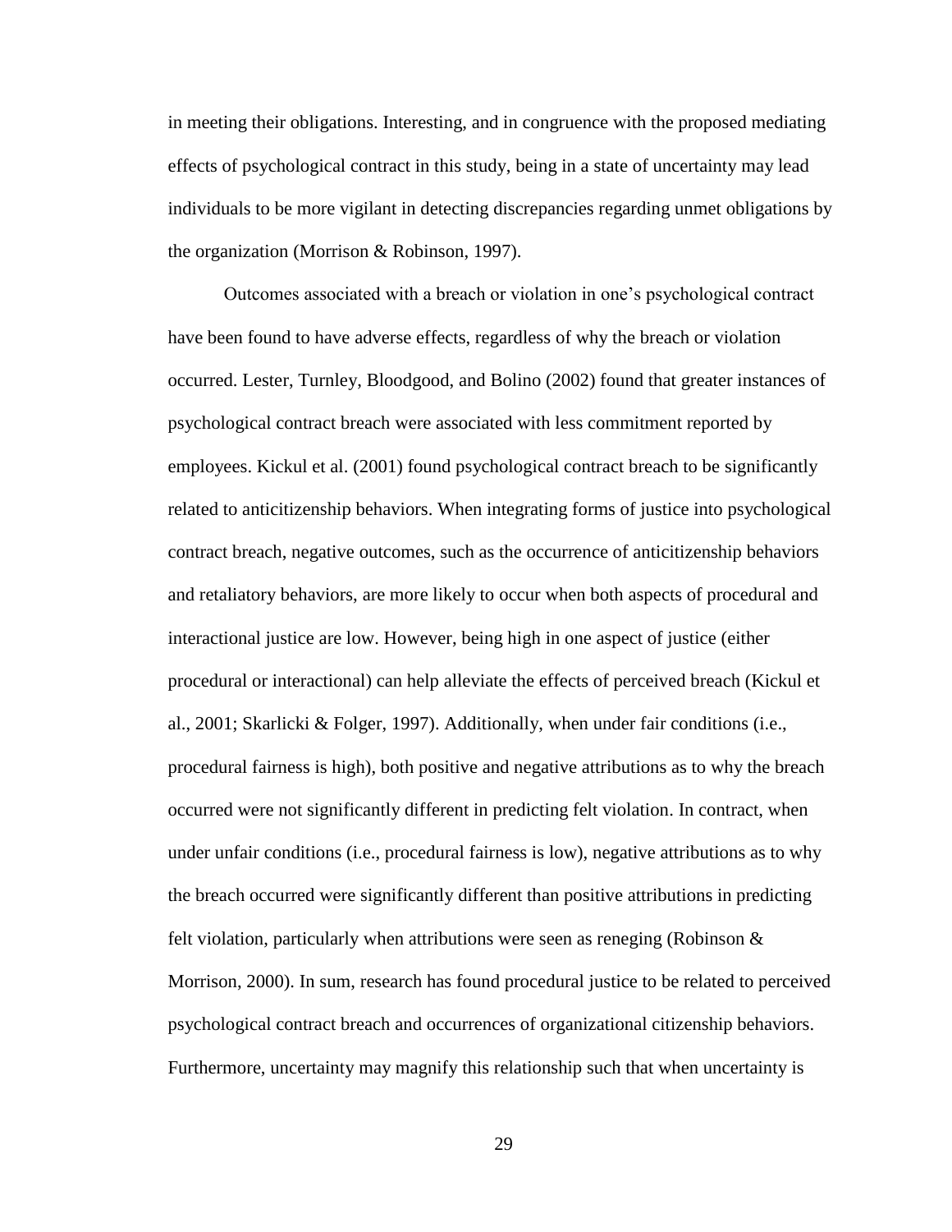in meeting their obligations. Interesting, and in congruence with the proposed mediating effects of psychological contract in this study, being in a state of uncertainty may lead individuals to be more vigilant in detecting discrepancies regarding unmet obligations by the organization (Morrison & Robinson, 1997).

Outcomes associated with a breach or violation in one's psychological contract have been found to have adverse effects, regardless of why the breach or violation occurred. Lester, Turnley, Bloodgood, and Bolino (2002) found that greater instances of psychological contract breach were associated with less commitment reported by employees. Kickul et al. (2001) found psychological contract breach to be significantly related to anticitizenship behaviors. When integrating forms of justice into psychological contract breach, negative outcomes, such as the occurrence of anticitizenship behaviors and retaliatory behaviors, are more likely to occur when both aspects of procedural and interactional justice are low. However, being high in one aspect of justice (either procedural or interactional) can help alleviate the effects of perceived breach (Kickul et al., 2001; Skarlicki & Folger, 1997). Additionally, when under fair conditions (i.e., procedural fairness is high), both positive and negative attributions as to why the breach occurred were not significantly different in predicting felt violation. In contract, when under unfair conditions (i.e., procedural fairness is low), negative attributions as to why the breach occurred were significantly different than positive attributions in predicting felt violation, particularly when attributions were seen as reneging (Robinson & Morrison, 2000). In sum, research has found procedural justice to be related to perceived psychological contract breach and occurrences of organizational citizenship behaviors. Furthermore, uncertainty may magnify this relationship such that when uncertainty is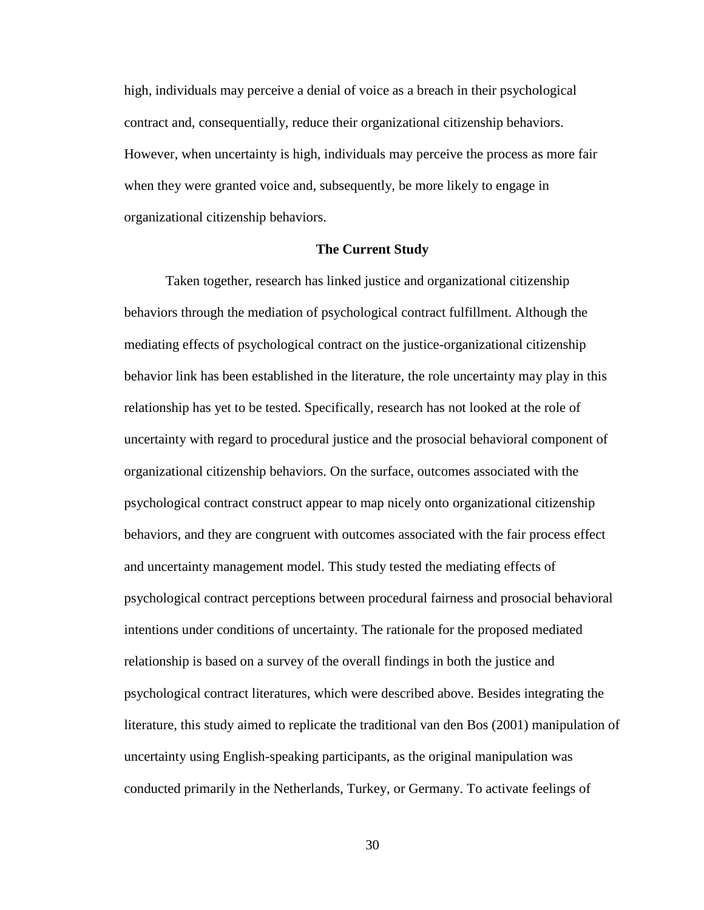high, individuals may perceive a denial of voice as a breach in their psychological contract and, consequentially, reduce their organizational citizenship behaviors. However, when uncertainty is high, individuals may perceive the process as more fair when they were granted voice and, subsequently, be more likely to engage in organizational citizenship behaviors.

## The Current Study

Taken together, research has linked justice and organizational citizenship behaviors through the mediation of psychological contract fulfillment. Although the mediating effects of psychological contract on the justice-organizational citizenship behavior link has been established in the literature, the role uncertainty may play in this relationship has yet to be tested. Specifically, research has not looked at the role of uncertainty with regard to procedural justice and the prosocial behavioral component of organizational citizenship behaviors. On the surface, outcomes associated with the psychological contract construct appear to map nicely onto organizational citizenship behaviors, and they are congruent with outcomes associated with the fair process effect and uncertainty management model. This study tested the mediating effects of psychological contract perceptions between procedural fairness and prosocial behavioral intentions under conditions of uncertainty. The rationale for the proposed mediated relationship is based on a survey of the overall findings in both the justice and psychological contract literatures, which were described above. Besides integrating the literature, this study aimed to replicate the traditional van den Bos (2001) manipulation of uncertainty using English-speaking participants, as the original manipulation was conducted primarily in the Netherlands, Turkey, or Germany. To activate feelings of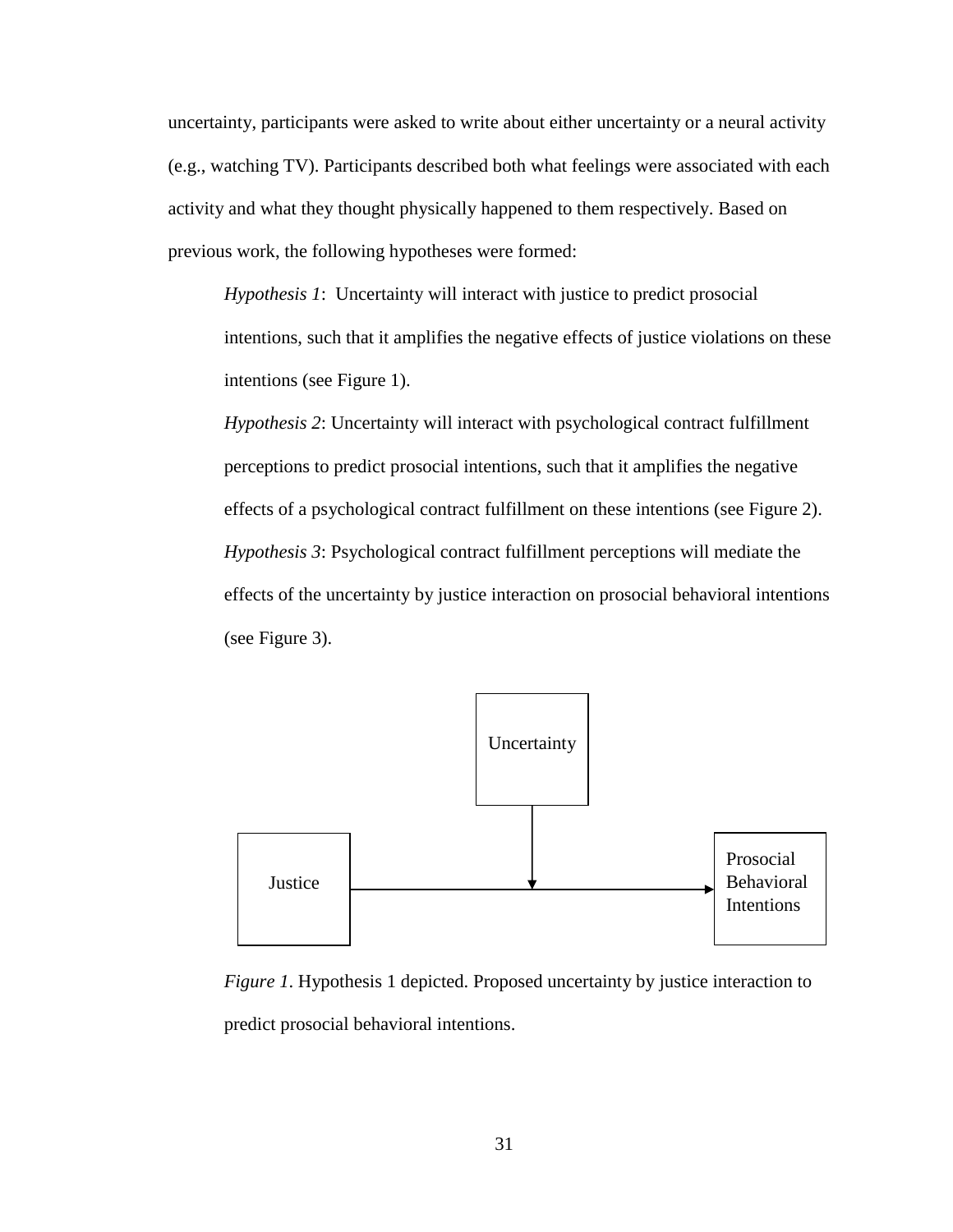uncertainty, participants were asked to write about either uncertainty or a neural activity (e.g., watching TV). Participants described both what feelings were associated with each activity and what they thought physically happened to them respectively. Based on previous work, the following hypotheses were formed:

> *Hypothesis 1*: Uncertainty will interact with justice to predict prosocial intentions, such that it amplifies the negative effects of justice violations on these intentions (see Figure 1).
>
> *Hypothesis 2*: Uncertainty will interact with psychological contract fulfillment perceptions to predict prosocial intentions, such that it amplifies the negative effects of a psychological contract fulfillment on these intentions (see Figure 2).
>
> *Hypothesis 3*: Psychological contract fulfillment perceptions will mediate the effects of the uncertainty by justice interaction on prosocial behavioral intentions (see Figure 3).

Uncertainty

Justice

Prosocial Behavioral Intentions

*Figure 1*. Hypothesis 1 depicted. Proposed uncertainty by justice interaction to predict prosocial behavioral intentions.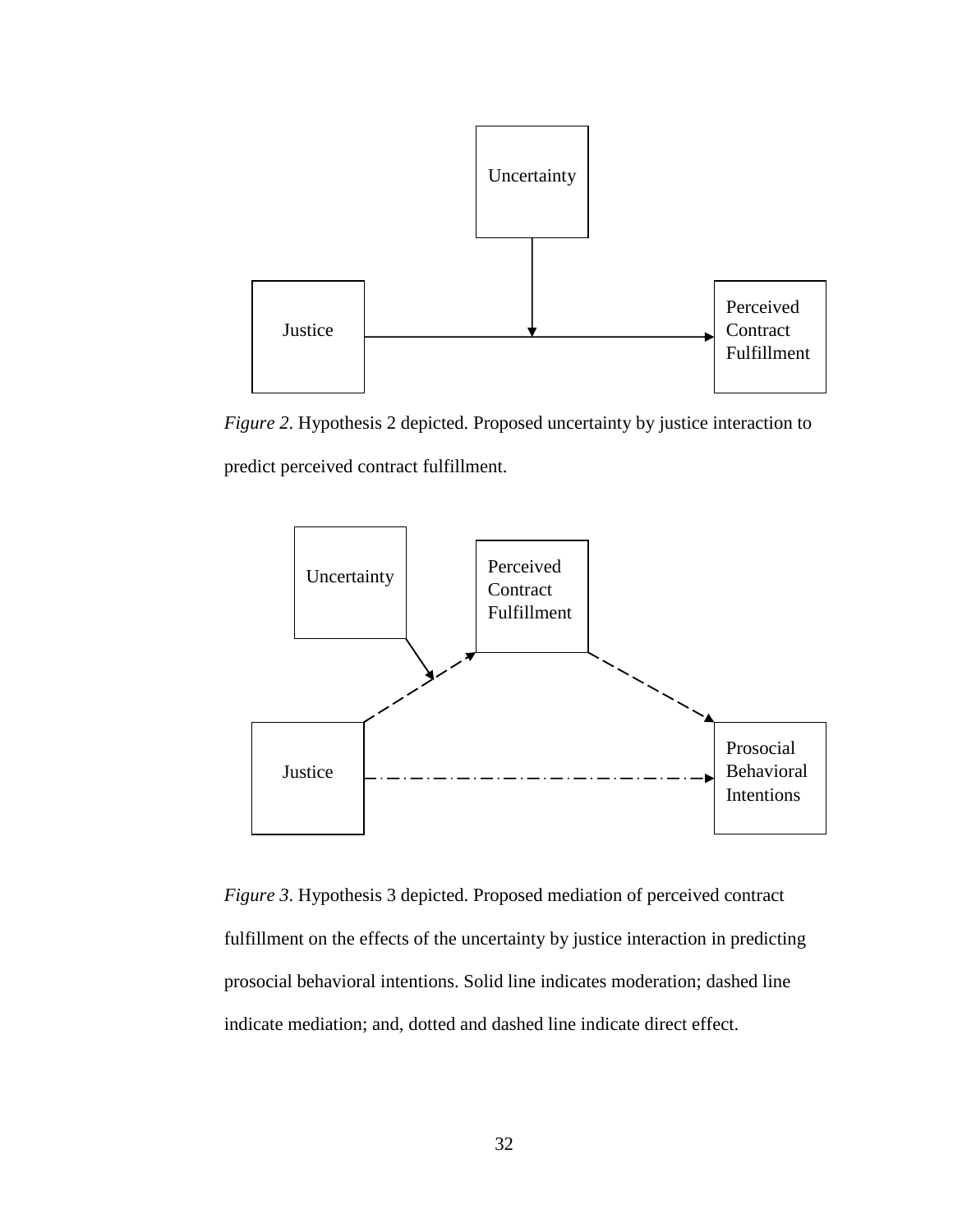Uncertainty

Justice

Perceived Contract Fulfillment

*Figure 2*. Hypothesis 2 depicted. Proposed uncertainty by justice interaction to predict perceived contract fulfillment.

Uncertainty

Perceived Contract Fulfillment

Justice

Prosocial Behavioral Intentions

*Figure 3*. Hypothesis 3 depicted. Proposed mediation of perceived contract fulfillment on the effects of the uncertainty by justice interaction in predicting prosocial behavioral intentions. Solid line indicates moderation; dashed line indicate mediation; and, dotted and dashed line indicate direct effect.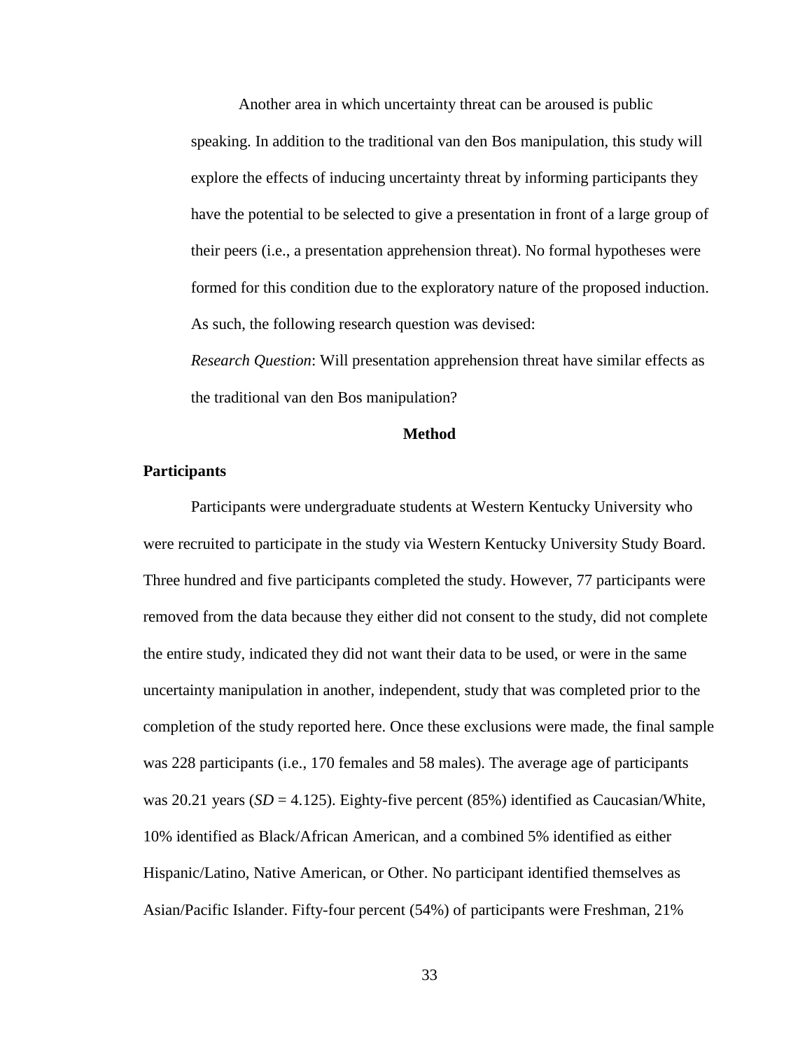Another area in which uncertainty threat can be aroused is public speaking. In addition to the traditional van den Bos manipulation, this study will explore the effects of inducing uncertainty threat by informing participants they have the potential to be selected to give a presentation in front of a large group of their peers (i.e., a presentation apprehension threat). No formal hypotheses were formed for this condition due to the exploratory nature of the proposed induction. As such, the following research question was devised:

*Research Question*: Will presentation apprehension threat have similar effects as the traditional van den Bos manipulation?

## Method

### Participants

Participants were undergraduate students at Western Kentucky University who were recruited to participate in the study via Western Kentucky University Study Board. Three hundred and five participants completed the study. However, 77 participants were removed from the data because they either did not consent to the study, did not complete the entire study, indicated they did not want their data to be used, or were in the same uncertainty manipulation in another, independent, study that was completed prior to the completion of the study reported here. Once these exclusions were made, the final sample was 228 participants (i.e., 170 females and 58 males). The average age of participants was 20.21 years (*SD* = 4.125). Eighty-five percent (85%) identified as Caucasian/White, 10% identified as Black/African American, and a combined 5% identified as either Hispanic/Latino, Native American, or Other. No participant identified themselves as Asian/Pacific Islander. Fifty-four percent (54%) of participants were Freshman, 21%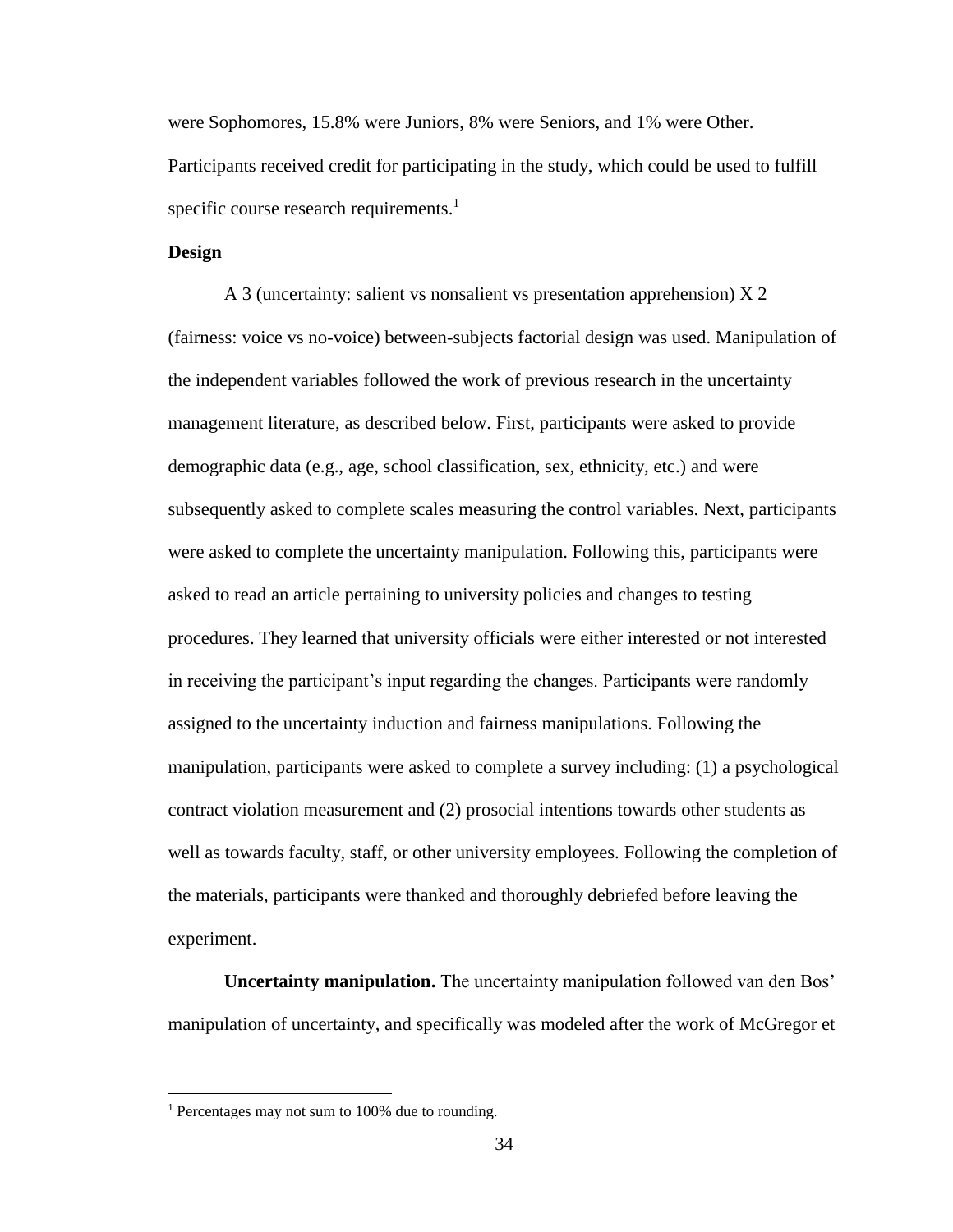were Sophomores, 15.8% were Juniors, 8% were Seniors, and 1% were Other. Participants received credit for participating in the study, which could be used to fulfill specific course research requirements.[1]

**Design**

A 3 (uncertainty: salient vs nonsalient vs presentation apprehension) X 2 (fairness: voice vs no-voice) between-subjects factorial design was used. Manipulation of the independent variables followed the work of previous research in the uncertainty management literature, as described below. First, participants were asked to provide demographic data (e.g., age, school classification, sex, ethnicity, etc.) and were subsequently asked to complete scales measuring the control variables. Next, participants were asked to complete the uncertainty manipulation. Following this, participants were asked to read an article pertaining to university policies and changes to testing procedures. They learned that university officials were either interested or not interested in receiving the participant's input regarding the changes. Participants were randomly assigned to the uncertainty induction and fairness manipulations. Following the manipulation, participants were asked to complete a survey including: (1) a psychological contract violation measurement and (2) prosocial intentions towards other students as well as towards faculty, staff, or other university employees. Following the completion of the materials, participants were thanked and thoroughly debriefed before leaving the experiment.

**Uncertainty manipulation.** The uncertainty manipulation followed van den Bos' manipulation of uncertainty, and specifically was modeled after the work of McGregor et

[1] Percentages may not sum to 100% due to rounding.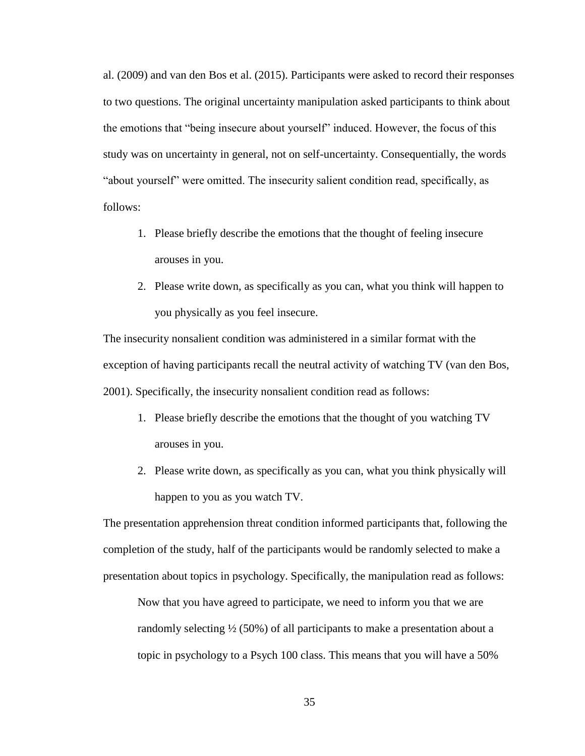al. (2009) and van den Bos et al. (2015). Participants were asked to record their responses to two questions. The original uncertainty manipulation asked participants to think about the emotions that "being insecure about yourself" induced. However, the focus of this study was on uncertainty in general, not on self-uncertainty. Consequentially, the words "about yourself" were omitted. The insecurity salient condition read, specifically, as follows:

1. Please briefly describe the emotions that the thought of feeling insecure arouses in you.
2. Please write down, as specifically as you can, what you think will happen to you physically as you feel insecure.

The insecurity nonsalient condition was administered in a similar format with the exception of having participants recall the neutral activity of watching TV (van den Bos, 2001). Specifically, the insecurity nonsalient condition read as follows:

1. Please briefly describe the emotions that the thought of you watching TV arouses in you.
2. Please write down, as specifically as you can, what you think physically will happen to you as you watch TV.

The presentation apprehension threat condition informed participants that, following the completion of the study, half of the participants would be randomly selected to make a presentation about topics in psychology. Specifically, the manipulation read as follows:

> Now that you have agreed to participate, we need to inform you that we are randomly selecting ½ (50%) of all participants to make a presentation about a topic in psychology to a Psych 100 class. This means that you will have a 50%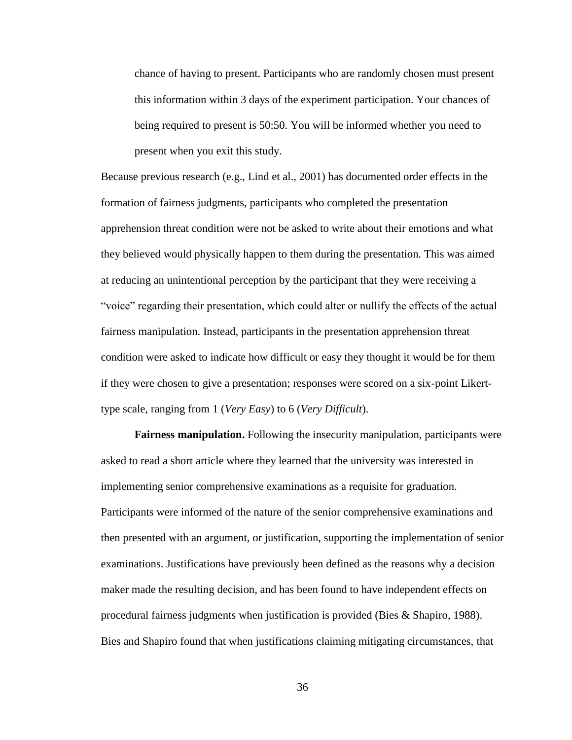> chance of having to present. Participants who are randomly chosen must present this information within 3 days of the experiment participation. Your chances of being required to present is 50:50. You will be informed whether you need to present when you exit this study.

Because previous research (e.g., Lind et al., 2001) has documented order effects in the formation of fairness judgments, participants who completed the presentation apprehension threat condition were not be asked to write about their emotions and what they believed would physically happen to them during the presentation. This was aimed at reducing an unintentional perception by the participant that they were receiving a "voice" regarding their presentation, which could alter or nullify the effects of the actual fairness manipulation. Instead, participants in the presentation apprehension threat condition were asked to indicate how difficult or easy they thought it would be for them if they were chosen to give a presentation; responses were scored on a six-point Likert-type scale, ranging from 1 (*Very Easy*) to 6 (*Very Difficult*).

**Fairness manipulation.** Following the insecurity manipulation, participants were asked to read a short article where they learned that the university was interested in implementing senior comprehensive examinations as a requisite for graduation. Participants were informed of the nature of the senior comprehensive examinations and then presented with an argument, or justification, supporting the implementation of senior examinations. Justifications have previously been defined as the reasons why a decision maker made the resulting decision, and has been found to have independent effects on procedural fairness judgments when justification is provided (Bies & Shapiro, 1988). Bies and Shapiro found that when justifications claiming mitigating circumstances, that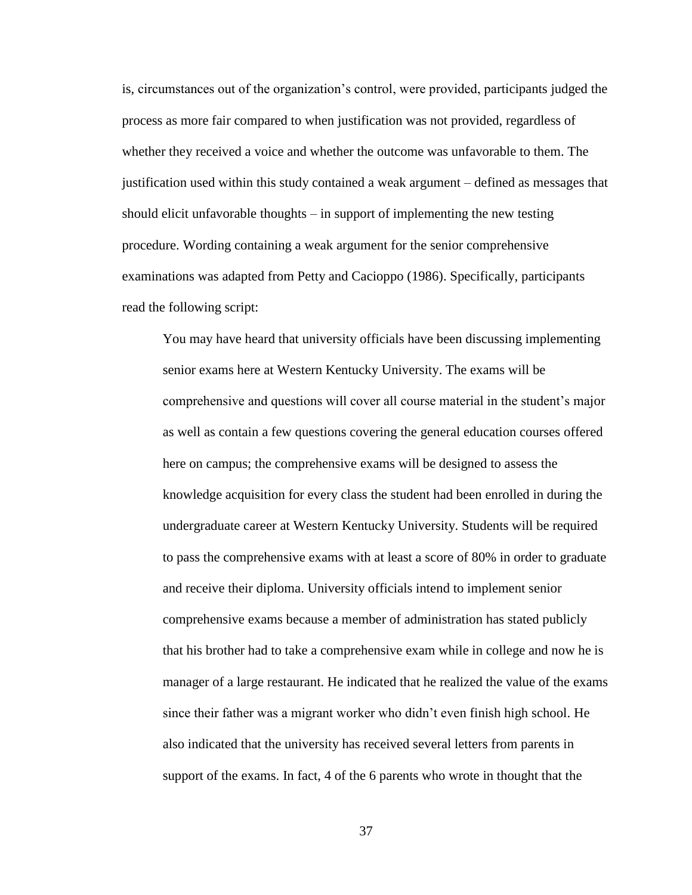is, circumstances out of the organization's control, were provided, participants judged the process as more fair compared to when justification was not provided, regardless of whether they received a voice and whether the outcome was unfavorable to them. The justification used within this study contained a weak argument – defined as messages that should elicit unfavorable thoughts – in support of implementing the new testing procedure. Wording containing a weak argument for the senior comprehensive examinations was adapted from Petty and Cacioppo (1986). Specifically, participants read the following script:

> You may have heard that university officials have been discussing implementing senior exams here at Western Kentucky University. The exams will be comprehensive and questions will cover all course material in the student's major as well as contain a few questions covering the general education courses offered here on campus; the comprehensive exams will be designed to assess the knowledge acquisition for every class the student had been enrolled in during the undergraduate career at Western Kentucky University. Students will be required to pass the comprehensive exams with at least a score of 80% in order to graduate and receive their diploma. University officials intend to implement senior comprehensive exams because a member of administration has stated publicly that his brother had to take a comprehensive exam while in college and now he is manager of a large restaurant. He indicated that he realized the value of the exams since their father was a migrant worker who didn't even finish high school. He also indicated that the university has received several letters from parents in support of the exams. In fact, 4 of the 6 parents who wrote in thought that the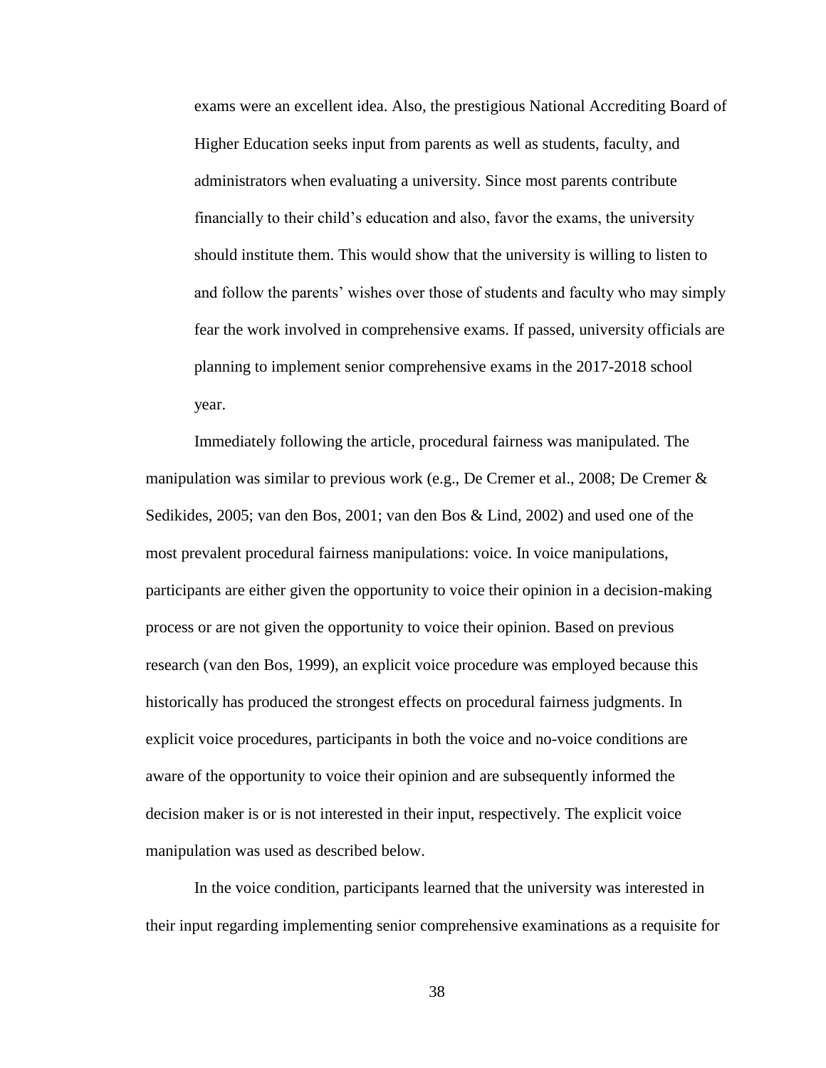> exams were an excellent idea. Also, the prestigious National Accrediting Board of Higher Education seeks input from parents as well as students, faculty, and administrators when evaluating a university. Since most parents contribute financially to their child's education and also, favor the exams, the university should institute them. This would show that the university is willing to listen to and follow the parents' wishes over those of students and faculty who may simply fear the work involved in comprehensive exams. If passed, university officials are planning to implement senior comprehensive exams in the 2017-2018 school year.

Immediately following the article, procedural fairness was manipulated. The manipulation was similar to previous work (e.g., De Cremer et al., 2008; De Cremer & Sedikides, 2005; van den Bos, 2001; van den Bos & Lind, 2002) and used one of the most prevalent procedural fairness manipulations: voice. In voice manipulations, participants are either given the opportunity to voice their opinion in a decision-making process or are not given the opportunity to voice their opinion. Based on previous research (van den Bos, 1999), an explicit voice procedure was employed because this historically has produced the strongest effects on procedural fairness judgments. In explicit voice procedures, participants in both the voice and no-voice conditions are aware of the opportunity to voice their opinion and are subsequently informed the decision maker is or is not interested in their input, respectively. The explicit voice manipulation was used as described below.

In the voice condition, participants learned that the university was interested in their input regarding implementing senior comprehensive examinations as a requisite for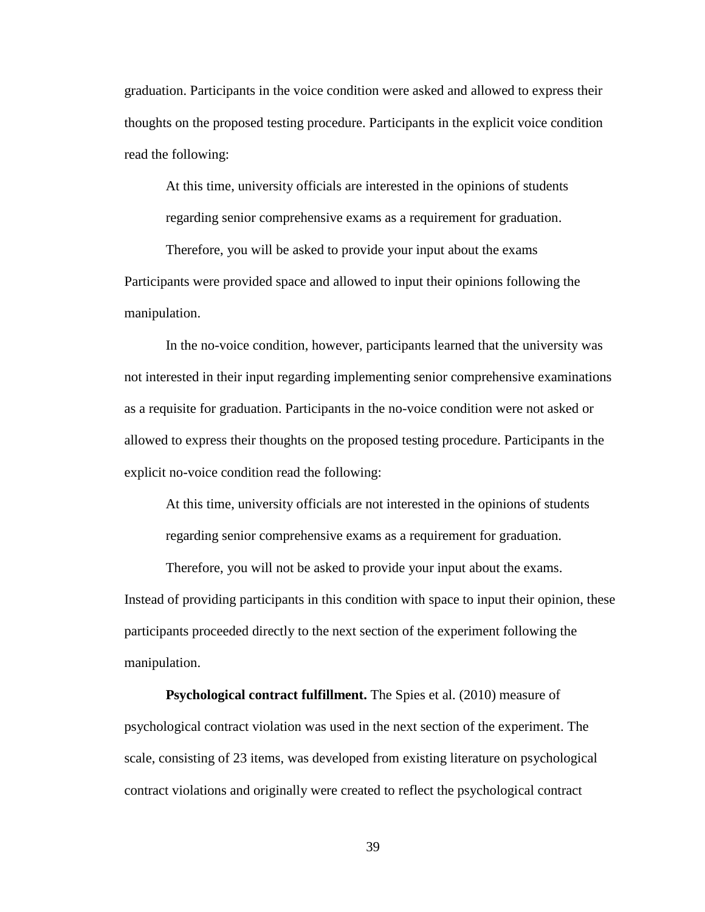graduation. Participants in the voice condition were asked and allowed to express their thoughts on the proposed testing procedure. Participants in the explicit voice condition read the following:

> At this time, university officials are interested in the opinions of students regarding senior comprehensive exams as a requirement for graduation. Therefore, you will be asked to provide your input about the exams

Participants were provided space and allowed to input their opinions following the manipulation.

In the no-voice condition, however, participants learned that the university was not interested in their input regarding implementing senior comprehensive examinations as a requisite for graduation. Participants in the no-voice condition were not asked or allowed to express their thoughts on the proposed testing procedure. Participants in the explicit no-voice condition read the following:

> At this time, university officials are not interested in the opinions of students regarding senior comprehensive exams as a requirement for graduation. Therefore, you will not be asked to provide your input about the exams.

Instead of providing participants in this condition with space to input their opinion, these participants proceeded directly to the next section of the experiment following the manipulation.

**Psychological contract fulfillment.** The Spies et al. (2010) measure of psychological contract violation was used in the next section of the experiment. The scale, consisting of 23 items, was developed from existing literature on psychological contract violations and originally were created to reflect the psychological contract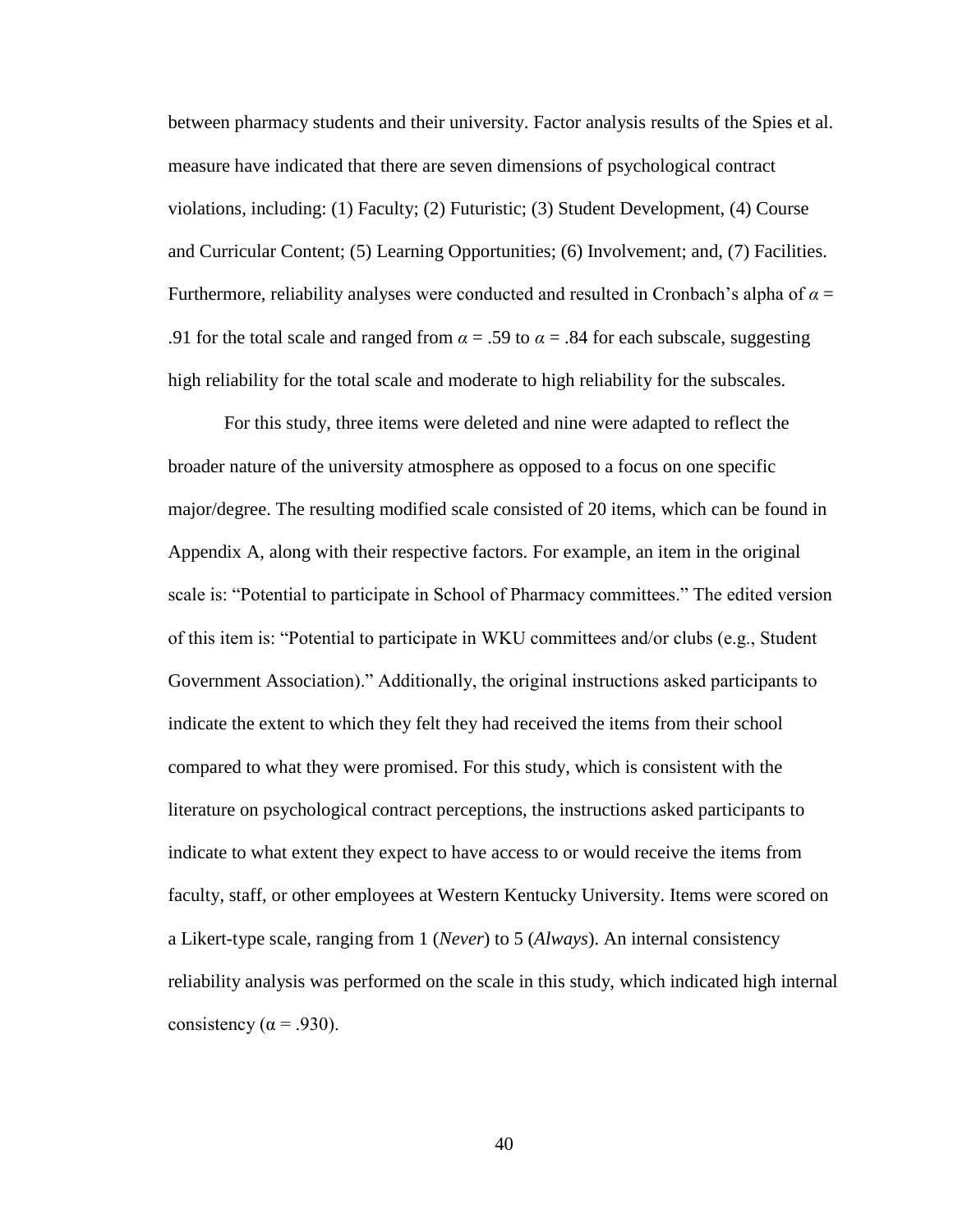between pharmacy students and their university. Factor analysis results of the Spies et al. measure have indicated that there are seven dimensions of psychological contract violations, including: (1) Faculty; (2) Futuristic; (3) Student Development, (4) Course and Curricular Content; (5) Learning Opportunities; (6) Involvement; and, (7) Facilities. Furthermore, reliability analyses were conducted and resulted in Cronbach's alpha of $\alpha$ = .91 for the total scale and ranged from $\alpha$ = .59 to $\alpha$ = .84 for each subscale, suggesting high reliability for the total scale and moderate to high reliability for the subscales.

For this study, three items were deleted and nine were adapted to reflect the broader nature of the university atmosphere as opposed to a focus on one specific major/degree. The resulting modified scale consisted of 20 items, which can be found in Appendix A, along with their respective factors. For example, an item in the original scale is: "Potential to participate in School of Pharmacy committees." The edited version of this item is: "Potential to participate in WKU committees and/or clubs (e.g., Student Government Association)." Additionally, the original instructions asked participants to indicate the extent to which they felt they had received the items from their school compared to what they were promised. For this study, which is consistent with the literature on psychological contract perceptions, the instructions asked participants to indicate to what extent they expect to have access to or would receive the items from faculty, staff, or other employees at Western Kentucky University. Items were scored on a Likert-type scale, ranging from 1 (*Never*) to 5 (*Always*). An internal consistency reliability analysis was performed on the scale in this study, which indicated high internal consistency ($\alpha$ = .930).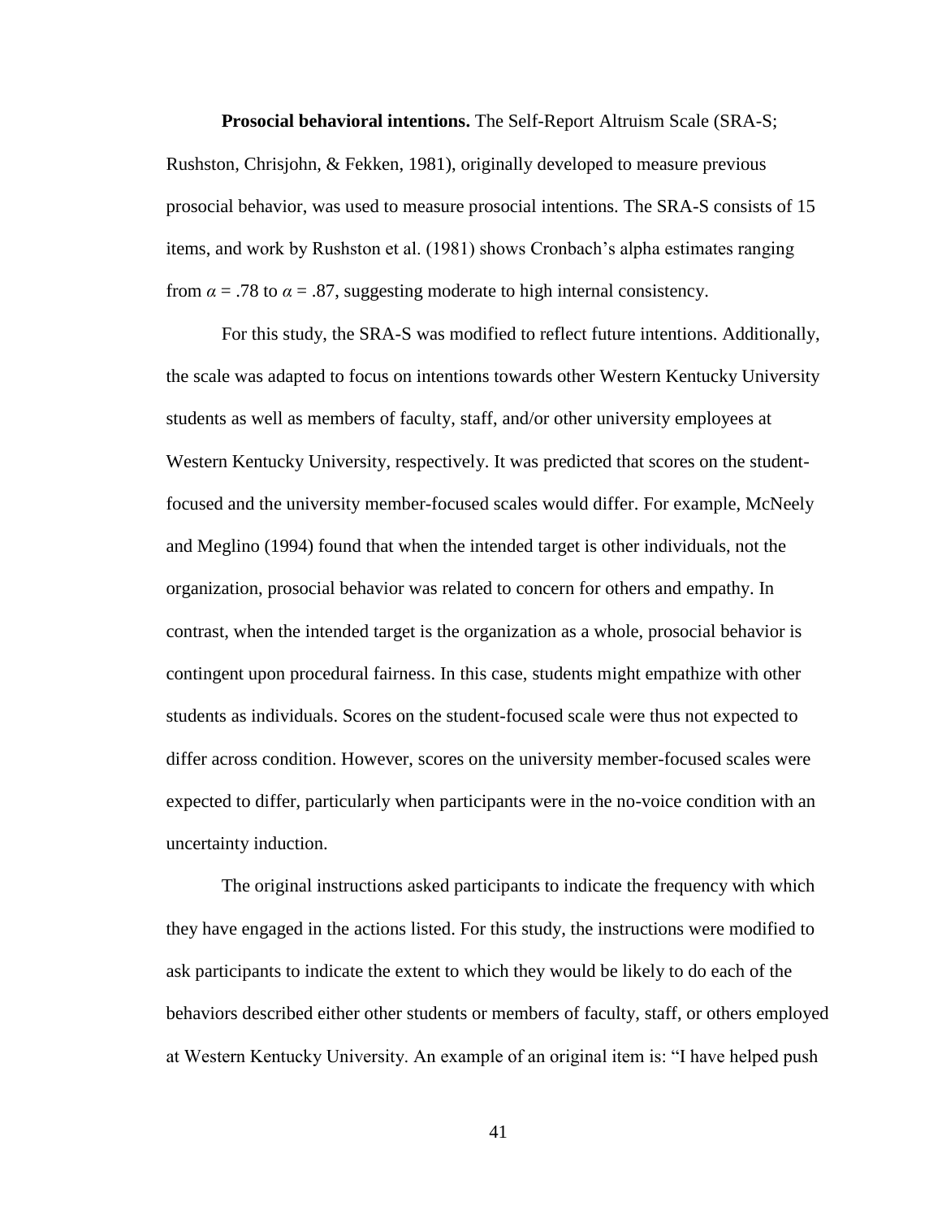**Prosocial behavioral intentions.** The Self-Report Altruism Scale (SRA-S; Rushston, Chrisjohn, & Fekken, 1981), originally developed to measure previous prosocial behavior, was used to measure prosocial intentions. The SRA-S consists of 15 items, and work by Rushston et al. (1981) shows Cronbach's alpha estimates ranging from $\alpha = .78$ to $\alpha = .87$, suggesting moderate to high internal consistency.

For this study, the SRA-S was modified to reflect future intentions. Additionally, the scale was adapted to focus on intentions towards other Western Kentucky University students as well as members of faculty, staff, and/or other university employees at Western Kentucky University, respectively. It was predicted that scores on the student-focused and the university member-focused scales would differ. For example, McNeely and Meglino (1994) found that when the intended target is other individuals, not the organization, prosocial behavior was related to concern for others and empathy. In contrast, when the intended target is the organization as a whole, prosocial behavior is contingent upon procedural fairness. In this case, students might empathize with other students as individuals. Scores on the student-focused scale were thus not expected to differ across condition. However, scores on the university member-focused scales were expected to differ, particularly when participants were in the no-voice condition with an uncertainty induction.

The original instructions asked participants to indicate the frequency with which they have engaged in the actions listed. For this study, the instructions were modified to ask participants to indicate the extent to which they would be likely to do each of the behaviors described either other students or members of faculty, staff, or others employed at Western Kentucky University. An example of an original item is: "I have helped push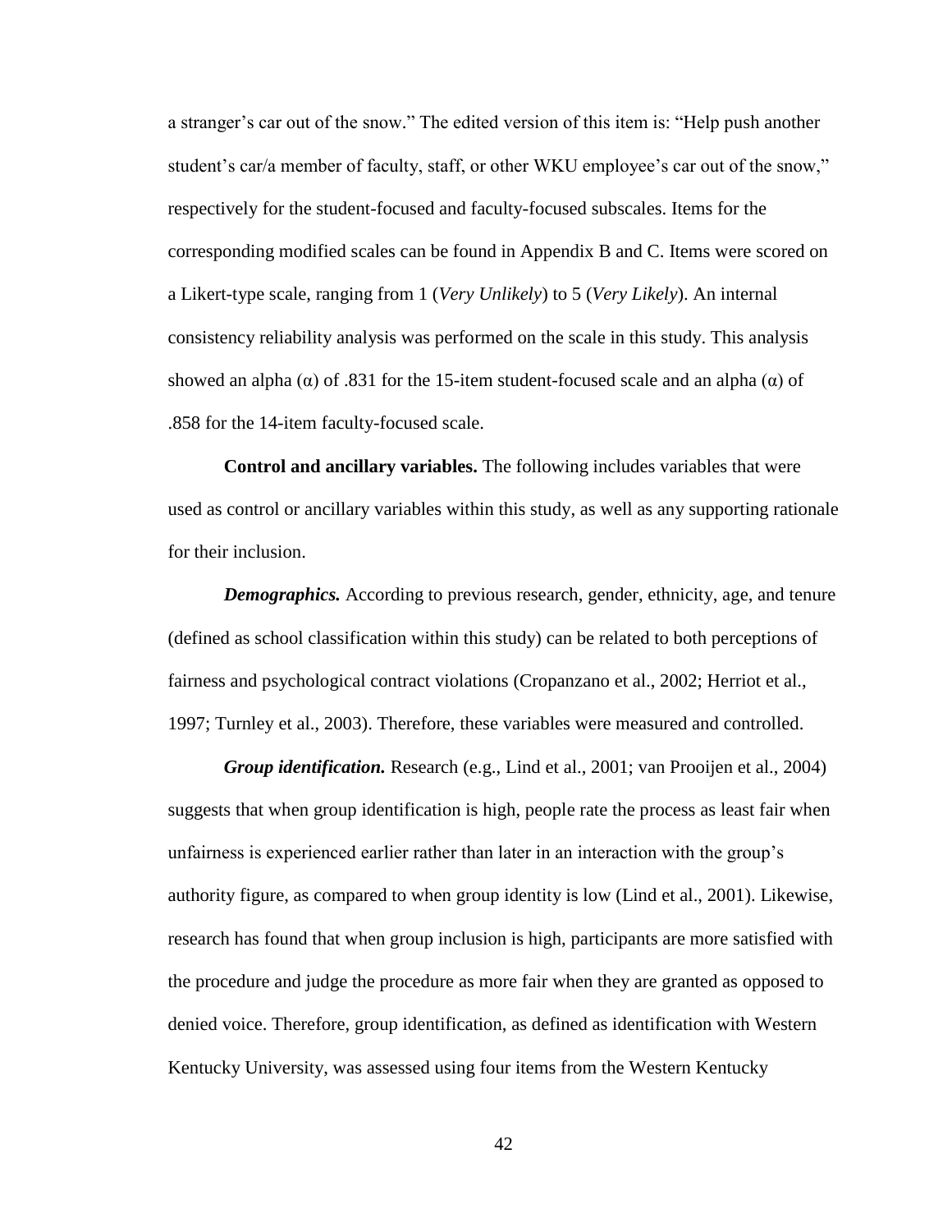a stranger's car out of the snow." The edited version of this item is: "Help push another student's car/a member of faculty, staff, or other WKU employee's car out of the snow," respectively for the student-focused and faculty-focused subscales. Items for the corresponding modified scales can be found in Appendix B and C. Items were scored on a Likert-type scale, ranging from 1 (*Very Unlikely*) to 5 (*Very Likely*). An internal consistency reliability analysis was performed on the scale in this study. This analysis showed an alpha ($\alpha$) of .831 for the 15-item student-focused scale and an alpha ($\alpha$) of .858 for the 14-item faculty-focused scale.

**Control and ancillary variables.** The following includes variables that were used as control or ancillary variables within this study, as well as any supporting rationale for their inclusion.

***Demographics.*** According to previous research, gender, ethnicity, age, and tenure (defined as school classification within this study) can be related to both perceptions of fairness and psychological contract violations (Cropanzano et al., 2002; Herriot et al., 1997; Turnley et al., 2003). Therefore, these variables were measured and controlled.

***Group identification.*** Research (e.g., Lind et al., 2001; van Prooijen et al., 2004) suggests that when group identification is high, people rate the process as least fair when unfairness is experienced earlier rather than later in an interaction with the group's authority figure, as compared to when group identity is low (Lind et al., 2001). Likewise, research has found that when group inclusion is high, participants are more satisfied with the procedure and judge the procedure as more fair when they are granted as opposed to denied voice. Therefore, group identification, as defined as identification with Western Kentucky University, was assessed using four items from the Western Kentucky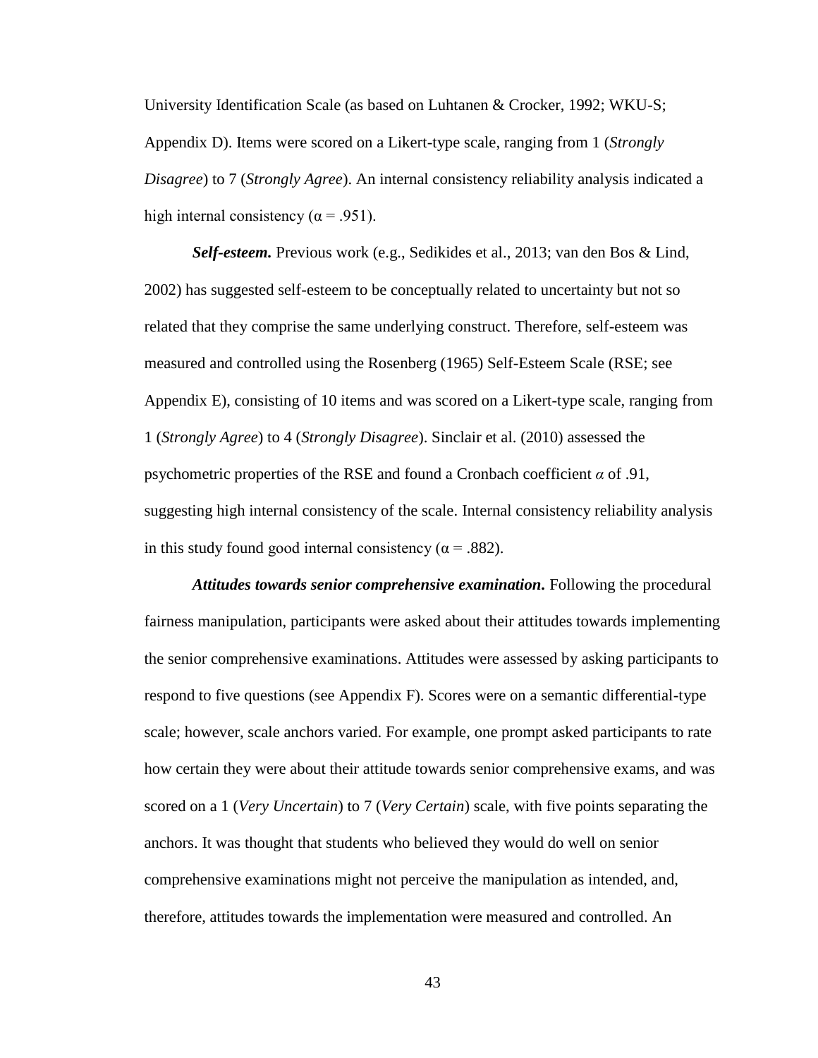University Identification Scale (as based on Luhtanen & Crocker, 1992; WKU-S; Appendix D). Items were scored on a Likert-type scale, ranging from 1 (*Strongly Disagree*) to 7 (*Strongly Agree*). An internal consistency reliability analysis indicated a high internal consistency ($\alpha = .951$).

***Self-esteem.*** Previous work (e.g., Sedikides et al., 2013; van den Bos & Lind, 2002) has suggested self-esteem to be conceptually related to uncertainty but not so related that they comprise the same underlying construct. Therefore, self-esteem was measured and controlled using the Rosenberg (1965) Self-Esteem Scale (RSE; see Appendix E), consisting of 10 items and was scored on a Likert-type scale, ranging from 1 (*Strongly Agree*) to 4 (*Strongly Disagree*). Sinclair et al. (2010) assessed the psychometric properties of the RSE and found a Cronbach coefficient $\alpha$ of .91, suggesting high internal consistency of the scale. Internal consistency reliability analysis in this study found good internal consistency ($\alpha = .882$).

***Attitudes towards senior comprehensive examination.*** Following the procedural fairness manipulation, participants were asked about their attitudes towards implementing the senior comprehensive examinations. Attitudes were assessed by asking participants to respond to five questions (see Appendix F). Scores were on a semantic differential-type scale; however, scale anchors varied. For example, one prompt asked participants to rate how certain they were about their attitude towards senior comprehensive exams, and was scored on a 1 (*Very Uncertain*) to 7 (*Very Certain*) scale, with five points separating the anchors. It was thought that students who believed they would do well on senior comprehensive examinations might not perceive the manipulation as intended, and, therefore, attitudes towards the implementation were measured and controlled. An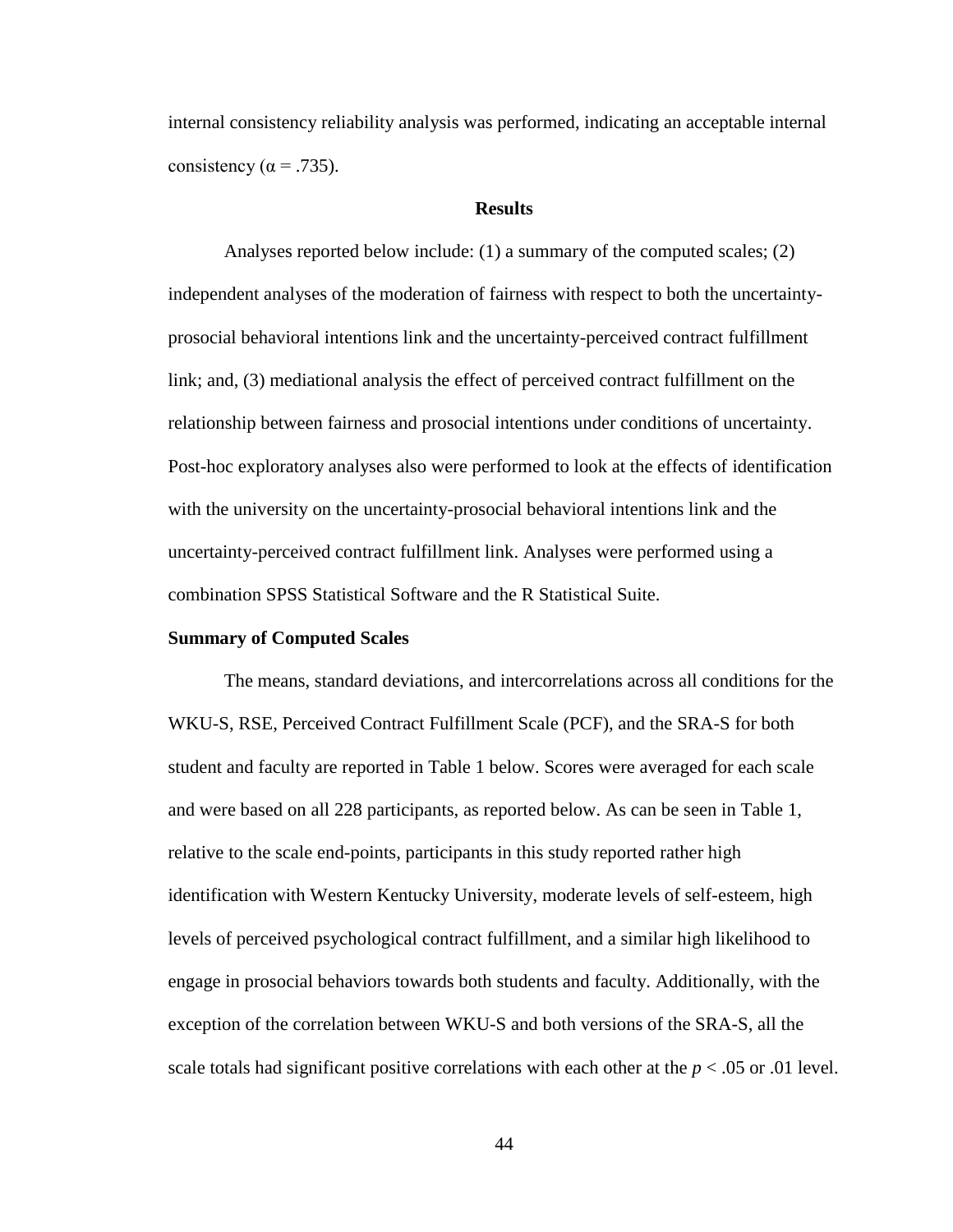internal consistency reliability analysis was performed, indicating an acceptable internal consistency ($\alpha = .735$).

## Results

Analyses reported below include: (1) a summary of the computed scales; (2) independent analyses of the moderation of fairness with respect to both the uncertainty-prosocial behavioral intentions link and the uncertainty-perceived contract fulfillment link; and, (3) mediational analysis the effect of perceived contract fulfillment on the relationship between fairness and prosocial intentions under conditions of uncertainty. Post-hoc exploratory analyses also were performed to look at the effects of identification with the university on the uncertainty-prosocial behavioral intentions link and the uncertainty-perceived contract fulfillment link. Analyses were performed using a combination SPSS Statistical Software and the R Statistical Suite.

### Summary of Computed Scales

The means, standard deviations, and intercorrelations across all conditions for the WKU-S, RSE, Perceived Contract Fulfillment Scale (PCF), and the SRA-S for both student and faculty are reported in Table 1 below. Scores were averaged for each scale and were based on all 228 participants, as reported below. As can be seen in Table 1, relative to the scale end-points, participants in this study reported rather high identification with Western Kentucky University, moderate levels of self-esteem, high levels of perceived psychological contract fulfillment, and a similar high likelihood to engage in prosocial behaviors towards both students and faculty. Additionally, with the exception of the correlation between WKU-S and both versions of the SRA-S, all the scale totals had significant positive correlations with each other at the $p < .05$ or $.01$ level.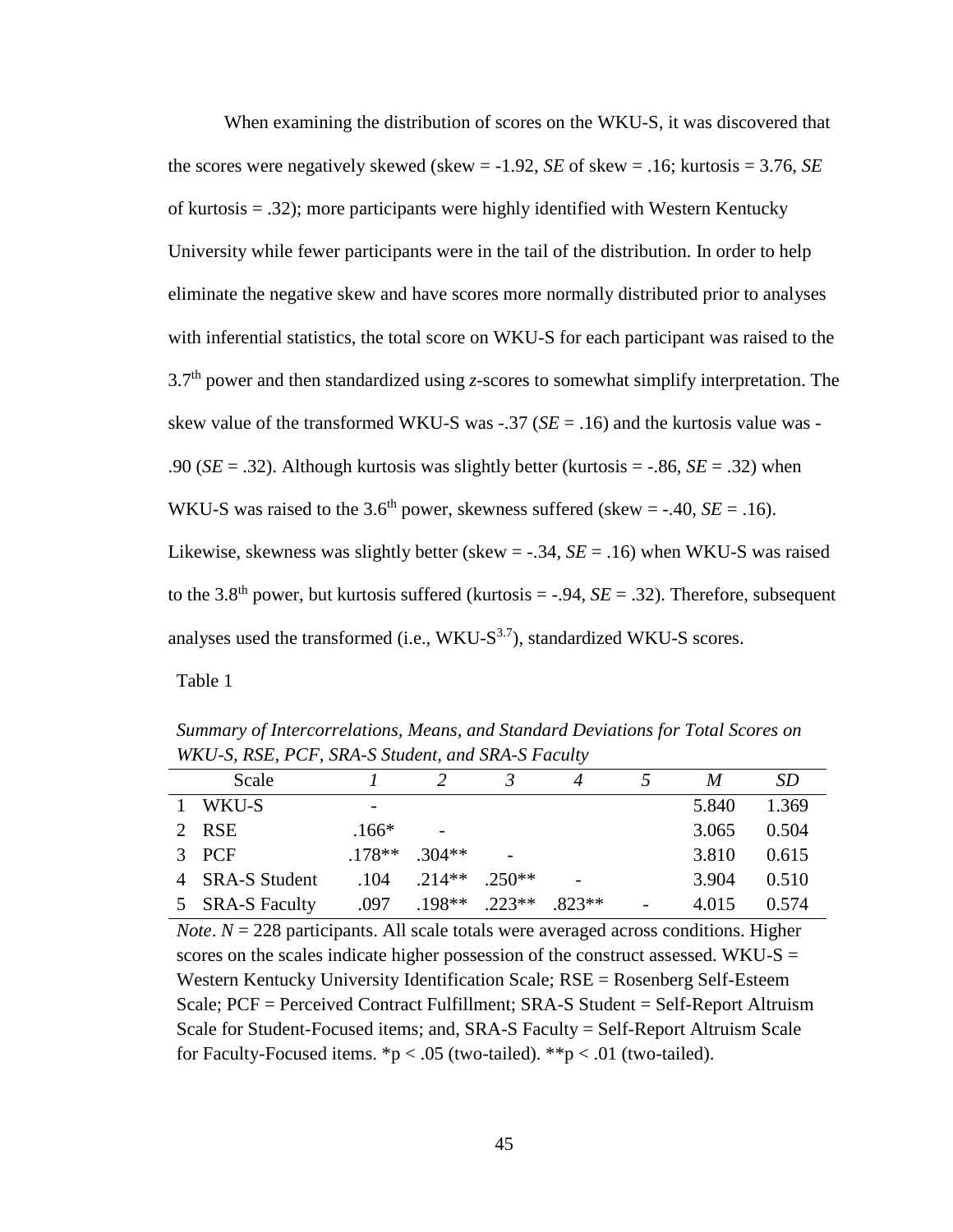When examining the distribution of scores on the WKU-S, it was discovered that the scores were negatively skewed (skew = -1.92, *SE* of skew = .16; kurtosis = 3.76, *SE* of kurtosis = .32); more participants were highly identified with Western Kentucky University while fewer participants were in the tail of the distribution. In order to help eliminate the negative skew and have scores more normally distributed prior to analyses with inferential statistics, the total score on WKU-S for each participant was raised to the $3.7^{th}$ power and then standardized using *z*-scores to somewhat simplify interpretation. The skew value of the transformed WKU-S was -.37 (*SE* = .16) and the kurtosis value was -.90 (*SE* = .32). Although kurtosis was slightly better (kurtosis = -.86, *SE* = .32) when WKU-S was raised to the $3.6^{th}$ power, skewness suffered (skew = -.40, *SE* = .16). Likewise, skewness was slightly better (skew = -.34, *SE* = .16) when WKU-S was raised to the $3.8^{th}$ power, but kurtosis suffered (kurtosis = -.94, *SE* = .32). Therefore, subsequent analyses used the transformed (i.e., WKU-$S^{3.7}$), standardized WKU-S scores.

Table 1

*Summary of Intercorrelations, Means, and Standard Deviations for Total Scores on WKU-S, RSE, PCF, SRA-S Student, and SRA-S Faculty*

| | Scale | *1* | *2* | *3* | *4* | *5* | *M* | *SD* |
|---|---|---|---|---|---|---|---|---|
| 1 | WKU-S | - | | | | | 5.840 | 1.369 |
| 2 | RSE | .166* | - | | | | 3.065 | 0.504 |
| 3 | PCF | .178** | .304** | - | | | 3.810 | 0.615 |
| 4 | SRA-S Student | .104 | .214** | .250** | - | | 3.904 | 0.510 |
| 5 | SRA-S Faculty | .097 | .198** | .223** | .823** | - | 4.015 | 0.574 |

*Note*. *N* = 228 participants. All scale totals were averaged across conditions. Higher scores on the scales indicate higher possession of the construct assessed. WKU-S = Western Kentucky University Identification Scale; RSE = Rosenberg Self-Esteem Scale; PCF = Perceived Contract Fulfillment; SRA-S Student = Self-Report Altruism Scale for Student-Focused items; and, SRA-S Faculty = Self-Report Altruism Scale for Faculty-Focused items. *$p < .05$ (two-tailed). **$p < .01$ (two-tailed).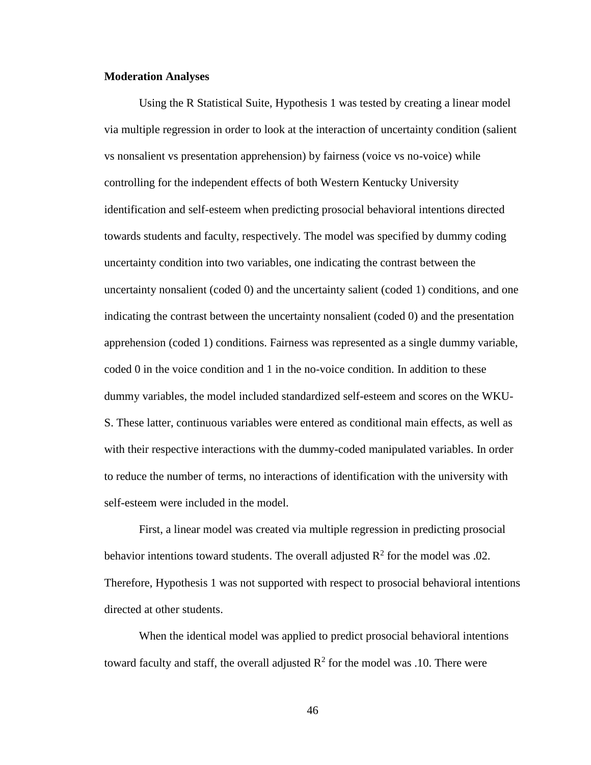**Moderation Analyses**

Using the R Statistical Suite, Hypothesis 1 was tested by creating a linear model via multiple regression in order to look at the interaction of uncertainty condition (salient vs nonsalient vs presentation apprehension) by fairness (voice vs no-voice) while controlling for the independent effects of both Western Kentucky University identification and self-esteem when predicting prosocial behavioral intentions directed towards students and faculty, respectively. The model was specified by dummy coding uncertainty condition into two variables, one indicating the contrast between the uncertainty nonsalient (coded 0) and the uncertainty salient (coded 1) conditions, and one indicating the contrast between the uncertainty nonsalient (coded 0) and the presentation apprehension (coded 1) conditions. Fairness was represented as a single dummy variable, coded 0 in the voice condition and 1 in the no-voice condition. In addition to these dummy variables, the model included standardized self-esteem and scores on the WKU-S. These latter, continuous variables were entered as conditional main effects, as well as with their respective interactions with the dummy-coded manipulated variables. In order to reduce the number of terms, no interactions of identification with the university with self-esteem were included in the model.

First, a linear model was created via multiple regression in predicting prosocial behavior intentions toward students. The overall adjusted $R^2$ for the model was .02. Therefore, Hypothesis 1 was not supported with respect to prosocial behavioral intentions directed at other students.

When the identical model was applied to predict prosocial behavioral intentions toward faculty and staff, the overall adjusted $R^2$ for the model was .10. There were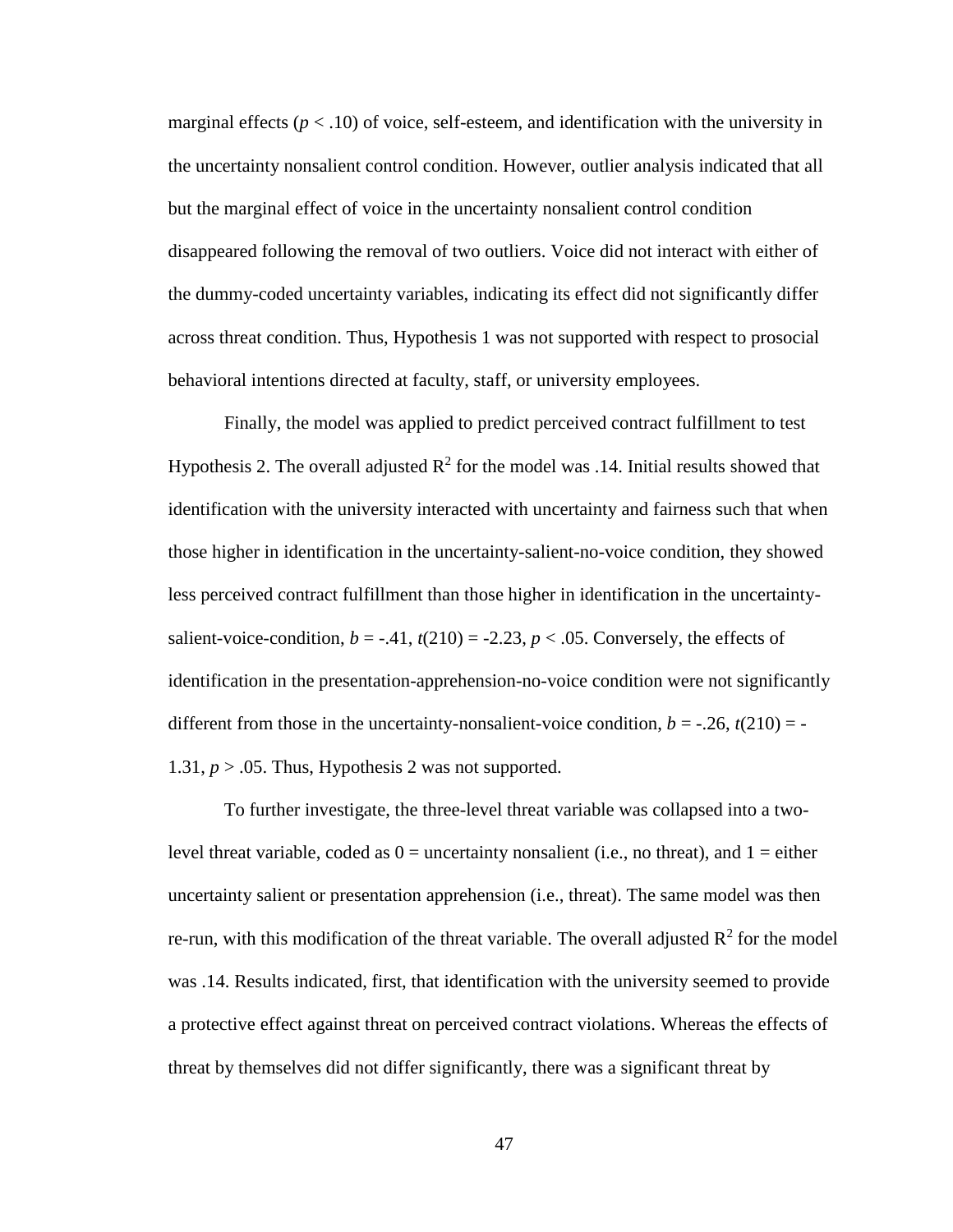marginal effects ($p < .10$) of voice, self-esteem, and identification with the university in the uncertainty nonsalient control condition. However, outlier analysis indicated that all but the marginal effect of voice in the uncertainty nonsalient control condition disappeared following the removal of two outliers. Voice did not interact with either of the dummy-coded uncertainty variables, indicating its effect did not significantly differ across threat condition. Thus, Hypothesis 1 was not supported with respect to prosocial behavioral intentions directed at faculty, staff, or university employees.

Finally, the model was applied to predict perceived contract fulfillment to test Hypothesis 2. The overall adjusted $R^2$ for the model was .14. Initial results showed that identification with the university interacted with uncertainty and fairness such that when those higher in identification in the uncertainty-salient-no-voice condition, they showed less perceived contract fulfillment than those higher in identification in the uncertainty-salient-voice-condition, $b = -.41$, $t(210) = -2.23$, $p < .05$. Conversely, the effects of identification in the presentation-apprehension-no-voice condition were not significantly different from those in the uncertainty-nonsalient-voice condition, $b = -.26$, $t(210) = -1.31$, $p > .05$. Thus, Hypothesis 2 was not supported.

To further investigate, the three-level threat variable was collapsed into a two-level threat variable, coded as 0 = uncertainty nonsalient (i.e., no threat), and 1 = either uncertainty salient or presentation apprehension (i.e., threat). The same model was then re-run, with this modification of the threat variable. The overall adjusted $R^2$ for the model was .14. Results indicated, first, that identification with the university seemed to provide a protective effect against threat on perceived contract violations. Whereas the effects of threat by themselves did not differ significantly, there was a significant threat by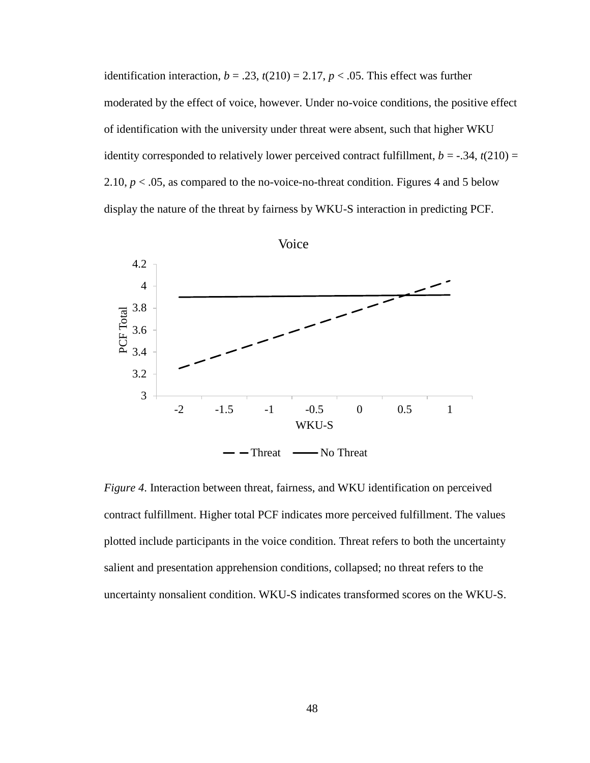identification interaction, *b* = .23, *t*(210) = 2.17, *p* < .05. This effect was further moderated by the effect of voice, however. Under no-voice conditions, the positive effect of identification with the university under threat were absent, such that higher WKU identity corresponded to relatively lower perceived contract fulfillment, *b* = -.34, *t*(210) = 2.10, *p* < .05, as compared to the no-voice-no-threat condition. Figures 4 and 5 below display the nature of the threat by fairness by WKU-S interaction in predicting PCF.

*Figure 4*. Interaction between threat, fairness, and WKU identification on perceived contract fulfillment. Higher total PCF indicates more perceived fulfillment. The values plotted include participants in the voice condition. Threat refers to both the uncertainty salient and presentation apprehension conditions, collapsed; no threat refers to the uncertainty nonsalient condition. WKU-S indicates transformed scores on the WKU-S.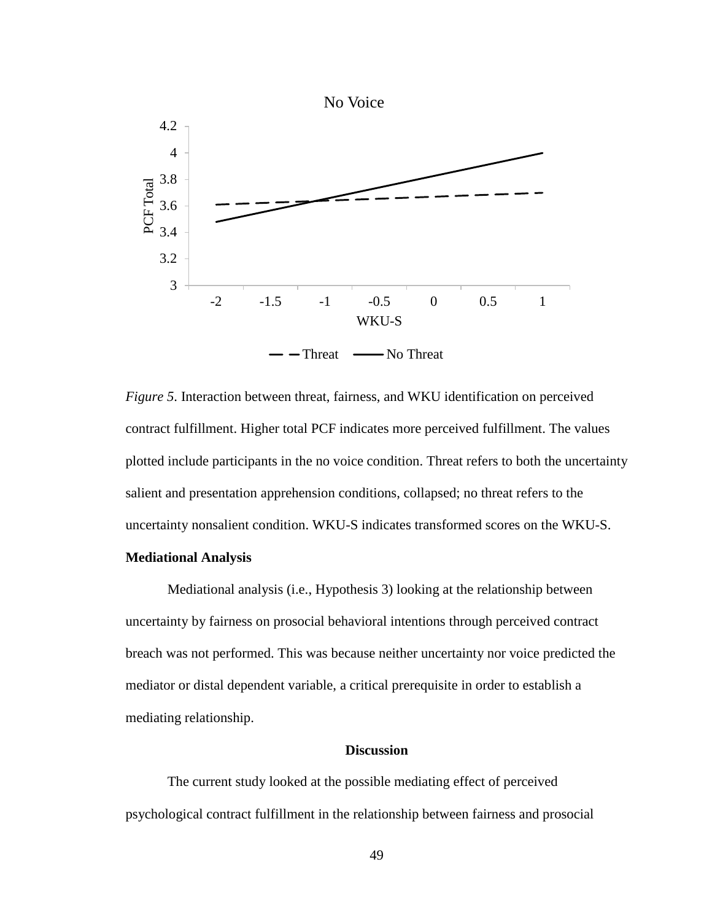*Figure 5*. Interaction between threat, fairness, and WKU identification on perceived contract fulfillment. Higher total PCF indicates more perceived fulfillment. The values plotted include participants in the no voice condition. Threat refers to both the uncertainty salient and presentation apprehension conditions, collapsed; no threat refers to the uncertainty nonsalient condition. WKU-S indicates transformed scores on the WKU-S.

**Mediational Analysis**

Mediational analysis (i.e., Hypothesis 3) looking at the relationship between uncertainty by fairness on prosocial behavioral intentions through perceived contract breach was not performed. This was because neither uncertainty nor voice predicted the mediator or distal dependent variable, a critical prerequisite in order to establish a mediating relationship.

## Discussion

The current study looked at the possible mediating effect of perceived psychological contract fulfillment in the relationship between fairness and prosocial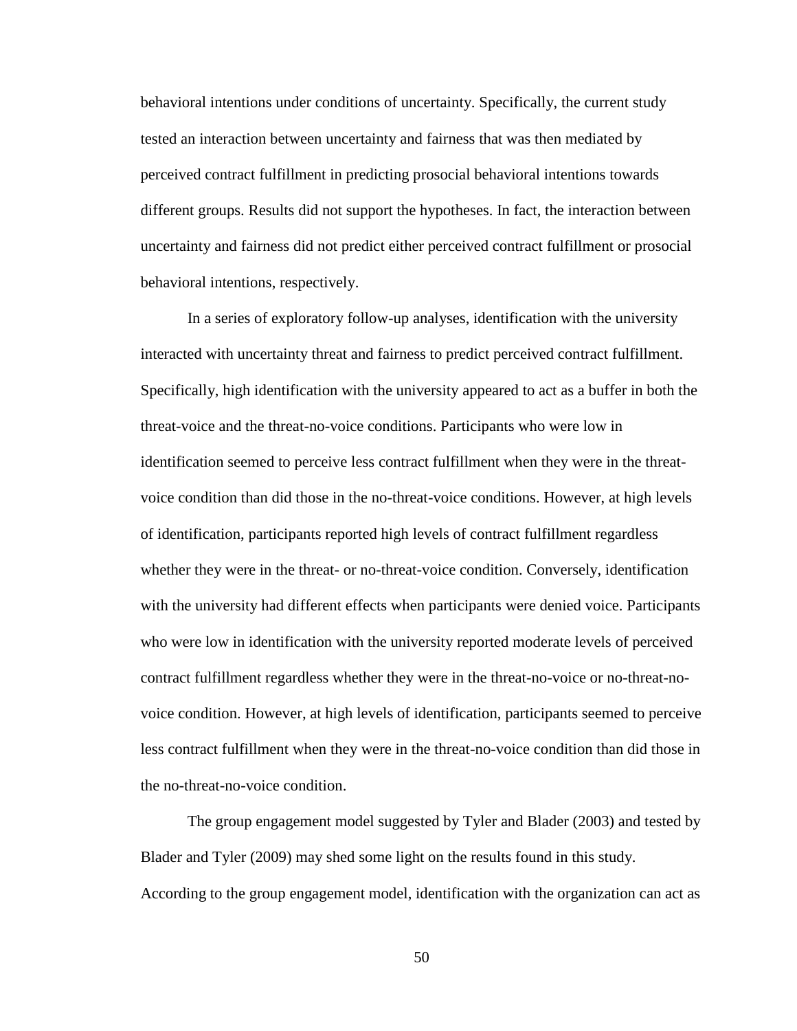behavioral intentions under conditions of uncertainty. Specifically, the current study tested an interaction between uncertainty and fairness that was then mediated by perceived contract fulfillment in predicting prosocial behavioral intentions towards different groups. Results did not support the hypotheses. In fact, the interaction between uncertainty and fairness did not predict either perceived contract fulfillment or prosocial behavioral intentions, respectively.

In a series of exploratory follow-up analyses, identification with the university interacted with uncertainty threat and fairness to predict perceived contract fulfillment. Specifically, high identification with the university appeared to act as a buffer in both the threat-voice and the threat-no-voice conditions. Participants who were low in identification seemed to perceive less contract fulfillment when they were in the threat-voice condition than did those in the no-threat-voice conditions. However, at high levels of identification, participants reported high levels of contract fulfillment regardless whether they were in the threat- or no-threat-voice condition. Conversely, identification with the university had different effects when participants were denied voice. Participants who were low in identification with the university reported moderate levels of perceived contract fulfillment regardless whether they were in the threat-no-voice or no-threat-no-voice condition. However, at high levels of identification, participants seemed to perceive less contract fulfillment when they were in the threat-no-voice condition than did those in the no-threat-no-voice condition.

The group engagement model suggested by Tyler and Blader (2003) and tested by Blader and Tyler (2009) may shed some light on the results found in this study. According to the group engagement model, identification with the organization can act as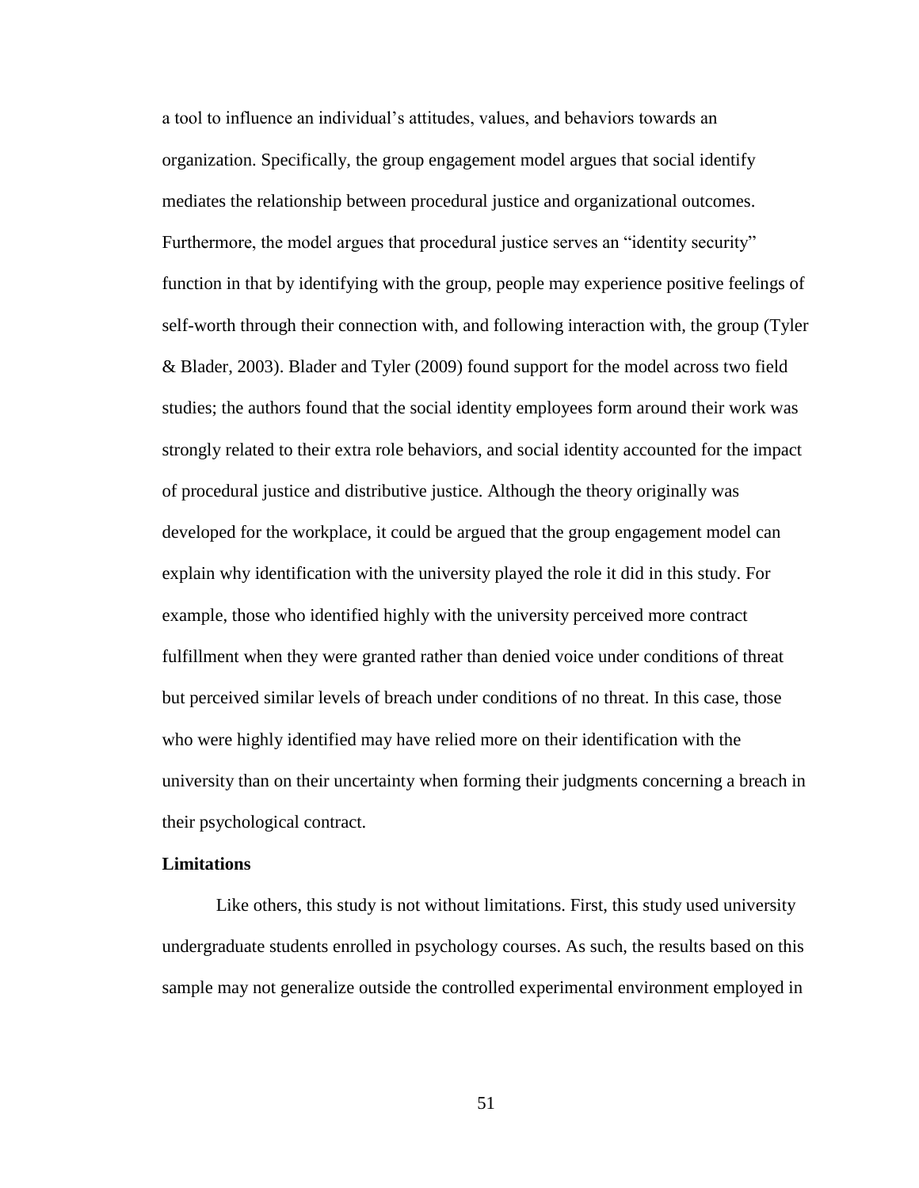a tool to influence an individual's attitudes, values, and behaviors towards an organization. Specifically, the group engagement model argues that social identify mediates the relationship between procedural justice and organizational outcomes. Furthermore, the model argues that procedural justice serves an "identity security" function in that by identifying with the group, people may experience positive feelings of self-worth through their connection with, and following interaction with, the group (Tyler & Blader, 2003). Blader and Tyler (2009) found support for the model across two field studies; the authors found that the social identity employees form around their work was strongly related to their extra role behaviors, and social identity accounted for the impact of procedural justice and distributive justice. Although the theory originally was developed for the workplace, it could be argued that the group engagement model can explain why identification with the university played the role it did in this study. For example, those who identified highly with the university perceived more contract fulfillment when they were granted rather than denied voice under conditions of threat but perceived similar levels of breach under conditions of no threat. In this case, those who were highly identified may have relied more on their identification with the university than on their uncertainty when forming their judgments concerning a breach in their psychological contract.

**Limitations**

Like others, this study is not without limitations. First, this study used university undergraduate students enrolled in psychology courses. As such, the results based on this sample may not generalize outside the controlled experimental environment employed in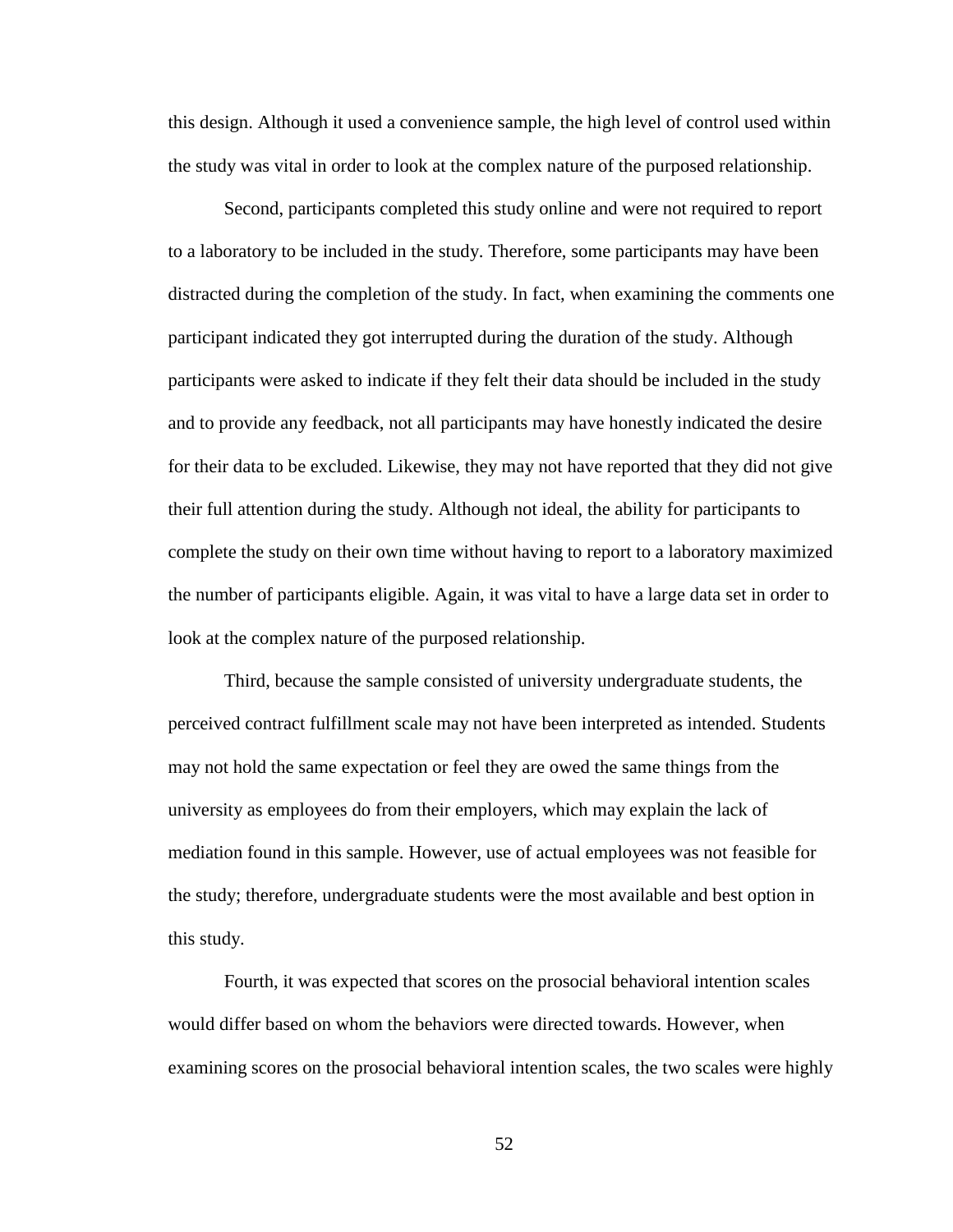this design. Although it used a convenience sample, the high level of control used within the study was vital in order to look at the complex nature of the purposed relationship.

Second, participants completed this study online and were not required to report to a laboratory to be included in the study. Therefore, some participants may have been distracted during the completion of the study. In fact, when examining the comments one participant indicated they got interrupted during the duration of the study. Although participants were asked to indicate if they felt their data should be included in the study and to provide any feedback, not all participants may have honestly indicated the desire for their data to be excluded. Likewise, they may not have reported that they did not give their full attention during the study. Although not ideal, the ability for participants to complete the study on their own time without having to report to a laboratory maximized the number of participants eligible. Again, it was vital to have a large data set in order to look at the complex nature of the purposed relationship.

Third, because the sample consisted of university undergraduate students, the perceived contract fulfillment scale may not have been interpreted as intended. Students may not hold the same expectation or feel they are owed the same things from the university as employees do from their employers, which may explain the lack of mediation found in this sample. However, use of actual employees was not feasible for the study; therefore, undergraduate students were the most available and best option in this study.

Fourth, it was expected that scores on the prosocial behavioral intention scales would differ based on whom the behaviors were directed towards. However, when examining scores on the prosocial behavioral intention scales, the two scales were highly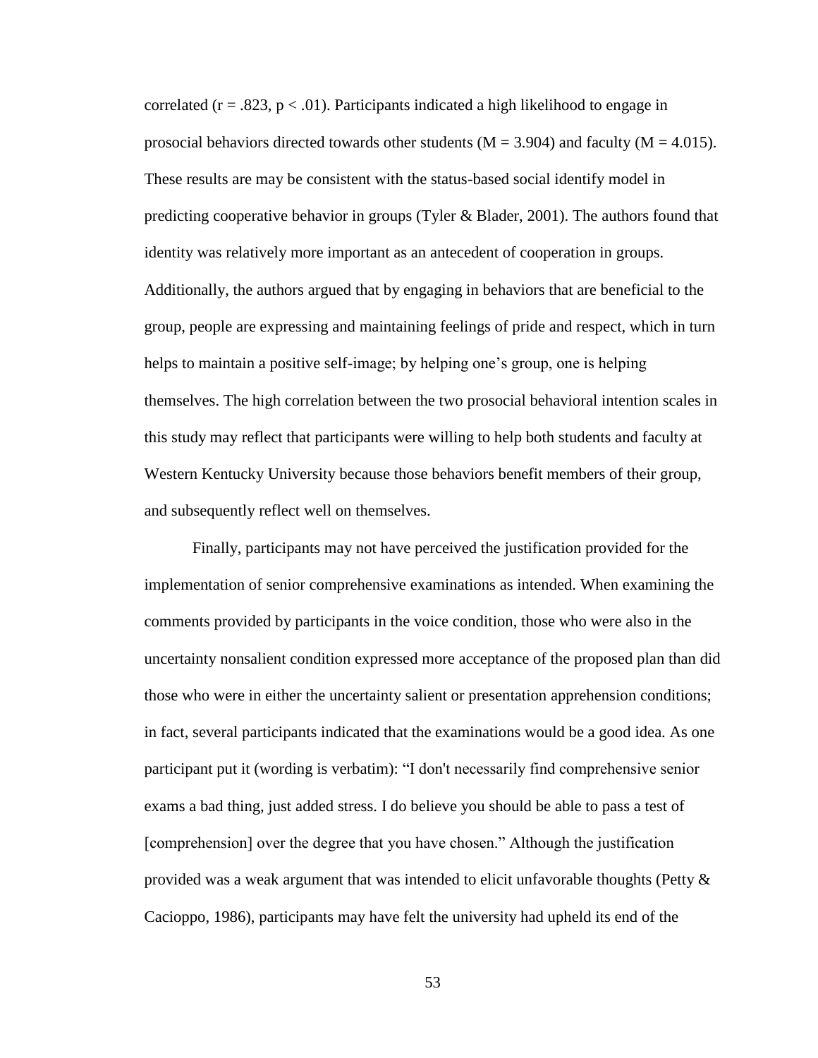correlated ($r = .823$, $p < .01$). Participants indicated a high likelihood to engage in prosocial behaviors directed towards other students ($M = 3.904$) and faculty ($M = 4.015$). These results are may be consistent with the status-based social identify model in predicting cooperative behavior in groups (Tyler & Blader, 2001). The authors found that identity was relatively more important as an antecedent of cooperation in groups. Additionally, the authors argued that by engaging in behaviors that are beneficial to the group, people are expressing and maintaining feelings of pride and respect, which in turn helps to maintain a positive self-image; by helping one's group, one is helping themselves. The high correlation between the two prosocial behavioral intention scales in this study may reflect that participants were willing to help both students and faculty at Western Kentucky University because those behaviors benefit members of their group, and subsequently reflect well on themselves.

Finally, participants may not have perceived the justification provided for the implementation of senior comprehensive examinations as intended. When examining the comments provided by participants in the voice condition, those who were also in the uncertainty nonsalient condition expressed more acceptance of the proposed plan than did those who were in either the uncertainty salient or presentation apprehension conditions; in fact, several participants indicated that the examinations would be a good idea. As one participant put it (wording is verbatim): "I don't necessarily find comprehensive senior exams a bad thing, just added stress. I do believe you should be able to pass a test of [comprehension] over the degree that you have chosen." Although the justification provided was a weak argument that was intended to elicit unfavorable thoughts (Petty & Cacioppo, 1986), participants may have felt the university had upheld its end of the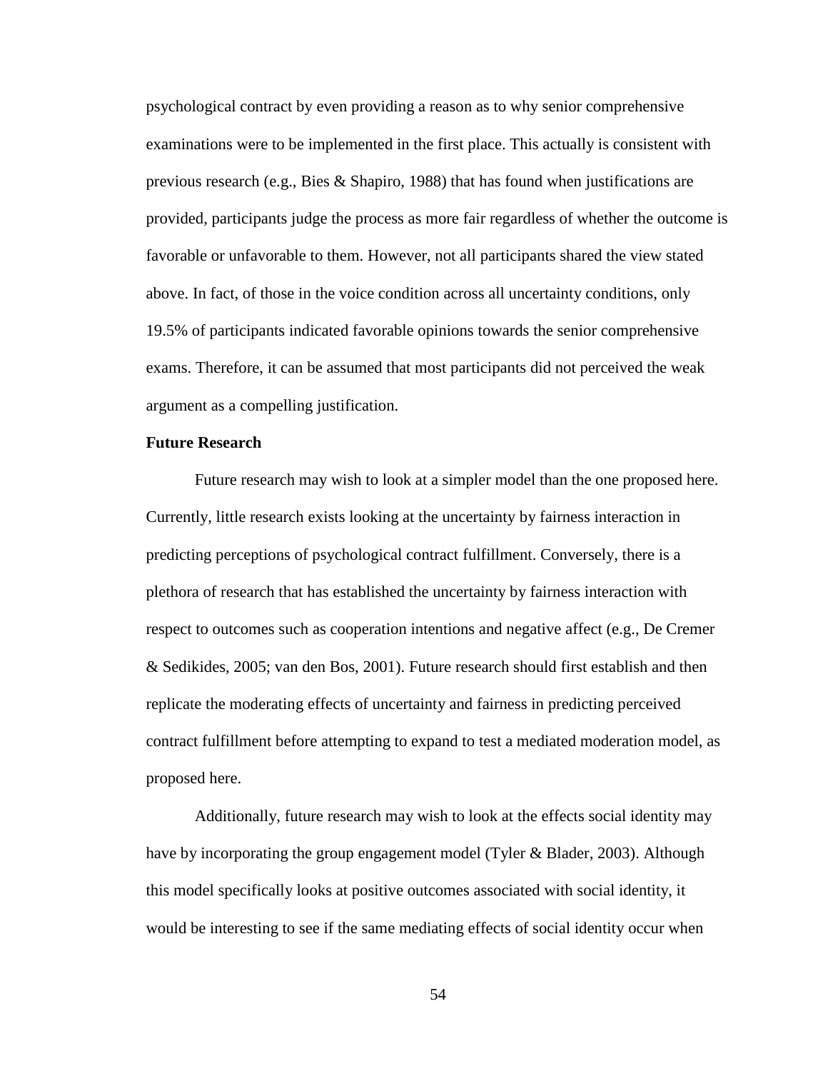psychological contract by even providing a reason as to why senior comprehensive examinations were to be implemented in the first place. This actually is consistent with previous research (e.g., Bies & Shapiro, 1988) that has found when justifications are provided, participants judge the process as more fair regardless of whether the outcome is favorable or unfavorable to them. However, not all participants shared the view stated above. In fact, of those in the voice condition across all uncertainty conditions, only 19.5% of participants indicated favorable opinions towards the senior comprehensive exams. Therefore, it can be assumed that most participants did not perceived the weak argument as a compelling justification.

**Future Research**

Future research may wish to look at a simpler model than the one proposed here. Currently, little research exists looking at the uncertainty by fairness interaction in predicting perceptions of psychological contract fulfillment. Conversely, there is a plethora of research that has established the uncertainty by fairness interaction with respect to outcomes such as cooperation intentions and negative affect (e.g., De Cremer & Sedikides, 2005; van den Bos, 2001). Future research should first establish and then replicate the moderating effects of uncertainty and fairness in predicting perceived contract fulfillment before attempting to expand to test a mediated moderation model, as proposed here.

Additionally, future research may wish to look at the effects social identity may have by incorporating the group engagement model (Tyler & Blader, 2003). Although this model specifically looks at positive outcomes associated with social identity, it would be interesting to see if the same mediating effects of social identity occur when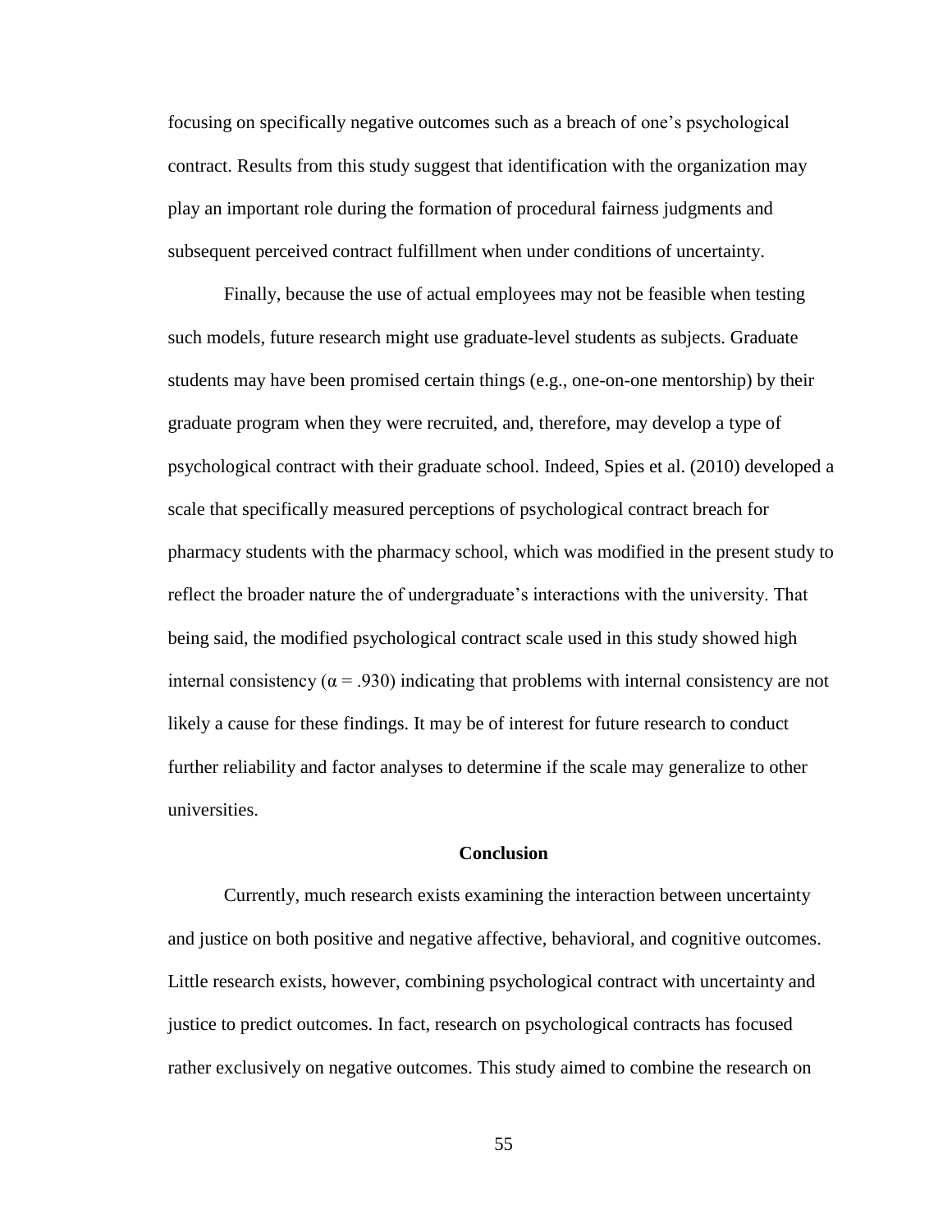focusing on specifically negative outcomes such as a breach of one's psychological contract. Results from this study suggest that identification with the organization may play an important role during the formation of procedural fairness judgments and subsequent perceived contract fulfillment when under conditions of uncertainty.

Finally, because the use of actual employees may not be feasible when testing such models, future research might use graduate-level students as subjects. Graduate students may have been promised certain things (e.g., one-on-one mentorship) by their graduate program when they were recruited, and, therefore, may develop a type of psychological contract with their graduate school. Indeed, Spies et al. (2010) developed a scale that specifically measured perceptions of psychological contract breach for pharmacy students with the pharmacy school, which was modified in the present study to reflect the broader nature the of undergraduate's interactions with the university. That being said, the modified psychological contract scale used in this study showed high internal consistency ($\alpha = .930$) indicating that problems with internal consistency are not likely a cause for these findings. It may be of interest for future research to conduct further reliability and factor analyses to determine if the scale may generalize to other universities.

## Conclusion

Currently, much research exists examining the interaction between uncertainty and justice on both positive and negative affective, behavioral, and cognitive outcomes. Little research exists, however, combining psychological contract with uncertainty and justice to predict outcomes. In fact, research on psychological contracts has focused rather exclusively on negative outcomes. This study aimed to combine the research on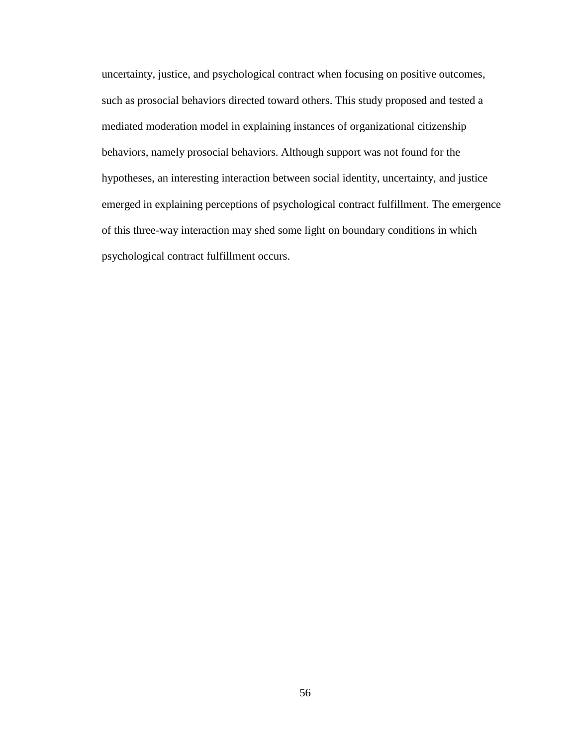uncertainty, justice, and psychological contract when focusing on positive outcomes, such as prosocial behaviors directed toward others. This study proposed and tested a mediated moderation model in explaining instances of organizational citizenship behaviors, namely prosocial behaviors. Although support was not found for the hypotheses, an interesting interaction between social identity, uncertainty, and justice emerged in explaining perceptions of psychological contract fulfillment. The emergence of this three-way interaction may shed some light on boundary conditions in which psychological contract fulfillment occurs.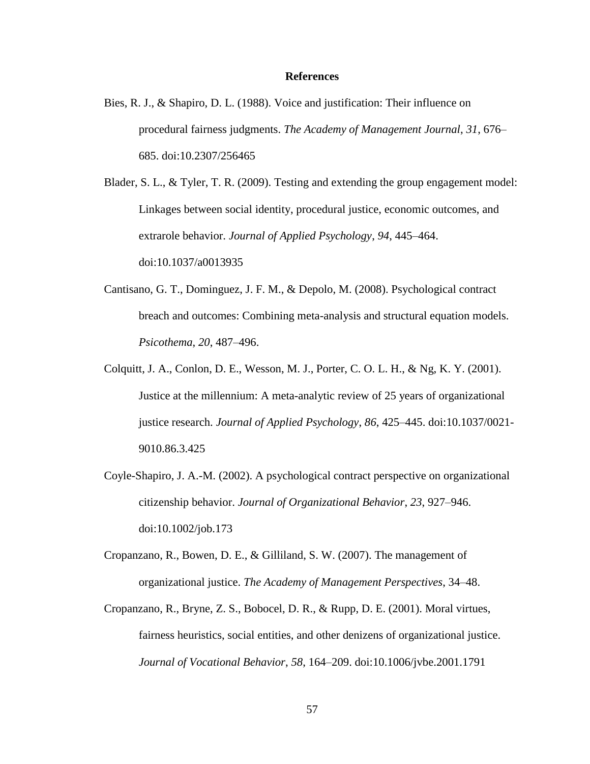# References

Bies, R. J., & Shapiro, D. L. (1988). Voice and justification: Their influence on procedural fairness judgments. *The Academy of Management Journal*, *31*, 676–685. doi:10.2307/256465

Blader, S. L., & Tyler, T. R. (2009). Testing and extending the group engagement model: Linkages between social identity, procedural justice, economic outcomes, and extrarole behavior. *Journal of Applied Psychology*, *94*, 445–464. doi:10.1037/a0013935

Cantisano, G. T., Dominguez, J. F. M., & Depolo, M. (2008). Psychological contract breach and outcomes: Combining meta-analysis and structural equation models. *Psicothema*, *20*, 487–496.

Colquitt, J. A., Conlon, D. E., Wesson, M. J., Porter, C. O. L. H., & Ng, K. Y. (2001). Justice at the millennium: A meta-analytic review of 25 years of organizational justice research. *Journal of Applied Psychology*, *86*, 425–445. doi:10.1037/0021-9010.86.3.425

Coyle-Shapiro, J. A.-M. (2002). A psychological contract perspective on organizational citizenship behavior. *Journal of Organizational Behavior*, *23*, 927–946. doi:10.1002/job.173

Cropanzano, R., Bowen, D. E., & Gilliland, S. W. (2007). The management of organizational justice. *The Academy of Management Perspectives*, 34–48.

Cropanzano, R., Bryne, Z. S., Bobocel, D. R., & Rupp, D. E. (2001). Moral virtues, fairness heuristics, social entities, and other denizens of organizational justice. *Journal of Vocational Behavior*, *58*, 164–209. doi:10.1006/jvbe.2001.1791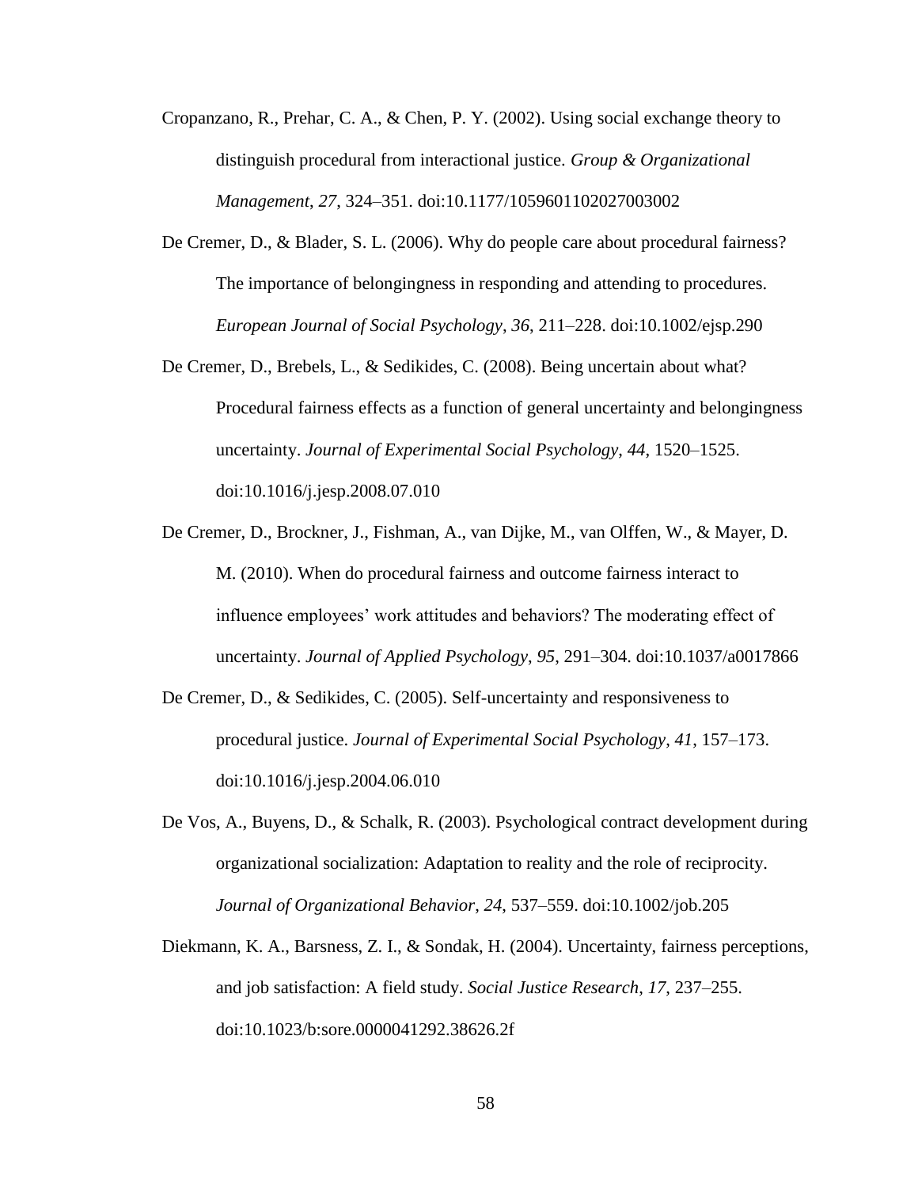Cropanzano, R., Prehar, C. A., & Chen, P. Y. (2002). Using social exchange theory to distinguish procedural from interactional justice. *Group & Organizational Management*, *27*, 324–351. doi:10.1177/1059601102027003002

De Cremer, D., & Blader, S. L. (2006). Why do people care about procedural fairness? The importance of belongingness in responding and attending to procedures. *European Journal of Social Psychology*, *36*, 211–228. doi:10.1002/ejsp.290

De Cremer, D., Brebels, L., & Sedikides, C. (2008). Being uncertain about what? Procedural fairness effects as a function of general uncertainty and belongingness uncertainty. *Journal of Experimental Social Psychology*, *44*, 1520–1525. doi:10.1016/j.jesp.2008.07.010

De Cremer, D., Brockner, J., Fishman, A., van Dijke, M., van Olffen, W., & Mayer, D. M. (2010). When do procedural fairness and outcome fairness interact to influence employees' work attitudes and behaviors? The moderating effect of uncertainty. *Journal of Applied Psychology*, *95*, 291–304. doi:10.1037/a0017866

De Cremer, D., & Sedikides, C. (2005). Self-uncertainty and responsiveness to procedural justice. *Journal of Experimental Social Psychology*, *41*, 157–173. doi:10.1016/j.jesp.2004.06.010

De Vos, A., Buyens, D., & Schalk, R. (2003). Psychological contract development during organizational socialization: Adaptation to reality and the role of reciprocity. *Journal of Organizational Behavior*, *24*, 537–559. doi:10.1002/job.205

Diekmann, K. A., Barsness, Z. I., & Sondak, H. (2004). Uncertainty, fairness perceptions, and job satisfaction: A field study. *Social Justice Research*, *17*, 237–255. doi:10.1023/b:sore.0000041292.38626.2f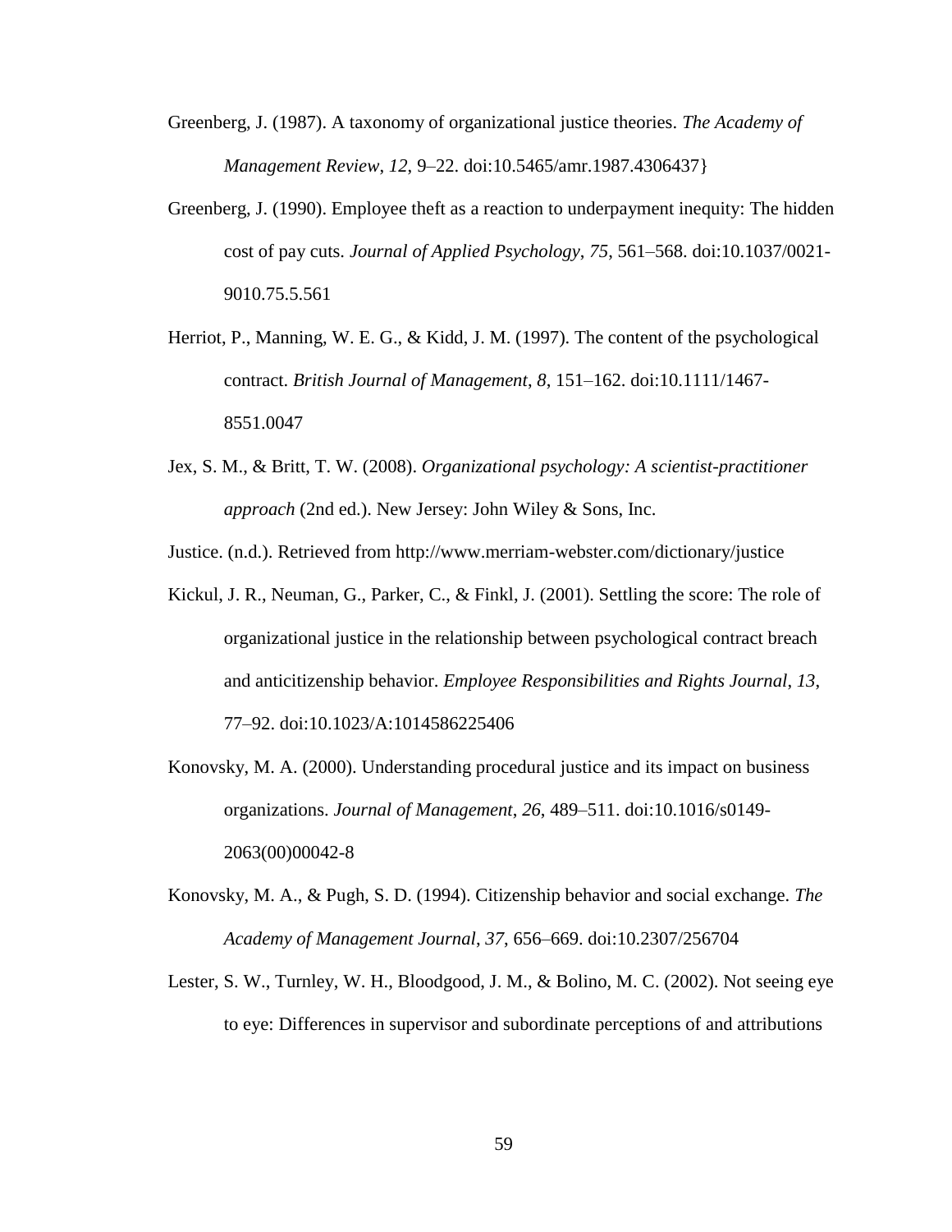Greenberg, J. (1987). A taxonomy of organizational justice theories. *The Academy of Management Review*, *12*, 9–22. doi:10.5465/amr.1987.4306437}

Greenberg, J. (1990). Employee theft as a reaction to underpayment inequity: The hidden cost of pay cuts. *Journal of Applied Psychology*, *75*, 561–568. doi:10.1037/0021-9010.75.5.561

Herriot, P., Manning, W. E. G., & Kidd, J. M. (1997). The content of the psychological contract. *British Journal of Management*, *8*, 151–162. doi:10.1111/1467-8551.0047

Jex, S. M., & Britt, T. W. (2008). *Organizational psychology: A scientist-practitioner approach* (2nd ed.). New Jersey: John Wiley & Sons, Inc.

Justice. (n.d.). Retrieved from http://www.merriam-webster.com/dictionary/justice

Kickul, J. R., Neuman, G., Parker, C., & Finkl, J. (2001). Settling the score: The role of organizational justice in the relationship between psychological contract breach and anticitizenship behavior. *Employee Responsibilities and Rights Journal*, *13*, 77–92. doi:10.1023/A:1014586225406

Konovsky, M. A. (2000). Understanding procedural justice and its impact on business organizations. *Journal of Management*, *26*, 489–511. doi:10.1016/s0149-2063(00)00042-8

Konovsky, M. A., & Pugh, S. D. (1994). Citizenship behavior and social exchange. *The Academy of Management Journal*, *37*, 656–669. doi:10.2307/256704

Lester, S. W., Turnley, W. H., Bloodgood, J. M., & Bolino, M. C. (2002). Not seeing eye to eye: Differences in supervisor and subordinate perceptions of and attributions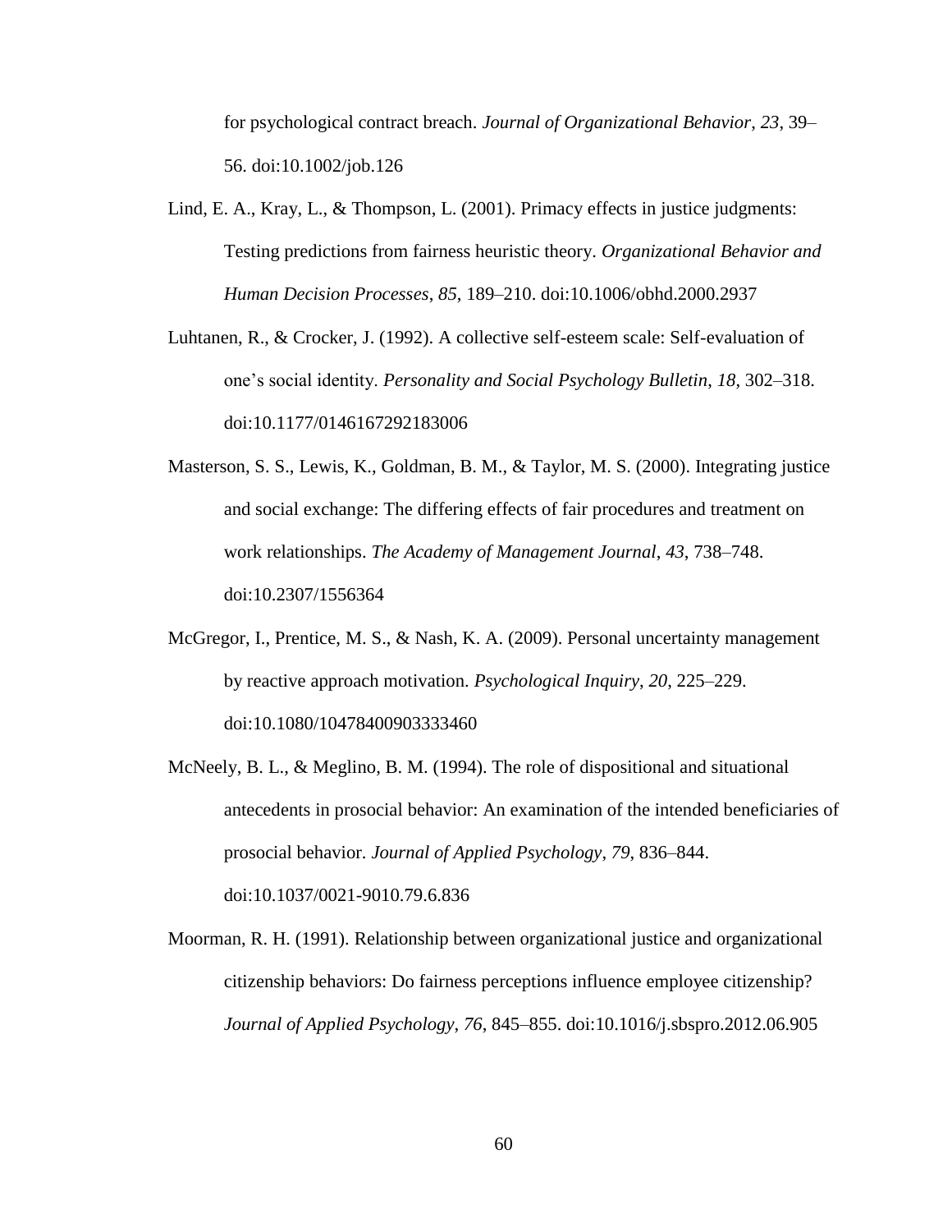for psychological contract breach. *Journal of Organizational Behavior*, *23*, 39–56. doi:10.1002/job.126

Lind, E. A., Kray, L., & Thompson, L. (2001). Primacy effects in justice judgments: Testing predictions from fairness heuristic theory. *Organizational Behavior and Human Decision Processes*, *85*, 189–210. doi:10.1006/obhd.2000.2937

Luhtanen, R., & Crocker, J. (1992). A collective self-esteem scale: Self-evaluation of one's social identity. *Personality and Social Psychology Bulletin*, *18*, 302–318. doi:10.1177/0146167292183006

Masterson, S. S., Lewis, K., Goldman, B. M., & Taylor, M. S. (2000). Integrating justice and social exchange: The differing effects of fair procedures and treatment on work relationships. *The Academy of Management Journal*, *43*, 738–748. doi:10.2307/1556364

McGregor, I., Prentice, M. S., & Nash, K. A. (2009). Personal uncertainty management by reactive approach motivation. *Psychological Inquiry*, *20*, 225–229. doi:10.1080/10478400903333460

McNeely, B. L., & Meglino, B. M. (1994). The role of dispositional and situational antecedents in prosocial behavior: An examination of the intended beneficiaries of prosocial behavior. *Journal of Applied Psychology*, *79*, 836–844. doi:10.1037/0021-9010.79.6.836

Moorman, R. H. (1991). Relationship between organizational justice and organizational citizenship behaviors: Do fairness perceptions influence employee citizenship? *Journal of Applied Psychology*, *76*, 845–855. doi:10.1016/j.sbspro.2012.06.905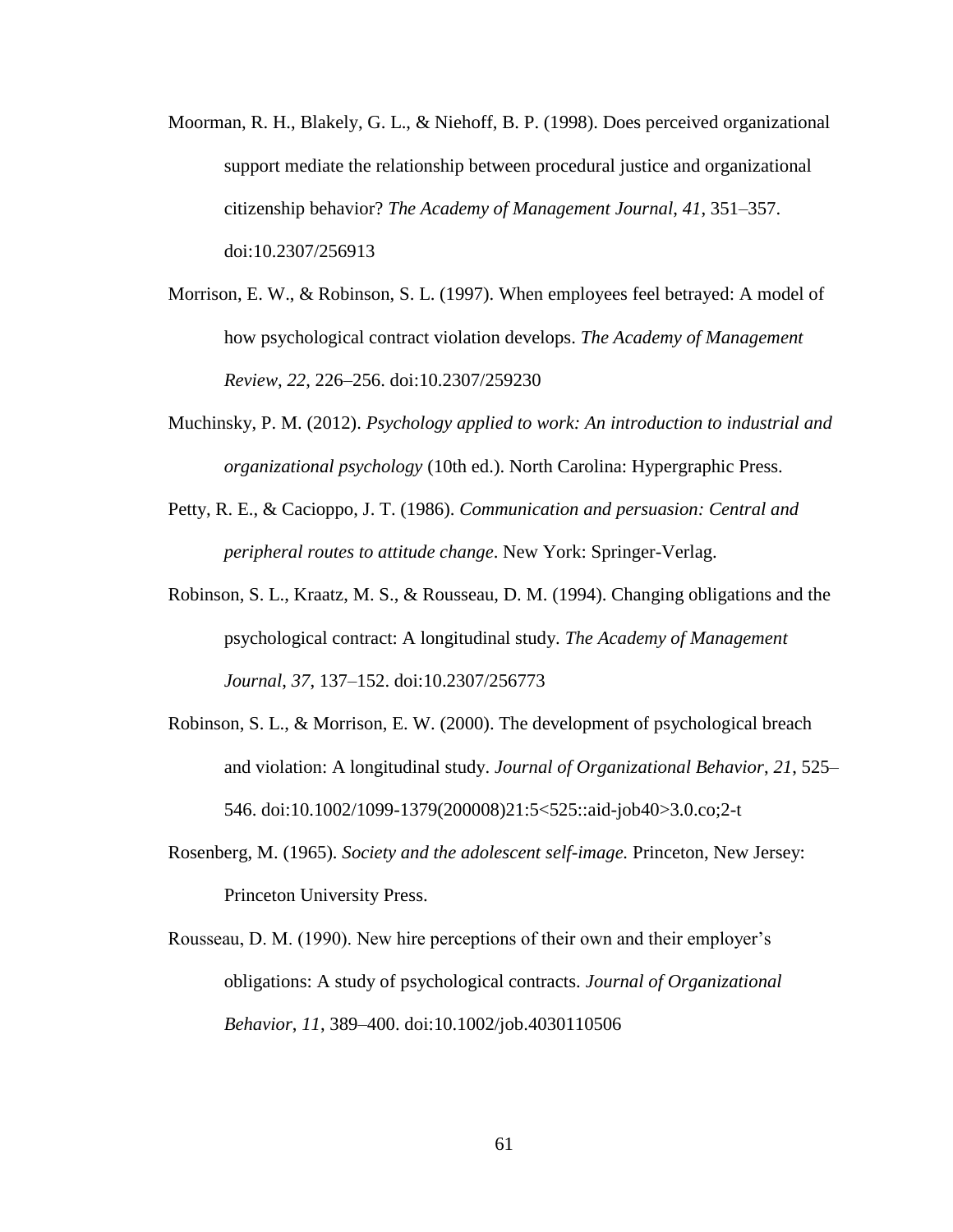Moorman, R. H., Blakely, G. L., & Niehoff, B. P. (1998). Does perceived organizational support mediate the relationship between procedural justice and organizational citizenship behavior? *The Academy of Management Journal*, *41*, 351–357. doi:10.2307/256913

Morrison, E. W., & Robinson, S. L. (1997). When employees feel betrayed: A model of how psychological contract violation develops. *The Academy of Management Review*, *22*, 226–256. doi:10.2307/259230

Muchinsky, P. M. (2012). *Psychology applied to work: An introduction to industrial and organizational psychology* (10th ed.). North Carolina: Hypergraphic Press.

Petty, R. E., & Cacioppo, J. T. (1986). *Communication and persuasion: Central and peripheral routes to attitude change*. New York: Springer-Verlag.

Robinson, S. L., Kraatz, M. S., & Rousseau, D. M. (1994). Changing obligations and the psychological contract: A longitudinal study. *The Academy of Management Journal*, *37*, 137–152. doi:10.2307/256773

Robinson, S. L., & Morrison, E. W. (2000). The development of psychological breach and violation: A longitudinal study. *Journal of Organizational Behavior*, *21*, 525–546. doi:10.1002/1099-1379(200008)21:5<525::aid-job40>3.0.co;2-t

Rosenberg, M. (1965). *Society and the adolescent self-image.* Princeton, New Jersey: Princeton University Press.

Rousseau, D. M. (1990). New hire perceptions of their own and their employer's obligations: A study of psychological contracts. *Journal of Organizational Behavior*, *11*, 389–400. doi:10.1002/job.4030110506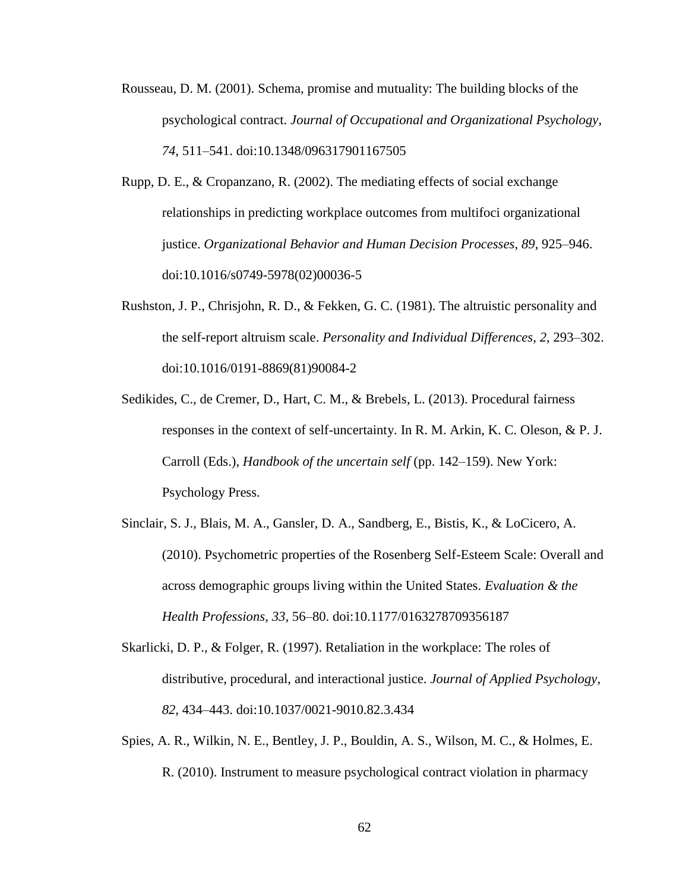Rousseau, D. M. (2001). Schema, promise and mutuality: The building blocks of the psychological contract. *Journal of Occupational and Organizational Psychology*, *74*, 511–541. doi:10.1348/096317901167505

Rupp, D. E., & Cropanzano, R. (2002). The mediating effects of social exchange relationships in predicting workplace outcomes from multifoci organizational justice. *Organizational Behavior and Human Decision Processes*, *89*, 925–946. doi:10.1016/s0749-5978(02)00036-5

Rushston, J. P., Chrisjohn, R. D., & Fekken, G. C. (1981). The altruistic personality and the self-report altruism scale. *Personality and Individual Differences*, *2*, 293–302. doi:10.1016/0191-8869(81)90084-2

Sedikides, C., de Cremer, D., Hart, C. M., & Brebels, L. (2013). Procedural fairness responses in the context of self-uncertainty. In R. M. Arkin, K. C. Oleson, & P. J. Carroll (Eds.), *Handbook of the uncertain self* (pp. 142–159). New York: Psychology Press.

Sinclair, S. J., Blais, M. A., Gansler, D. A., Sandberg, E., Bistis, K., & LoCicero, A. (2010). Psychometric properties of the Rosenberg Self-Esteem Scale: Overall and across demographic groups living within the United States. *Evaluation & the Health Professions*, *33*, 56–80. doi:10.1177/0163278709356187

Skarlicki, D. P., & Folger, R. (1997). Retaliation in the workplace: The roles of distributive, procedural, and interactional justice. *Journal of Applied Psychology*, *82*, 434–443. doi:10.1037/0021-9010.82.3.434

Spies, A. R., Wilkin, N. E., Bentley, J. P., Bouldin, A. S., Wilson, M. C., & Holmes, E. R. (2010). Instrument to measure psychological contract violation in pharmacy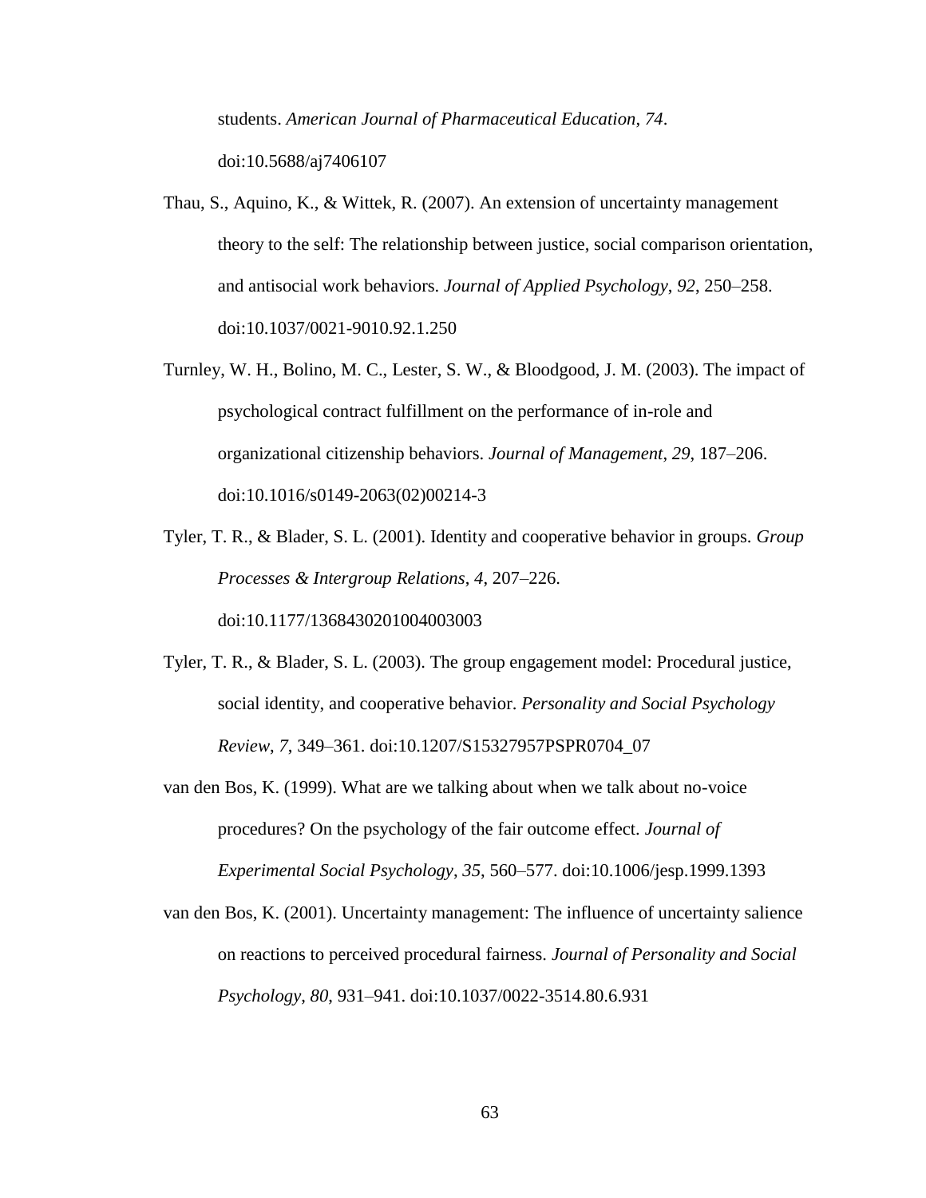students. *American Journal of Pharmaceutical Education*, *74*. doi:10.5688/aj7406107

Thau, S., Aquino, K., & Wittek, R. (2007). An extension of uncertainty management theory to the self: The relationship between justice, social comparison orientation, and antisocial work behaviors. *Journal of Applied Psychology*, *92*, 250–258. doi:10.1037/0021-9010.92.1.250

Turnley, W. H., Bolino, M. C., Lester, S. W., & Bloodgood, J. M. (2003). The impact of psychological contract fulfillment on the performance of in-role and organizational citizenship behaviors. *Journal of Management*, *29*, 187–206. doi:10.1016/s0149-2063(02)00214-3

Tyler, T. R., & Blader, S. L. (2001). Identity and cooperative behavior in groups. *Group Processes & Intergroup Relations*, *4*, 207–226. doi:10.1177/1368430201004003003

Tyler, T. R., & Blader, S. L. (2003). The group engagement model: Procedural justice, social identity, and cooperative behavior. *Personality and Social Psychology Review*, *7*, 349–361. doi:10.1207/S15327957PSPR0704_07

van den Bos, K. (1999). What are we talking about when we talk about no-voice procedures? On the psychology of the fair outcome effect. *Journal of Experimental Social Psychology*, *35*, 560–577. doi:10.1006/jesp.1999.1393

van den Bos, K. (2001). Uncertainty management: The influence of uncertainty salience on reactions to perceived procedural fairness. *Journal of Personality and Social Psychology*, *80*, 931–941. doi:10.1037/0022-3514.80.6.931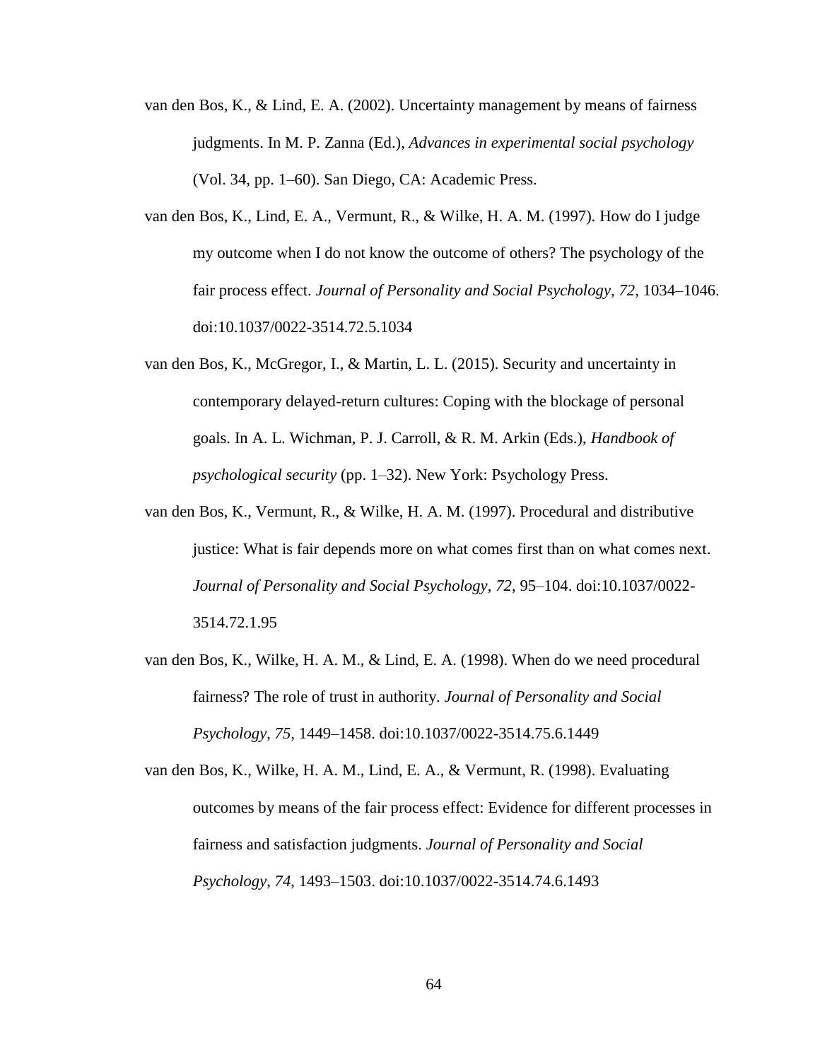van den Bos, K., & Lind, E. A. (2002). Uncertainty management by means of fairness judgments. In M. P. Zanna (Ed.), *Advances in experimental social psychology* (Vol. 34, pp. 1–60). San Diego, CA: Academic Press.

van den Bos, K., Lind, E. A., Vermunt, R., & Wilke, H. A. M. (1997). How do I judge my outcome when I do not know the outcome of others? The psychology of the fair process effect. *Journal of Personality and Social Psychology*, *72*, 1034–1046. doi:10.1037/0022-3514.72.5.1034

van den Bos, K., McGregor, I., & Martin, L. L. (2015). Security and uncertainty in contemporary delayed-return cultures: Coping with the blockage of personal goals. In A. L. Wichman, P. J. Carroll, & R. M. Arkin (Eds.), *Handbook of psychological security* (pp. 1–32). New York: Psychology Press.

van den Bos, K., Vermunt, R., & Wilke, H. A. M. (1997). Procedural and distributive justice: What is fair depends more on what comes first than on what comes next. *Journal of Personality and Social Psychology*, *72*, 95–104. doi:10.1037/0022-3514.72.1.95

van den Bos, K., Wilke, H. A. M., & Lind, E. A. (1998). When do we need procedural fairness? The role of trust in authority. *Journal of Personality and Social Psychology*, *75*, 1449–1458. doi:10.1037/0022-3514.75.6.1449

van den Bos, K., Wilke, H. A. M., Lind, E. A., & Vermunt, R. (1998). Evaluating outcomes by means of the fair process effect: Evidence for different processes in fairness and satisfaction judgments. *Journal of Personality and Social Psychology*, *74*, 1493–1503. doi:10.1037/0022-3514.74.6.1493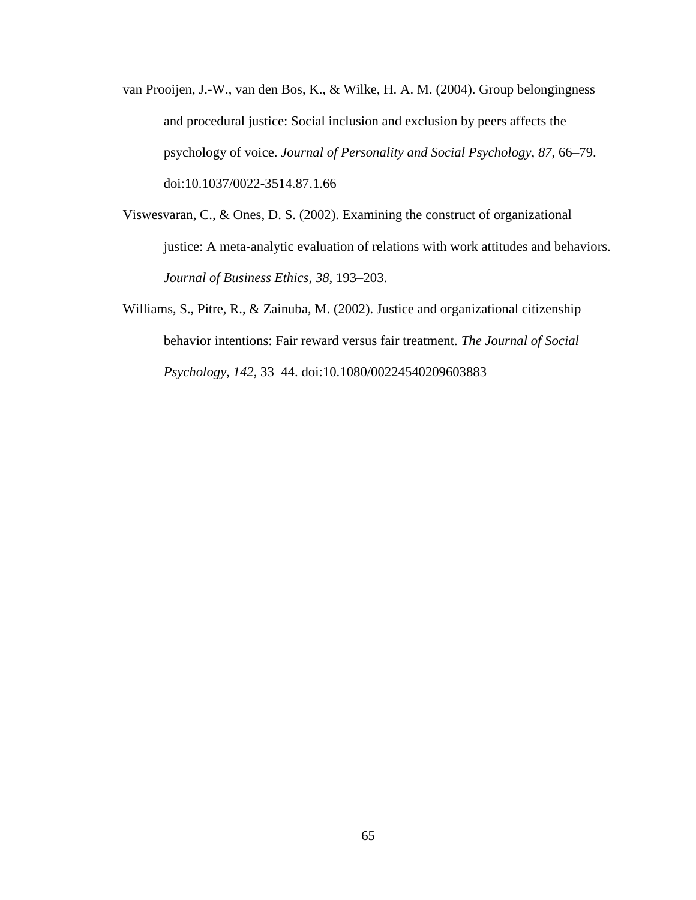van Prooijen, J.-W., van den Bos, K., & Wilke, H. A. M. (2004). Group belongingness and procedural justice: Social inclusion and exclusion by peers affects the psychology of voice. *Journal of Personality and Social Psychology*, *87*, 66–79. doi:10.1037/0022-3514.87.1.66

Viswesvaran, C., & Ones, D. S. (2002). Examining the construct of organizational justice: A meta-analytic evaluation of relations with work attitudes and behaviors. *Journal of Business Ethics*, *38*, 193–203.

Williams, S., Pitre, R., & Zainuba, M. (2002). Justice and organizational citizenship behavior intentions: Fair reward versus fair treatment. *The Journal of Social Psychology*, *142*, 33–44. doi:10.1080/00224540209603883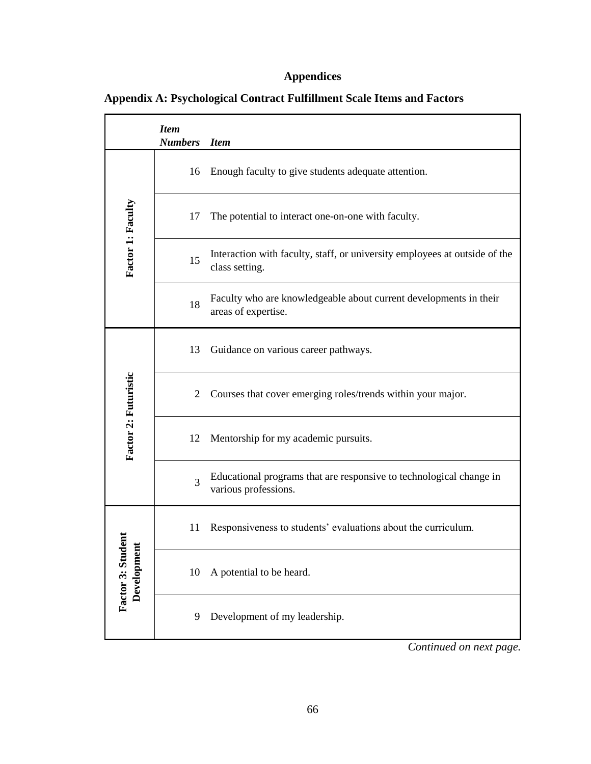# Appendices

## Appendix A: Psychological Contract Fulfillment Scale Items and Factors

| | ***Item Numbers*** | ***Item*** |
|---|---|---|
| **Factor 1: Faculty** | 16 | Enough faculty to give students adequate attention. |
| | 17 | The potential to interact one-on-one with faculty. |
| | 15 | Interaction with faculty, staff, or university employees at outside of the class setting. |
| | 18 | Faculty who are knowledgeable about current developments in their areas of expertise. |
| **Factor 2: Futuristic** | 13 | Guidance on various career pathways. |
| | 2 | Courses that cover emerging roles/trends within your major. |
| | 12 | Mentorship for my academic pursuits. |
| | 3 | Educational programs that are responsive to technological change in various professions. |
| **Factor 3: Student Development** | 11 | Responsiveness to students' evaluations about the curriculum. |
| | 10 | A potential to be heard. |
| | 9 | Development of my leadership. |

*Continued on next page.*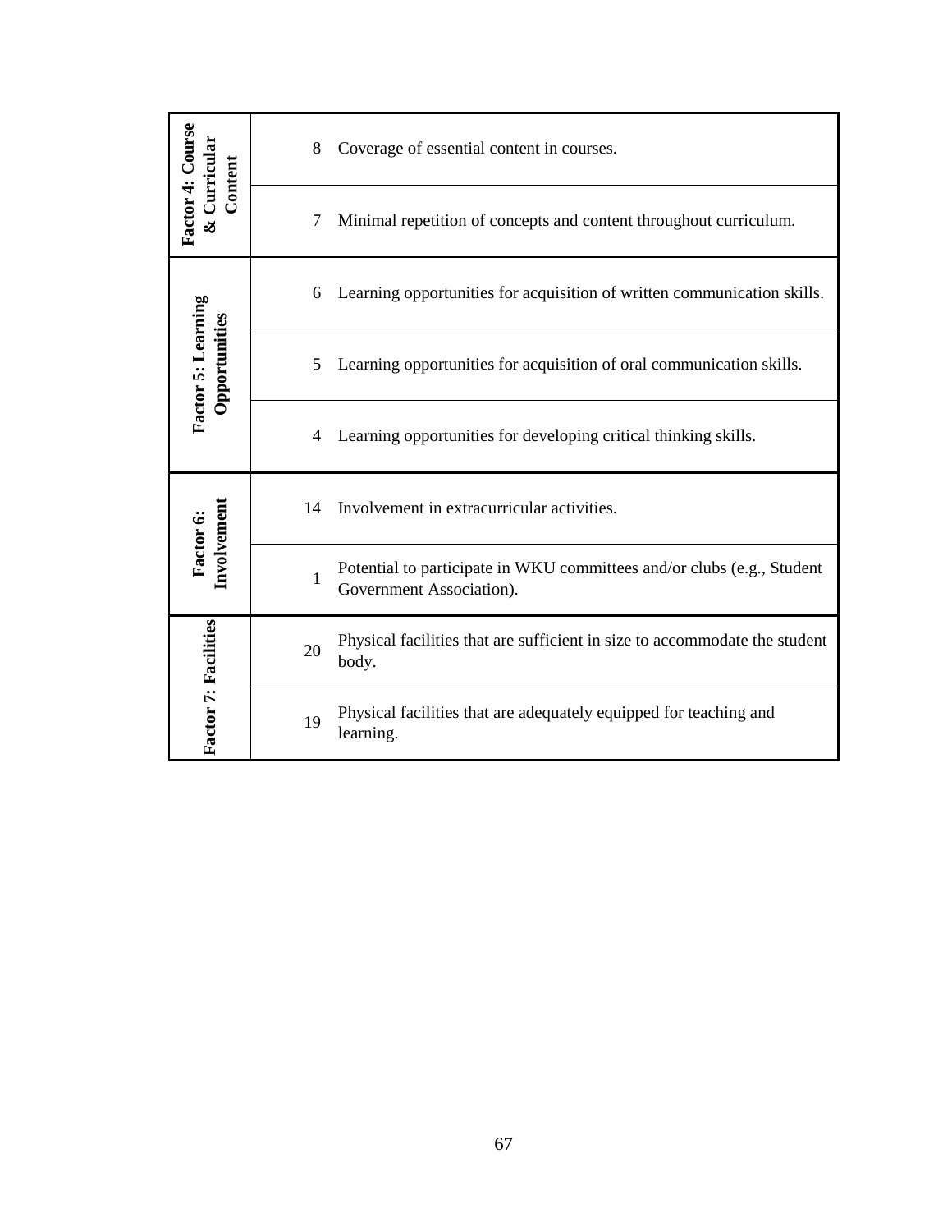| Factor | Item | Description |
|---|---|---|
| **Factor 4: Course & Curricular Content** | 8 | Coverage of essential content in courses. |
| | 7 | Minimal repetition of concepts and content throughout curriculum. |
| **Factor 5: Learning Opportunities** | 6 | Learning opportunities for acquisition of written communication skills. |
| | 5 | Learning opportunities for acquisition of oral communication skills. |
| | 4 | Learning opportunities for developing critical thinking skills. |
| **Factor 6: Involvement** | 14 | Involvement in extracurricular activities. |
| | 1 | Potential to participate in WKU committees and/or clubs (e.g., Student Government Association). |
| **Factor 7: Facilities** | 20 | Physical facilities that are sufficient in size to accommodate the student body. |
| | 19 | Physical facilities that are adequately equipped for teaching and learning. |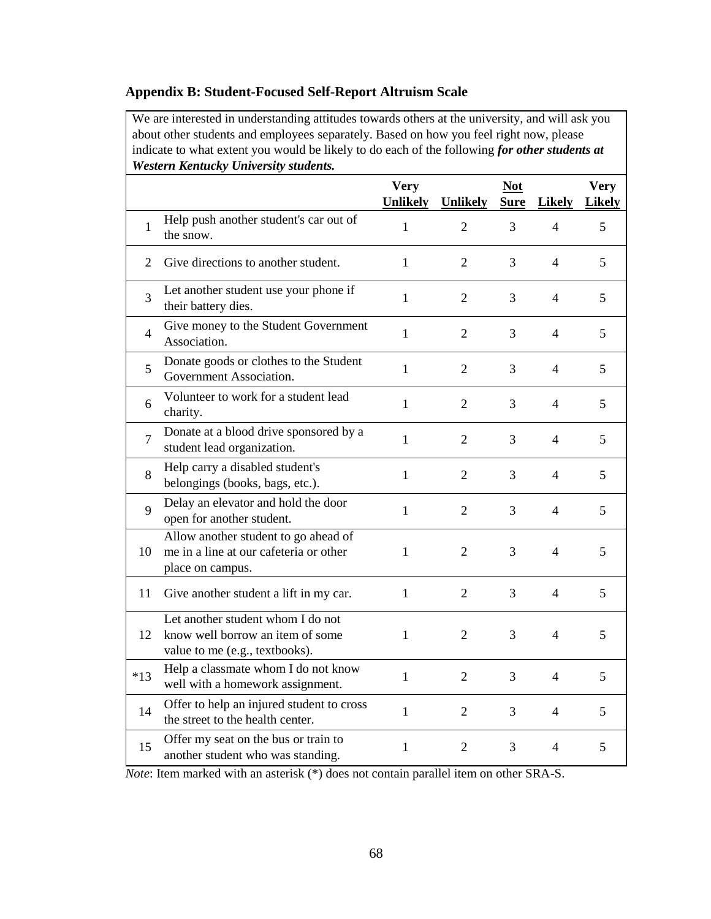## Appendix B: Student-Focused Self-Report Altruism Scale

We are interested in understanding attitudes towards others at the university, and will ask you about other students and employees separately. Based on how you feel right now, please indicate to what extent you would be likely to do each of the following ***for other students at Western Kentucky University students.***

| | | Very Unlikely | Unlikely | Not Sure | Likely | Very Likely |
|---|---|---|---|---|---|---|
| 1 | Help push another student's car out of the snow. | 1 | 2 | 3 | 4 | 5 |
| 2 | Give directions to another student. | 1 | 2 | 3 | 4 | 5 |
| 3 | Let another student use your phone if their battery dies. | 1 | 2 | 3 | 4 | 5 |
| 4 | Give money to the Student Government Association. | 1 | 2 | 3 | 4 | 5 |
| 5 | Donate goods or clothes to the Student Government Association. | 1 | 2 | 3 | 4 | 5 |
| 6 | Volunteer to work for a student lead charity. | 1 | 2 | 3 | 4 | 5 |
| 7 | Donate at a blood drive sponsored by a student lead organization. | 1 | 2 | 3 | 4 | 5 |
| 8 | Help carry a disabled student's belongings (books, bags, etc.). | 1 | 2 | 3 | 4 | 5 |
| 9 | Delay an elevator and hold the door open for another student. | 1 | 2 | 3 | 4 | 5 |
| 10 | Allow another student to go ahead of me in a line at our cafeteria or other place on campus. | 1 | 2 | 3 | 4 | 5 |
| 11 | Give another student a lift in my car. | 1 | 2 | 3 | 4 | 5 |
| 12 | Let another student whom I do not know well borrow an item of some value to me (e.g., textbooks). | 1 | 2 | 3 | 4 | 5 |
| *13 | Help a classmate whom I do not know well with a homework assignment. | 1 | 2 | 3 | 4 | 5 |
| 14 | Offer to help an injured student to cross the street to the health center. | 1 | 2 | 3 | 4 | 5 |
| 15 | Offer my seat on the bus or train to another student who was standing. | 1 | 2 | 3 | 4 | 5 |

*Note*: Item marked with an asterisk (*) does not contain parallel item on other SRA-S.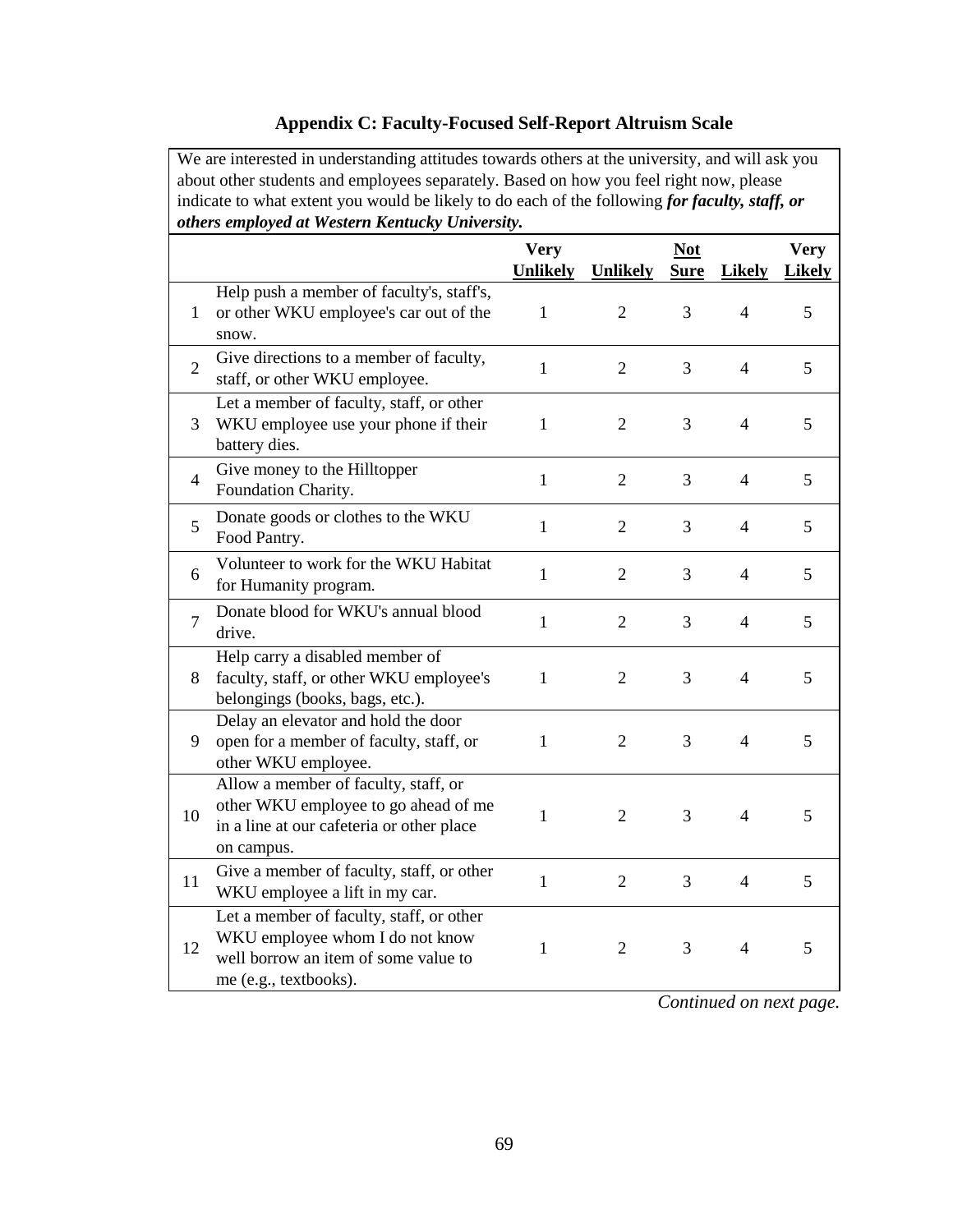## Appendix C: Faculty-Focused Self-Report Altruism Scale

We are interested in understanding attitudes towards others at the university, and will ask you about other students and employees separately. Based on how you feel right now, please indicate to what extent you would be likely to do each of the following ***for faculty, staff, or others employed at Western Kentucky University.***

| | | Very Unlikely | Unlikely | Not Sure | Likely | Very Likely |
|---|---|---|---|---|---|---|
| 1 | Help push a member of faculty's, staff's, or other WKU employee's car out of the snow. | 1 | 2 | 3 | 4 | 5 |
| 2 | Give directions to a member of faculty, staff, or other WKU employee. | 1 | 2 | 3 | 4 | 5 |
| 3 | Let a member of faculty, staff, or other WKU employee use your phone if their battery dies. | 1 | 2 | 3 | 4 | 5 |
| 4 | Give money to the Hilltopper Foundation Charity. | 1 | 2 | 3 | 4 | 5 |
| 5 | Donate goods or clothes to the WKU Food Pantry. | 1 | 2 | 3 | 4 | 5 |
| 6 | Volunteer to work for the WKU Habitat for Humanity program. | 1 | 2 | 3 | 4 | 5 |
| 7 | Donate blood for WKU's annual blood drive. | 1 | 2 | 3 | 4 | 5 |
| 8 | Help carry a disabled member of faculty, staff, or other WKU employee's belongings (books, bags, etc.). | 1 | 2 | 3 | 4 | 5 |
| 9 | Delay an elevator and hold the door open for a member of faculty, staff, or other WKU employee. | 1 | 2 | 3 | 4 | 5 |
| 10 | Allow a member of faculty, staff, or other WKU employee to go ahead of me in a line at our cafeteria or other place on campus. | 1 | 2 | 3 | 4 | 5 |
| 11 | Give a member of faculty, staff, or other WKU employee a lift in my car. | 1 | 2 | 3 | 4 | 5 |
| 12 | Let a member of faculty, staff, or other WKU employee whom I do not know well borrow an item of some value to me (e.g., textbooks). | 1 | 2 | 3 | 4 | 5 |

*Continued on next page.*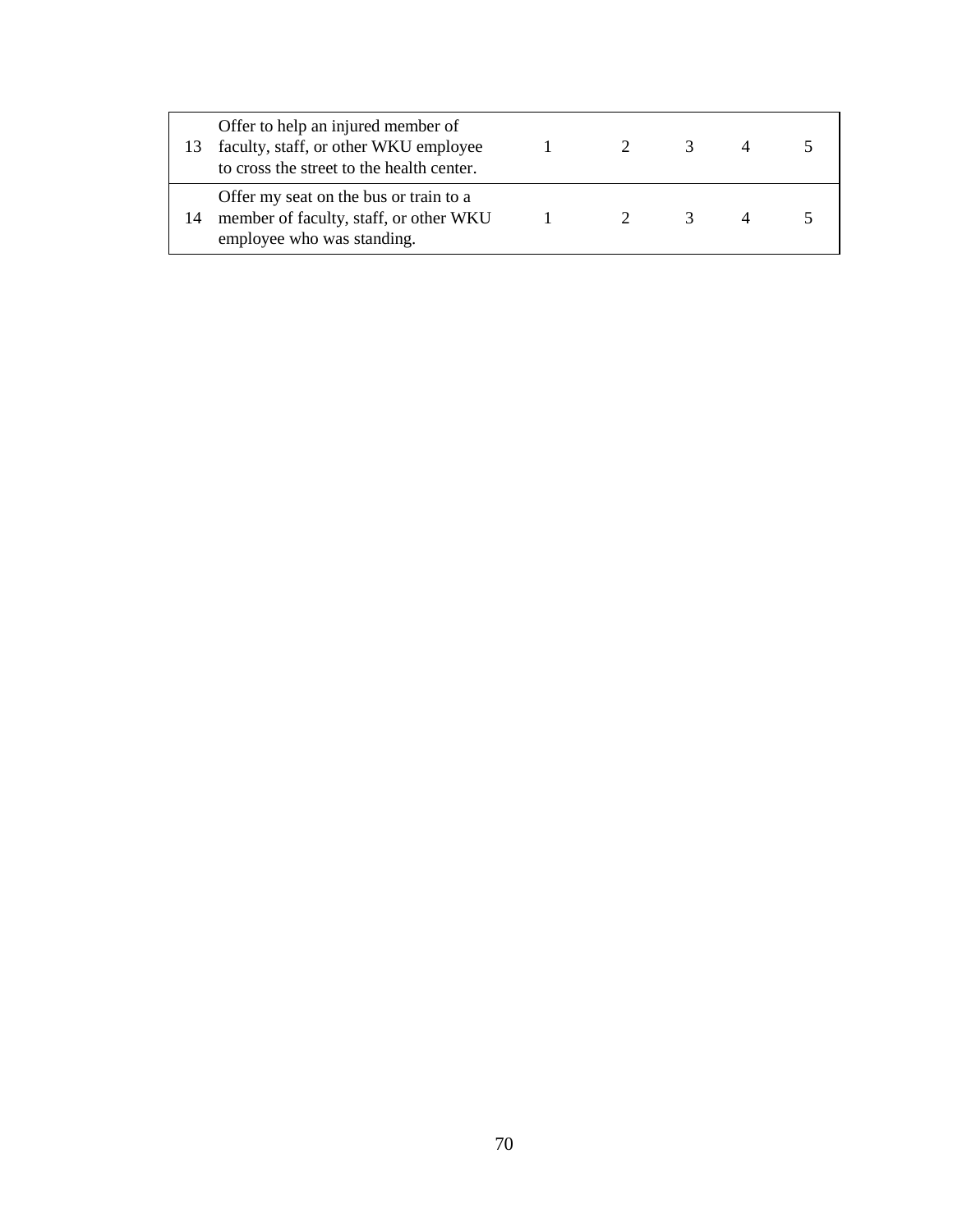| | | | | | | |
|---|---|---|---|---|---|---|
| 13 | Offer to help an injured member of faculty, staff, or other WKU employee to cross the street to the health center. | 1 | 2 | 3 | 4 | 5 |
| 14 | Offer my seat on the bus or train to a member of faculty, staff, or other WKU employee who was standing. | 1 | 2 | 3 | 4 | 5 |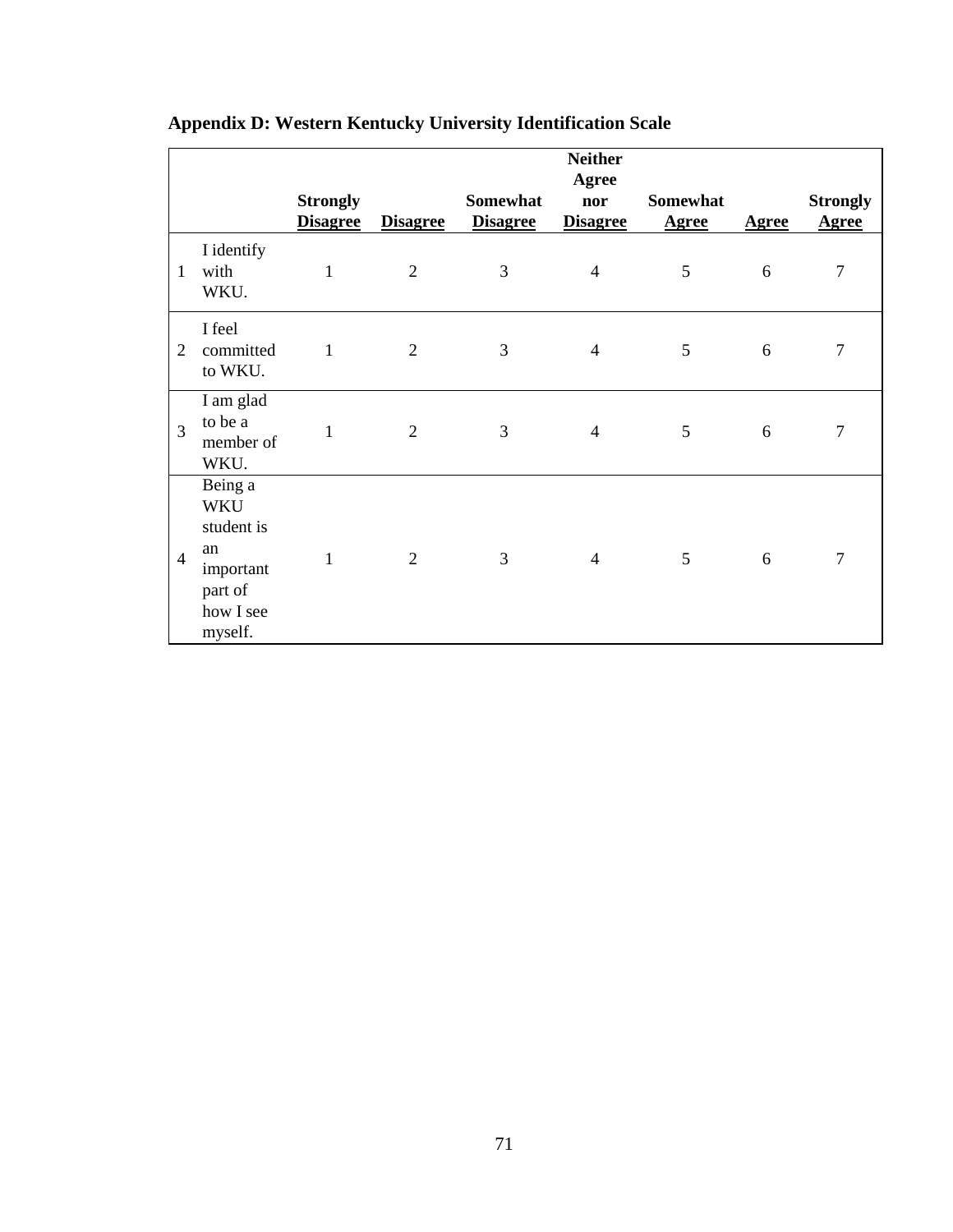## Appendix D: Western Kentucky University Identification Scale

| | | **Strongly Disagree** | **Disagree** | **Somewhat Disagree** | **Neither Agree nor Disagree** | **Somewhat Agree** | **Agree** | **Strongly Agree** |
|---|---|---|---|---|---|---|---|---|
| 1 | I identify with WKU. | 1 | 2 | 3 | 4 | 5 | 6 | 7 |
| 2 | I feel committed to WKU. | 1 | 2 | 3 | 4 | 5 | 6 | 7 |
| 3 | I am glad to be a member of WKU. | 1 | 2 | 3 | 4 | 5 | 6 | 7 |
| 4 | Being a WKU student is an important part of how I see myself. | 1 | 2 | 3 | 4 | 5 | 6 | 7 |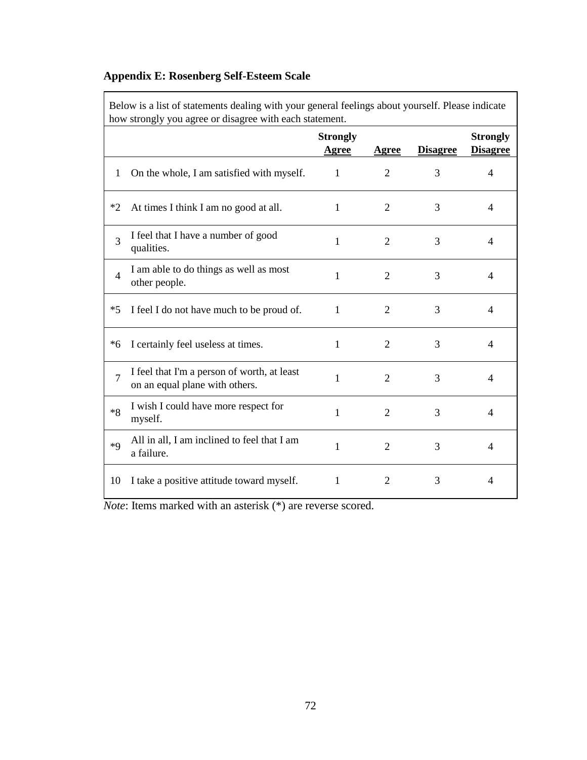**Appendix E: Rosenberg Self-Esteem Scale**

| Below is a list of statements dealing with your general feelings about yourself. Please indicate how strongly you agree or disagree with each statement. | | | | | |
|---|---|---|---|---|---|
| | | **Strongly Agree** | **Agree** | **Disagree** | **Strongly Disagree** |
| 1 | On the whole, I am satisfied with myself. | 1 | 2 | 3 | 4 |
| *2 | At times I think I am no good at all. | 1 | 2 | 3 | 4 |
| 3 | I feel that I have a number of good qualities. | 1 | 2 | 3 | 4 |
| 4 | I am able to do things as well as most other people. | 1 | 2 | 3 | 4 |
| *5 | I feel I do not have much to be proud of. | 1 | 2 | 3 | 4 |
| *6 | I certainly feel useless at times. | 1 | 2 | 3 | 4 |
| 7 | I feel that I'm a person of worth, at least on an equal plane with others. | 1 | 2 | 3 | 4 |
| *8 | I wish I could have more respect for myself. | 1 | 2 | 3 | 4 |
| *9 | All in all, I am inclined to feel that I am a failure. | 1 | 2 | 3 | 4 |
| 10 | I take a positive attitude toward myself. | 1 | 2 | 3 | 4 |

*Note*: Items marked with an asterisk (*) are reverse scored.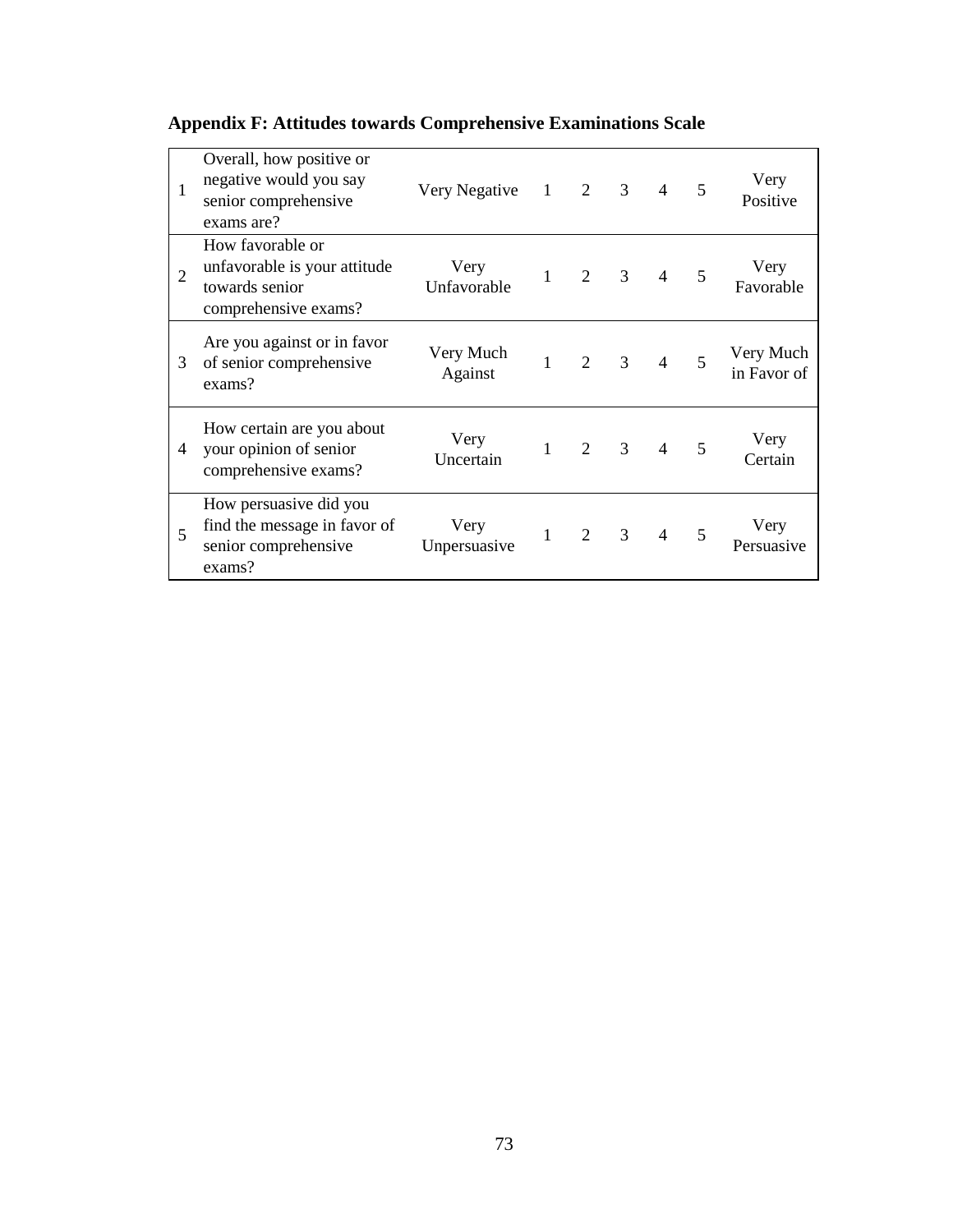## Appendix F: Attitudes towards Comprehensive Examinations Scale

| | | | | | | | | |
|---|---|---|---|---|---|---|---|---|
| 1 | Overall, how positive or negative would you say senior comprehensive exams are? | Very Negative | 1 | 2 | 3 | 4 | 5 | Very Positive |
| 2 | How favorable or unfavorable is your attitude towards senior comprehensive exams? | Very Unfavorable | 1 | 2 | 3 | 4 | 5 | Very Favorable |
| 3 | Are you against or in favor of senior comprehensive exams? | Very Much Against | 1 | 2 | 3 | 4 | 5 | Very Much in Favor of |
| 4 | How certain are you about your opinion of senior comprehensive exams? | Very Uncertain | 1 | 2 | 3 | 4 | 5 | Very Certain |
| 5 | How persuasive did you find the message in favor of senior comprehensive exams? | Very Unpersuasive | 1 | 2 | 3 | 4 | 5 | Very Persuasive |